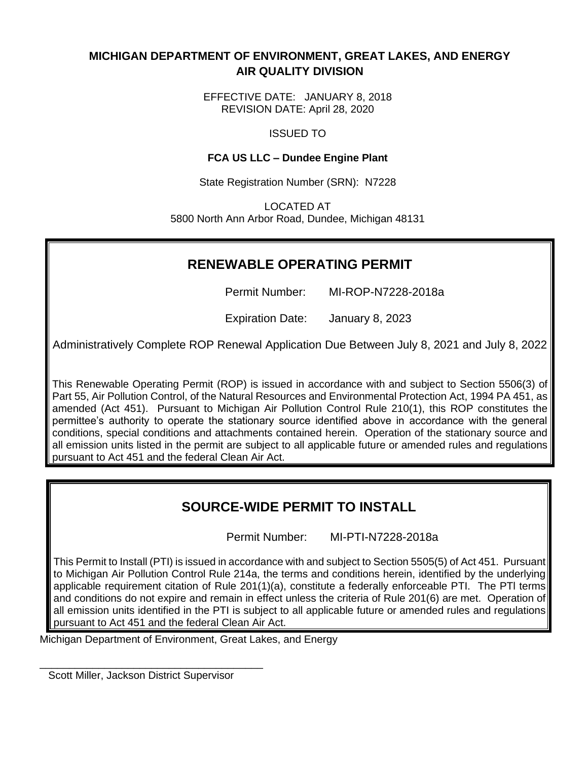**MICHIGAN DEPARTMENT OF ENVIRONMENT, GREAT LAKES, AND ENERGY**
**AIR QUALITY DIVISION**

EFFECTIVE DATE: JANUARY 8, 2018
REVISION DATE: April 28, 2020

ISSUED TO

**FCA US LLC – Dundee Engine Plant**

State Registration Number (SRN): N7228

LOCATED AT
5800 North Ann Arbor Road, Dundee, Michigan 48131

## RENEWABLE OPERATING PERMIT

Permit Number: MI-ROP-N7228-2018a

Expiration Date: January 8, 2023

Administratively Complete ROP Renewal Application Due Between July 8, 2021 and July 8, 2022

This Renewable Operating Permit (ROP) is issued in accordance with and subject to Section 5506(3) of Part 55, Air Pollution Control, of the Natural Resources and Environmental Protection Act, 1994 PA 451, as amended (Act 451). Pursuant to Michigan Air Pollution Control Rule 210(1), this ROP constitutes the permittee's authority to operate the stationary source identified above in accordance with the general conditions, special conditions and attachments contained herein. Operation of the stationary source and all emission units listed in the permit are subject to all applicable future or amended rules and regulations pursuant to Act 451 and the federal Clean Air Act.

## SOURCE-WIDE PERMIT TO INSTALL

Permit Number: MI-PTI-N7228-2018a

This Permit to Install (PTI) is issued in accordance with and subject to Section 5505(5) of Act 451. Pursuant to Michigan Air Pollution Control Rule 214a, the terms and conditions herein, identified by the underlying applicable requirement citation of Rule 201(1)(a), constitute a federally enforceable PTI. The PTI terms and conditions do not expire and remain in effect unless the criteria of Rule 201(6) are met. Operation of all emission units identified in the PTI is subject to all applicable future or amended rules and regulations pursuant to Act 451 and the federal Clean Air Act.

Michigan Department of Environment, Great Lakes, and Energy

\_\_\_\_\_\_\_\_\_\_\_\_\_\_\_\_\_\_\_\_\_\_\_\_\_\_\_\_\_\_\_\_\_\_\_\_\_\_\_
Scott Miller, Jackson District Supervisor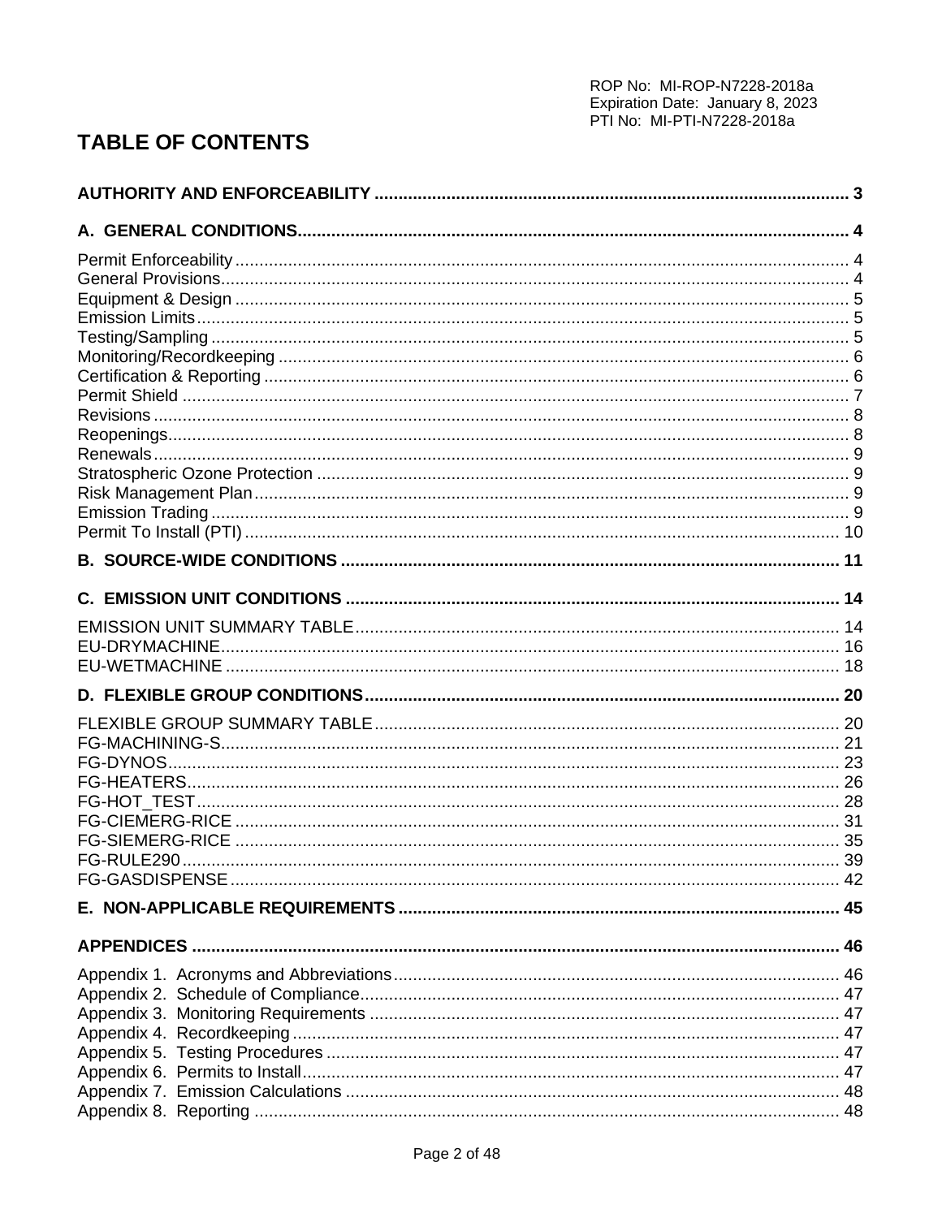ROP No: MI-ROP-N7228-2018a
Expiration Date: January 8, 2023
PTI No: MI-PTI-N7228-2018a

# TABLE OF CONTENTS

**AUTHORITY AND ENFORCEABILITY** .......... 3

**A. GENERAL CONDITIONS** .......... 4

Permit Enforceability .......... 4
General Provisions .......... 4
Equipment & Design .......... 5
Emission Limits .......... 5
Testing/Sampling .......... 5
Monitoring/Recordkeeping .......... 6
Certification & Reporting .......... 6
Permit Shield .......... 7
Revisions .......... 8
Reopenings .......... 8
Renewals .......... 9
Stratospheric Ozone Protection .......... 9
Risk Management Plan .......... 9
Emission Trading .......... 9
Permit To Install (PTI) .......... 10

**B. SOURCE-WIDE CONDITIONS** .......... 11

**C. EMISSION UNIT CONDITIONS** .......... 14

EMISSION UNIT SUMMARY TABLE .......... 14
EU-DRYMACHINE .......... 16
EU-WETMACHINE .......... 18

**D. FLEXIBLE GROUP CONDITIONS** .......... 20

FLEXIBLE GROUP SUMMARY TABLE .......... 20
FG-MACHINING-S .......... 21
FG-DYNOS .......... 23
FG-HEATERS .......... 26
FG-HOT_TEST .......... 28
FG-CIEMERG-RICE .......... 31
FG-SIEMERG-RICE .......... 35
FG-RULE290 .......... 39
FG-GASDISPENSE .......... 42

**E. NON-APPLICABLE REQUIREMENTS** .......... 45

**APPENDICES** .......... 46

Appendix 1. Acronyms and Abbreviations .......... 46
Appendix 2. Schedule of Compliance .......... 47
Appendix 3. Monitoring Requirements .......... 47
Appendix 4. Recordkeeping .......... 47
Appendix 5. Testing Procedures .......... 47
Appendix 6. Permits to Install .......... 47
Appendix 7. Emission Calculations .......... 48
Appendix 8. Reporting .......... 48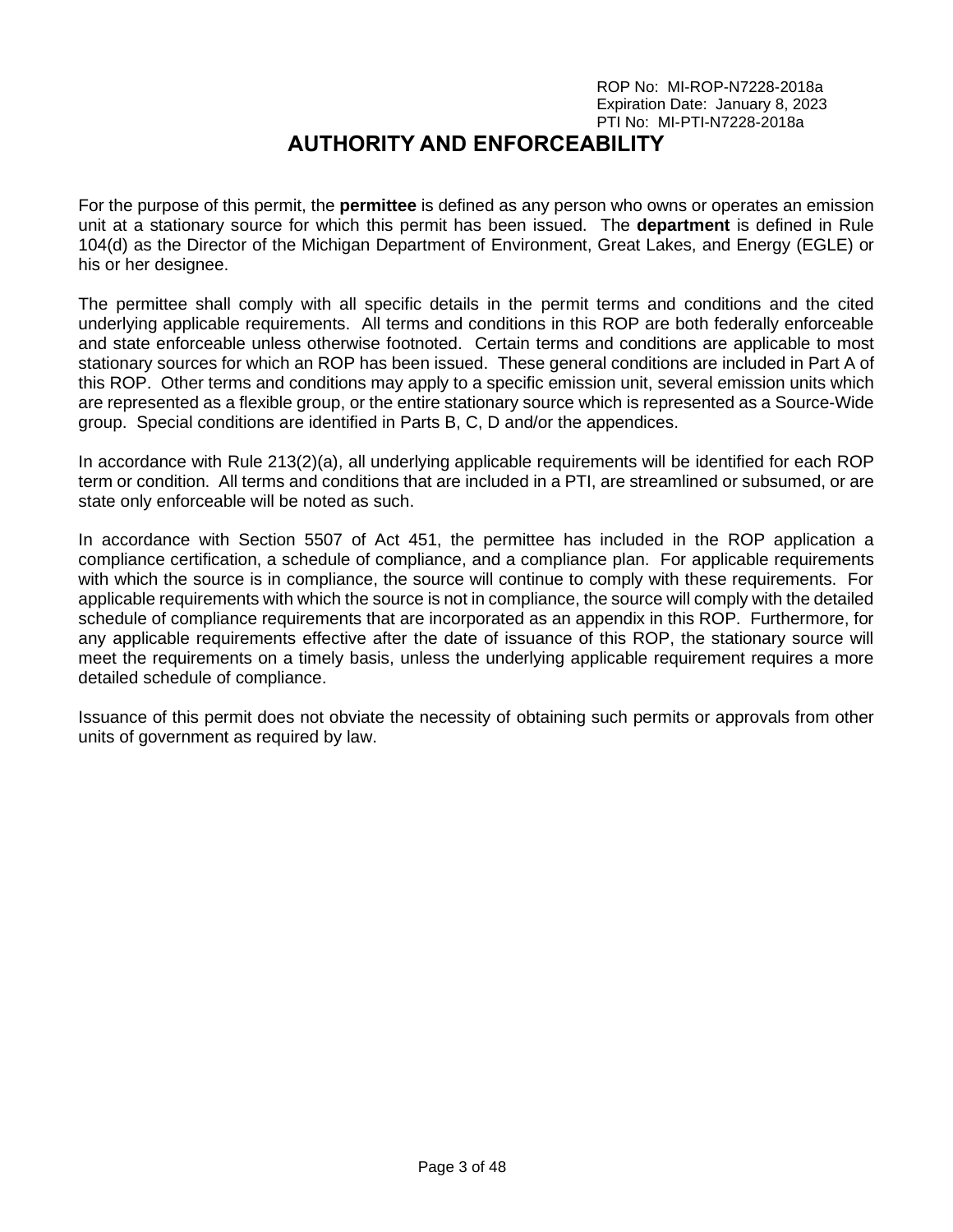# AUTHORITY AND ENFORCEABILITY

For the purpose of this permit, the **permittee** is defined as any person who owns or operates an emission unit at a stationary source for which this permit has been issued. The **department** is defined in Rule 104(d) as the Director of the Michigan Department of Environment, Great Lakes, and Energy (EGLE) or his or her designee.

The permittee shall comply with all specific details in the permit terms and conditions and the cited underlying applicable requirements. All terms and conditions in this ROP are both federally enforceable and state enforceable unless otherwise footnoted. Certain terms and conditions are applicable to most stationary sources for which an ROP has been issued. These general conditions are included in Part A of this ROP. Other terms and conditions may apply to a specific emission unit, several emission units which are represented as a flexible group, or the entire stationary source which is represented as a Source-Wide group. Special conditions are identified in Parts B, C, D and/or the appendices.

In accordance with Rule 213(2)(a), all underlying applicable requirements will be identified for each ROP term or condition. All terms and conditions that are included in a PTI, are streamlined or subsumed, or are state only enforceable will be noted as such.

In accordance with Section 5507 of Act 451, the permittee has included in the ROP application a compliance certification, a schedule of compliance, and a compliance plan. For applicable requirements with which the source is in compliance, the source will continue to comply with these requirements. For applicable requirements with which the source is not in compliance, the source will comply with the detailed schedule of compliance requirements that are incorporated as an appendix in this ROP. Furthermore, for any applicable requirements effective after the date of issuance of this ROP, the stationary source will meet the requirements on a timely basis, unless the underlying applicable requirement requires a more detailed schedule of compliance.

Issuance of this permit does not obviate the necessity of obtaining such permits or approvals from other units of government as required by law.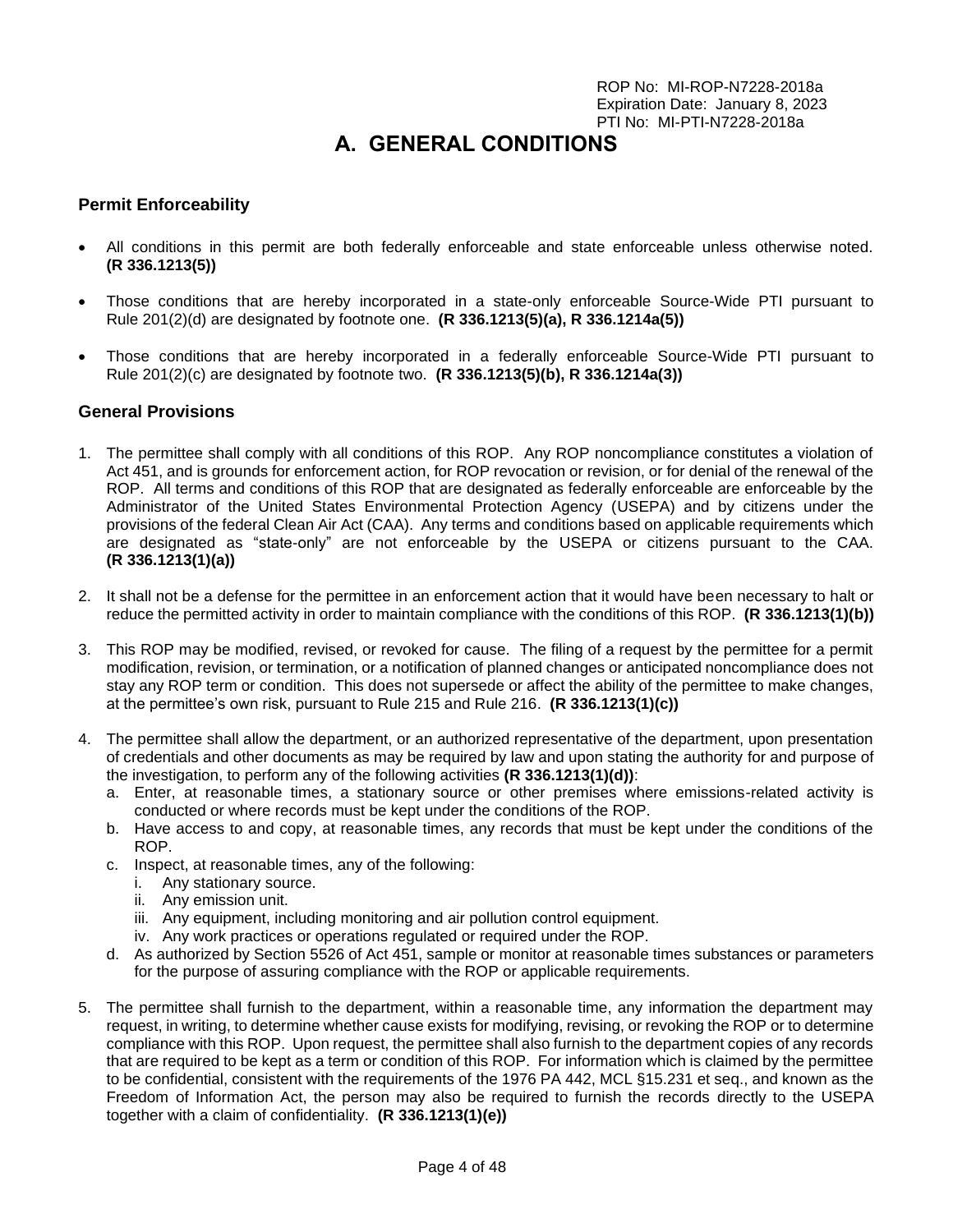# A. GENERAL CONDITIONS

## Permit Enforceability

- All conditions in this permit are both federally enforceable and state enforceable unless otherwise noted. **(R 336.1213(5))**
- Those conditions that are hereby incorporated in a state-only enforceable Source-Wide PTI pursuant to Rule 201(2)(d) are designated by footnote one. **(R 336.1213(5)(a), R 336.1214a(5))**
- Those conditions that are hereby incorporated in a federally enforceable Source-Wide PTI pursuant to Rule 201(2)(c) are designated by footnote two. **(R 336.1213(5)(b), R 336.1214a(3))**

## General Provisions

1. The permittee shall comply with all conditions of this ROP. Any ROP noncompliance constitutes a violation of Act 451, and is grounds for enforcement action, for ROP revocation or revision, or for denial of the renewal of the ROP. All terms and conditions of this ROP that are designated as federally enforceable are enforceable by the Administrator of the United States Environmental Protection Agency (USEPA) and by citizens under the provisions of the federal Clean Air Act (CAA). Any terms and conditions based on applicable requirements which are designated as "state-only" are not enforceable by the USEPA or citizens pursuant to the CAA. **(R 336.1213(1)(a))**

2. It shall not be a defense for the permittee in an enforcement action that it would have been necessary to halt or reduce the permitted activity in order to maintain compliance with the conditions of this ROP. **(R 336.1213(1)(b))**

3. This ROP may be modified, revised, or revoked for cause. The filing of a request by the permittee for a permit modification, revision, or termination, or a notification of planned changes or anticipated noncompliance does not stay any ROP term or condition. This does not supersede or affect the ability of the permittee to make changes, at the permittee's own risk, pursuant to Rule 215 and Rule 216. **(R 336.1213(1)(c))**

4. The permittee shall allow the department, or an authorized representative of the department, upon presentation of credentials and other documents as may be required by law and upon stating the authority for and purpose of the investigation, to perform any of the following activities **(R 336.1213(1)(d))**:
   a. Enter, at reasonable times, a stationary source or other premises where emissions-related activity is conducted or where records must be kept under the conditions of the ROP.
   b. Have access to and copy, at reasonable times, any records that must be kept under the conditions of the ROP.
   c. Inspect, at reasonable times, any of the following:
      i. Any stationary source.
      ii. Any emission unit.
      iii. Any equipment, including monitoring and air pollution control equipment.
      iv. Any work practices or operations regulated or required under the ROP.
   d. As authorized by Section 5526 of Act 451, sample or monitor at reasonable times substances or parameters for the purpose of assuring compliance with the ROP or applicable requirements.

5. The permittee shall furnish to the department, within a reasonable time, any information the department may request, in writing, to determine whether cause exists for modifying, revising, or revoking the ROP or to determine compliance with this ROP. Upon request, the permittee shall also furnish to the department copies of any records that are required to be kept as a term or condition of this ROP. For information which is claimed by the permittee to be confidential, consistent with the requirements of the 1976 PA 442, MCL §15.231 et seq., and known as the Freedom of Information Act, the person may also be required to furnish the records directly to the USEPA together with a claim of confidentiality. **(R 336.1213(1)(e))**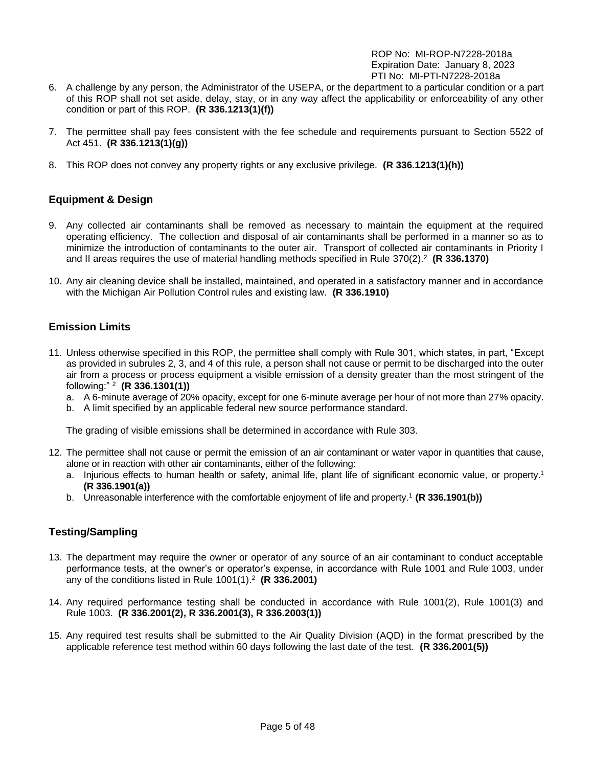6. A challenge by any person, the Administrator of the USEPA, or the department to a particular condition or a part of this ROP shall not set aside, delay, stay, or in any way affect the applicability or enforceability of any other condition or part of this ROP. **(R 336.1213(1)(f))**

7. The permittee shall pay fees consistent with the fee schedule and requirements pursuant to Section 5522 of Act 451. **(R 336.1213(1)(g))**

8. This ROP does not convey any property rights or any exclusive privilege. **(R 336.1213(1)(h))**

## Equipment & Design

9. Any collected air contaminants shall be removed as necessary to maintain the equipment at the required operating efficiency. The collection and disposal of air contaminants shall be performed in a manner so as to minimize the introduction of contaminants to the outer air. Transport of collected air contaminants in Priority I and II areas requires the use of material handling methods specified in Rule 370(2).[2] **(R 336.1370)**

10. Any air cleaning device shall be installed, maintained, and operated in a satisfactory manner and in accordance with the Michigan Air Pollution Control rules and existing law. **(R 336.1910)**

## Emission Limits

11. Unless otherwise specified in this ROP, the permittee shall comply with Rule 301, which states, in part, "Except as provided in subrules 2, 3, and 4 of this rule, a person shall not cause or permit to be discharged into the outer air from a process or process equipment a visible emission of a density greater than the most stringent of the following:" [2] **(R 336.1301(1))**
    a. A 6-minute average of 20% opacity, except for one 6-minute average per hour of not more than 27% opacity.
    b. A limit specified by an applicable federal new source performance standard.

    The grading of visible emissions shall be determined in accordance with Rule 303.

12. The permittee shall not cause or permit the emission of an air contaminant or water vapor in quantities that cause, alone or in reaction with other air contaminants, either of the following:
    a. Injurious effects to human health or safety, animal life, plant life of significant economic value, or property.[1] **(R 336.1901(a))**
    b. Unreasonable interference with the comfortable enjoyment of life and property.[1] **(R 336.1901(b))**

## Testing/Sampling

13. The department may require the owner or operator of any source of an air contaminant to conduct acceptable performance tests, at the owner's or operator's expense, in accordance with Rule 1001 and Rule 1003, under any of the conditions listed in Rule 1001(1).[2] **(R 336.2001)**

14. Any required performance testing shall be conducted in accordance with Rule 1001(2), Rule 1001(3) and Rule 1003. **(R 336.2001(2), R 336.2001(3), R 336.2003(1))**

15. Any required test results shall be submitted to the Air Quality Division (AQD) in the format prescribed by the applicable reference test method within 60 days following the last date of the test. **(R 336.2001(5))**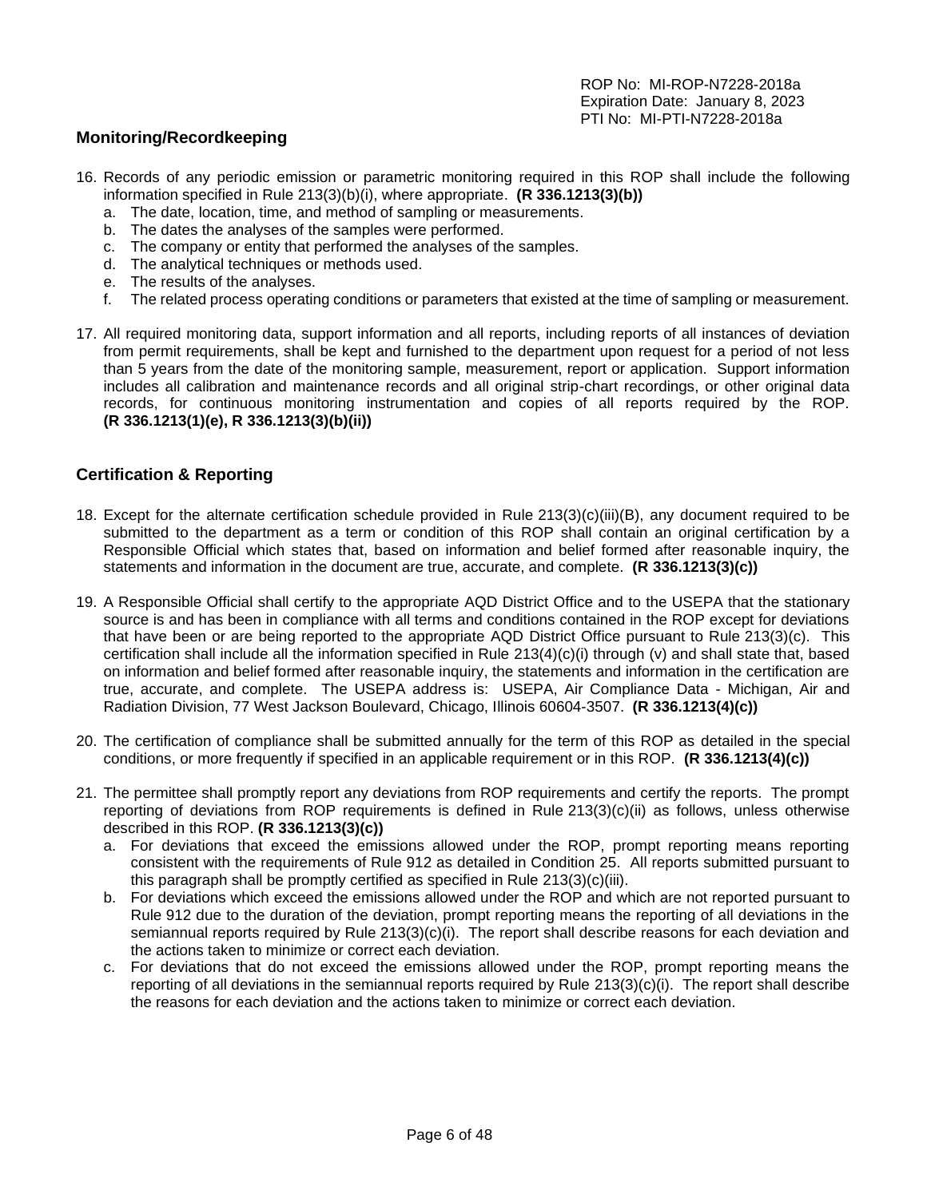## Monitoring/Recordkeeping

16. Records of any periodic emission or parametric monitoring required in this ROP shall include the following information specified in Rule 213(3)(b)(i), where appropriate. **(R 336.1213(3)(b))**
    a. The date, location, time, and method of sampling or measurements.
    b. The dates the analyses of the samples were performed.
    c. The company or entity that performed the analyses of the samples.
    d. The analytical techniques or methods used.
    e. The results of the analyses.
    f. The related process operating conditions or parameters that existed at the time of sampling or measurement.

17. All required monitoring data, support information and all reports, including reports of all instances of deviation from permit requirements, shall be kept and furnished to the department upon request for a period of not less than 5 years from the date of the monitoring sample, measurement, report or application. Support information includes all calibration and maintenance records and all original strip-chart recordings, or other original data records, for continuous monitoring instrumentation and copies of all reports required by the ROP. **(R 336.1213(1)(e), R 336.1213(3)(b)(ii))**

## Certification & Reporting

18. Except for the alternate certification schedule provided in Rule 213(3)(c)(iii)(B), any document required to be submitted to the department as a term or condition of this ROP shall contain an original certification by a Responsible Official which states that, based on information and belief formed after reasonable inquiry, the statements and information in the document are true, accurate, and complete. **(R 336.1213(3)(c))**

19. A Responsible Official shall certify to the appropriate AQD District Office and to the USEPA that the stationary source is and has been in compliance with all terms and conditions contained in the ROP except for deviations that have been or are being reported to the appropriate AQD District Office pursuant to Rule 213(3)(c). This certification shall include all the information specified in Rule 213(4)(c)(i) through (v) and shall state that, based on information and belief formed after reasonable inquiry, the statements and information in the certification are true, accurate, and complete. The USEPA address is: USEPA, Air Compliance Data - Michigan, Air and Radiation Division, 77 West Jackson Boulevard, Chicago, Illinois 60604-3507. **(R 336.1213(4)(c))**

20. The certification of compliance shall be submitted annually for the term of this ROP as detailed in the special conditions, or more frequently if specified in an applicable requirement or in this ROP. **(R 336.1213(4)(c))**

21. The permittee shall promptly report any deviations from ROP requirements and certify the reports. The prompt reporting of deviations from ROP requirements is defined in Rule 213(3)(c)(ii) as follows, unless otherwise described in this ROP. **(R 336.1213(3)(c))**
    a. For deviations that exceed the emissions allowed under the ROP, prompt reporting means reporting consistent with the requirements of Rule 912 as detailed in Condition 25. All reports submitted pursuant to this paragraph shall be promptly certified as specified in Rule 213(3)(c)(iii).
    b. For deviations which exceed the emissions allowed under the ROP and which are not reported pursuant to Rule 912 due to the duration of the deviation, prompt reporting means the reporting of all deviations in the semiannual reports required by Rule 213(3)(c)(i). The report shall describe reasons for each deviation and the actions taken to minimize or correct each deviation.
    c. For deviations that do not exceed the emissions allowed under the ROP, prompt reporting means the reporting of all deviations in the semiannual reports required by Rule 213(3)(c)(i). The report shall describe the reasons for each deviation and the actions taken to minimize or correct each deviation.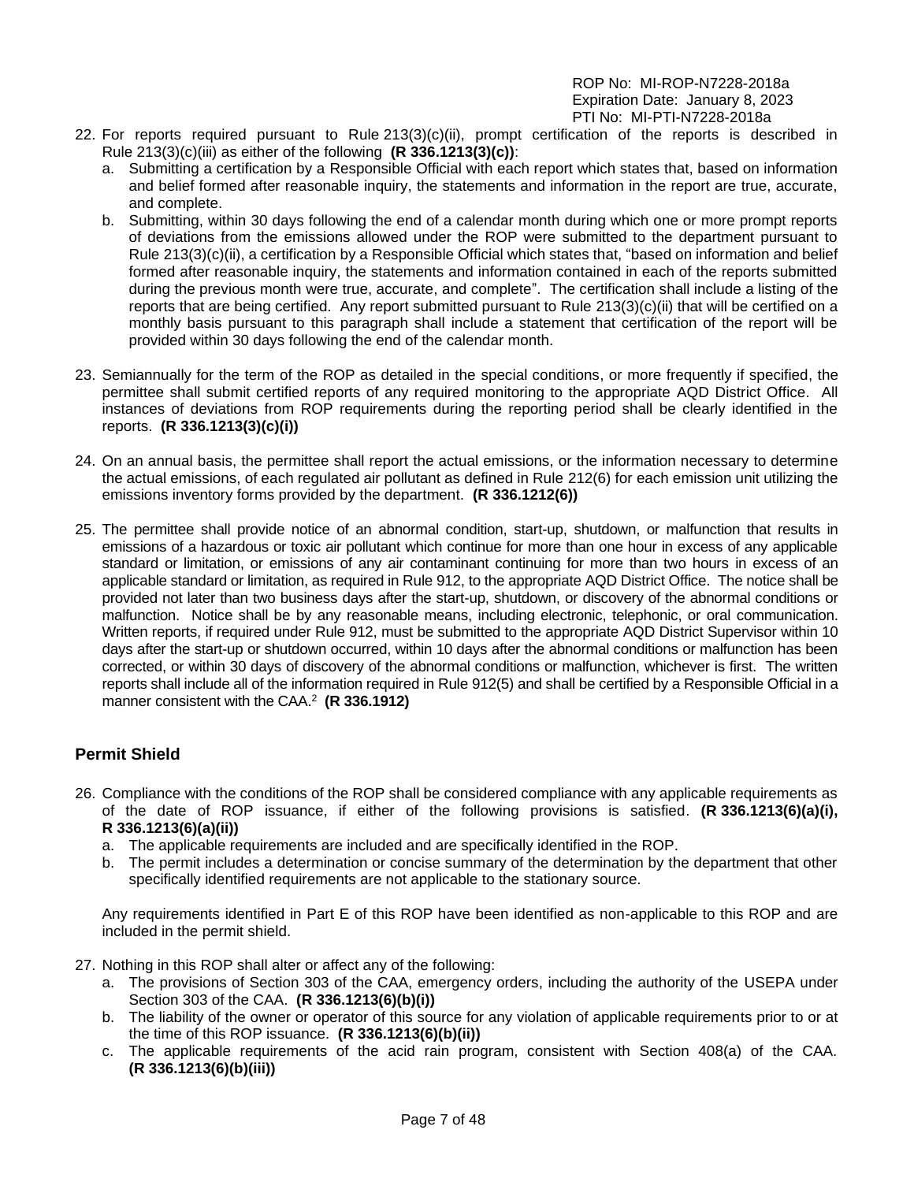22. For reports required pursuant to Rule 213(3)(c)(ii), prompt certification of the reports is described in Rule 213(3)(c)(iii) as either of the following **(R 336.1213(3)(c))**:
    a. Submitting a certification by a Responsible Official with each report which states that, based on information and belief formed after reasonable inquiry, the statements and information in the report are true, accurate, and complete.
    b. Submitting, within 30 days following the end of a calendar month during which one or more prompt reports of deviations from the emissions allowed under the ROP were submitted to the department pursuant to Rule 213(3)(c)(ii), a certification by a Responsible Official which states that, "based on information and belief formed after reasonable inquiry, the statements and information contained in each of the reports submitted during the previous month were true, accurate, and complete". The certification shall include a listing of the reports that are being certified. Any report submitted pursuant to Rule 213(3)(c)(ii) that will be certified on a monthly basis pursuant to this paragraph shall include a statement that certification of the report will be provided within 30 days following the end of the calendar month.

23. Semiannually for the term of the ROP as detailed in the special conditions, or more frequently if specified, the permittee shall submit certified reports of any required monitoring to the appropriate AQD District Office. All instances of deviations from ROP requirements during the reporting period shall be clearly identified in the reports. **(R 336.1213(3)(c)(i))**

24. On an annual basis, the permittee shall report the actual emissions, or the information necessary to determine the actual emissions, of each regulated air pollutant as defined in Rule 212(6) for each emission unit utilizing the emissions inventory forms provided by the department. **(R 336.1212(6))**

25. The permittee shall provide notice of an abnormal condition, start-up, shutdown, or malfunction that results in emissions of a hazardous or toxic air pollutant which continue for more than one hour in excess of any applicable standard or limitation, or emissions of any air contaminant continuing for more than two hours in excess of an applicable standard or limitation, as required in Rule 912, to the appropriate AQD District Office. The notice shall be provided not later than two business days after the start-up, shutdown, or discovery of the abnormal conditions or malfunction. Notice shall be by any reasonable means, including electronic, telephonic, or oral communication. Written reports, if required under Rule 912, must be submitted to the appropriate AQD District Supervisor within 10 days after the start-up or shutdown occurred, within 10 days after the abnormal conditions or malfunction has been corrected, or within 30 days of discovery of the abnormal conditions or malfunction, whichever is first. The written reports shall include all of the information required in Rule 912(5) and shall be certified by a Responsible Official in a manner consistent with the CAA.[2] **(R 336.1912)**

## Permit Shield

26. Compliance with the conditions of the ROP shall be considered compliance with any applicable requirements as of the date of ROP issuance, if either of the following provisions is satisfied. **(R 336.1213(6)(a)(i), R 336.1213(6)(a)(ii))**
    a. The applicable requirements are included and are specifically identified in the ROP.
    b. The permit includes a determination or concise summary of the determination by the department that other specifically identified requirements are not applicable to the stationary source.

    Any requirements identified in Part E of this ROP have been identified as non-applicable to this ROP and are included in the permit shield.

27. Nothing in this ROP shall alter or affect any of the following:
    a. The provisions of Section 303 of the CAA, emergency orders, including the authority of the USEPA under Section 303 of the CAA. **(R 336.1213(6)(b)(i))**
    b. The liability of the owner or operator of this source for any violation of applicable requirements prior to or at the time of this ROP issuance. **(R 336.1213(6)(b)(ii))**
    c. The applicable requirements of the acid rain program, consistent with Section 408(a) of the CAA. **(R 336.1213(6)(b)(iii))**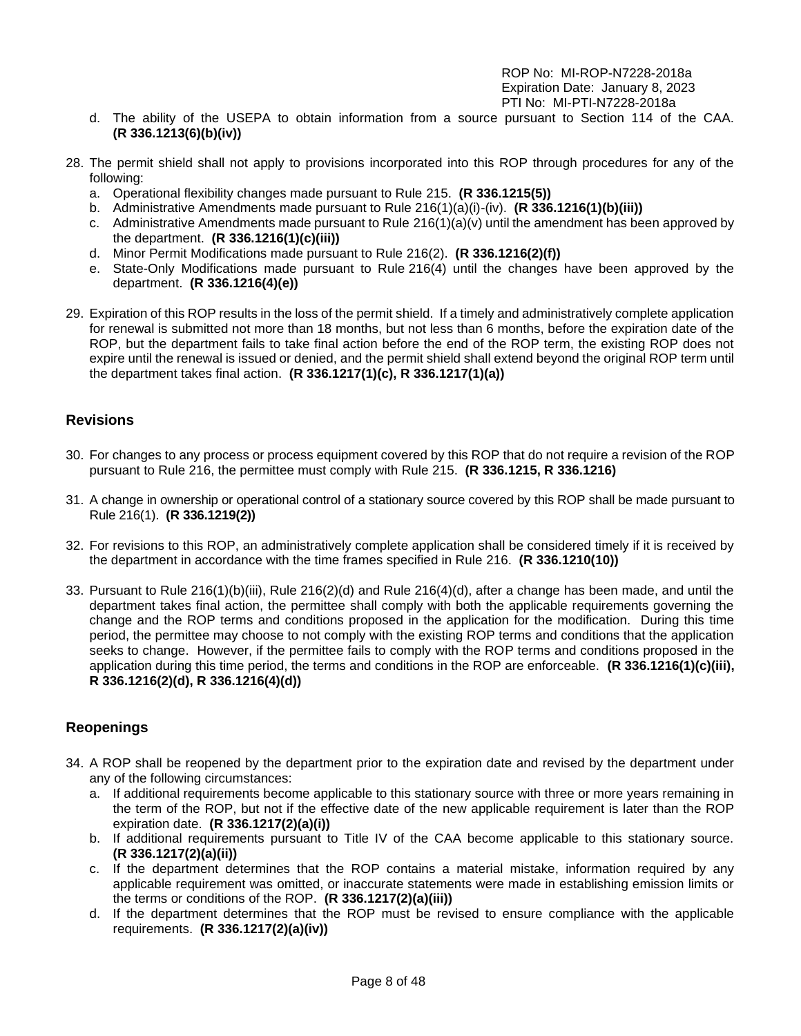d. The ability of the USEPA to obtain information from a source pursuant to Section 114 of the CAA. **(R 336.1213(6)(b)(iv))**

28. The permit shield shall not apply to provisions incorporated into this ROP through procedures for any of the following:
    a. Operational flexibility changes made pursuant to Rule 215. **(R 336.1215(5))**
    b. Administrative Amendments made pursuant to Rule 216(1)(a)(i)-(iv). **(R 336.1216(1)(b)(iii))**
    c. Administrative Amendments made pursuant to Rule 216(1)(a)(v) until the amendment has been approved by the department. **(R 336.1216(1)(c)(iii))**
    d. Minor Permit Modifications made pursuant to Rule 216(2). **(R 336.1216(2)(f))**
    e. State-Only Modifications made pursuant to Rule 216(4) until the changes have been approved by the department. **(R 336.1216(4)(e))**

29. Expiration of this ROP results in the loss of the permit shield. If a timely and administratively complete application for renewal is submitted not more than 18 months, but not less than 6 months, before the expiration date of the ROP, but the department fails to take final action before the end of the ROP term, the existing ROP does not expire until the renewal is issued or denied, and the permit shield shall extend beyond the original ROP term until the department takes final action. **(R 336.1217(1)(c), R 336.1217(1)(a))**

## Revisions

30. For changes to any process or process equipment covered by this ROP that do not require a revision of the ROP pursuant to Rule 216, the permittee must comply with Rule 215. **(R 336.1215, R 336.1216)**

31. A change in ownership or operational control of a stationary source covered by this ROP shall be made pursuant to Rule 216(1). **(R 336.1219(2))**

32. For revisions to this ROP, an administratively complete application shall be considered timely if it is received by the department in accordance with the time frames specified in Rule 216. **(R 336.1210(10))**

33. Pursuant to Rule 216(1)(b)(iii), Rule 216(2)(d) and Rule 216(4)(d), after a change has been made, and until the department takes final action, the permittee shall comply with both the applicable requirements governing the change and the ROP terms and conditions proposed in the application for the modification. During this time period, the permittee may choose to not comply with the existing ROP terms and conditions that the application seeks to change. However, if the permittee fails to comply with the ROP terms and conditions proposed in the application during this time period, the terms and conditions in the ROP are enforceable. **(R 336.1216(1)(c)(iii), R 336.1216(2)(d), R 336.1216(4)(d))**

## Reopenings

34. A ROP shall be reopened by the department prior to the expiration date and revised by the department under any of the following circumstances:
    a. If additional requirements become applicable to this stationary source with three or more years remaining in the term of the ROP, but not if the effective date of the new applicable requirement is later than the ROP expiration date. **(R 336.1217(2)(a)(i))**
    b. If additional requirements pursuant to Title IV of the CAA become applicable to this stationary source. **(R 336.1217(2)(a)(ii))**
    c. If the department determines that the ROP contains a material mistake, information required by any applicable requirement was omitted, or inaccurate statements were made in establishing emission limits or the terms or conditions of the ROP. **(R 336.1217(2)(a)(iii))**
    d. If the department determines that the ROP must be revised to ensure compliance with the applicable requirements. **(R 336.1217(2)(a)(iv))**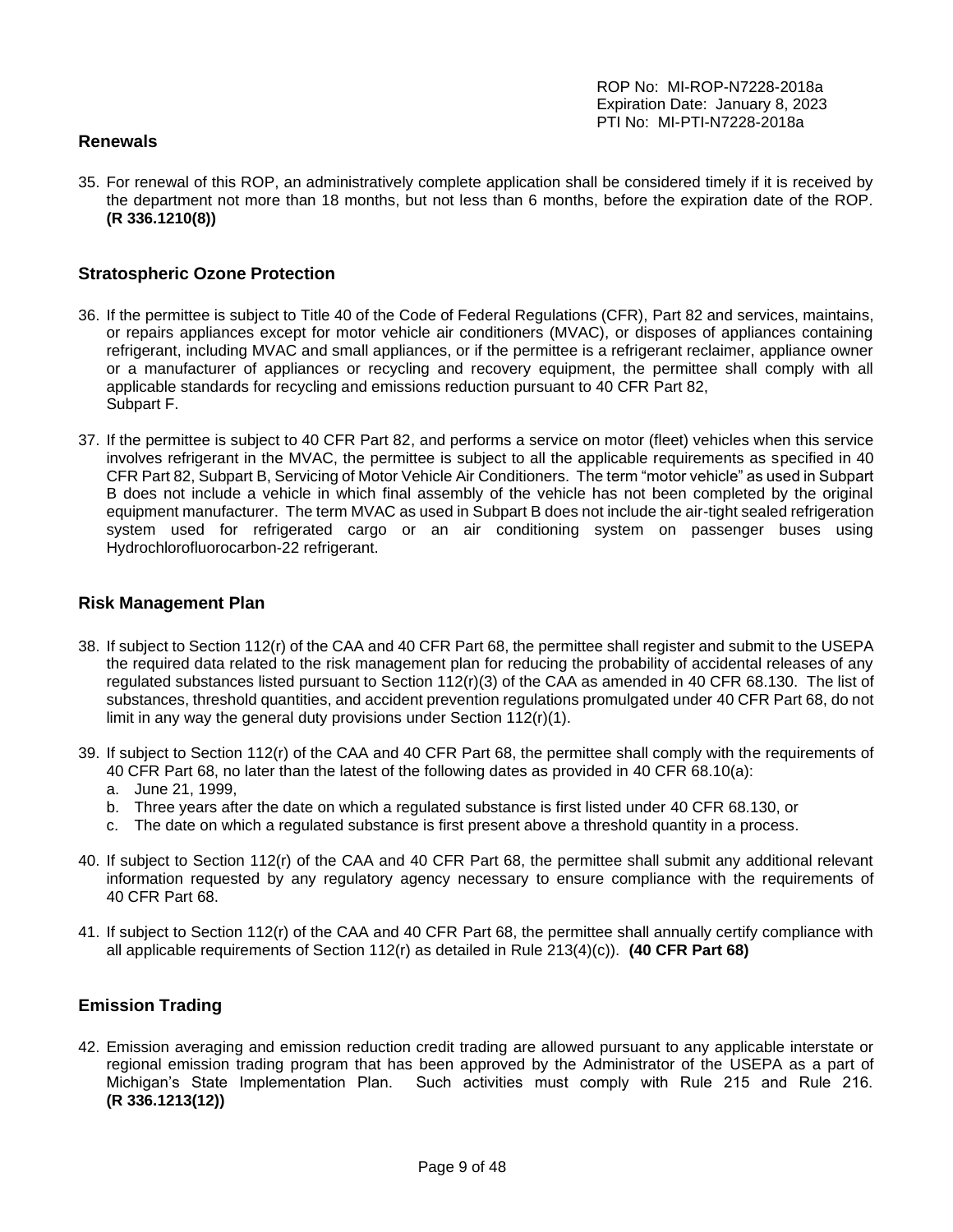## Renewals

35. For renewal of this ROP, an administratively complete application shall be considered timely if it is received by the department not more than 18 months, but not less than 6 months, before the expiration date of the ROP. **(R 336.1210(8))**

## Stratospheric Ozone Protection

36. If the permittee is subject to Title 40 of the Code of Federal Regulations (CFR), Part 82 and services, maintains, or repairs appliances except for motor vehicle air conditioners (MVAC), or disposes of appliances containing refrigerant, including MVAC and small appliances, or if the permittee is a refrigerant reclaimer, appliance owner or a manufacturer of appliances or recycling and recovery equipment, the permittee shall comply with all applicable standards for recycling and emissions reduction pursuant to 40 CFR Part 82, Subpart F.

37. If the permittee is subject to 40 CFR Part 82, and performs a service on motor (fleet) vehicles when this service involves refrigerant in the MVAC, the permittee is subject to all the applicable requirements as specified in 40 CFR Part 82, Subpart B, Servicing of Motor Vehicle Air Conditioners. The term "motor vehicle" as used in Subpart B does not include a vehicle in which final assembly of the vehicle has not been completed by the original equipment manufacturer. The term MVAC as used in Subpart B does not include the air-tight sealed refrigeration system used for refrigerated cargo or an air conditioning system on passenger buses using Hydrochlorofluorocarbon-22 refrigerant.

## Risk Management Plan

38. If subject to Section 112(r) of the CAA and 40 CFR Part 68, the permittee shall register and submit to the USEPA the required data related to the risk management plan for reducing the probability of accidental releases of any regulated substances listed pursuant to Section 112(r)(3) of the CAA as amended in 40 CFR 68.130. The list of substances, threshold quantities, and accident prevention regulations promulgated under 40 CFR Part 68, do not limit in any way the general duty provisions under Section 112(r)(1).

39. If subject to Section 112(r) of the CAA and 40 CFR Part 68, the permittee shall comply with the requirements of 40 CFR Part 68, no later than the latest of the following dates as provided in 40 CFR 68.10(a):
    a. June 21, 1999,
    b. Three years after the date on which a regulated substance is first listed under 40 CFR 68.130, or
    c. The date on which a regulated substance is first present above a threshold quantity in a process.

40. If subject to Section 112(r) of the CAA and 40 CFR Part 68, the permittee shall submit any additional relevant information requested by any regulatory agency necessary to ensure compliance with the requirements of 40 CFR Part 68.

41. If subject to Section 112(r) of the CAA and 40 CFR Part 68, the permittee shall annually certify compliance with all applicable requirements of Section 112(r) as detailed in Rule 213(4)(c)). **(40 CFR Part 68)**

## Emission Trading

42. Emission averaging and emission reduction credit trading are allowed pursuant to any applicable interstate or regional emission trading program that has been approved by the Administrator of the USEPA as a part of Michigan's State Implementation Plan. Such activities must comply with Rule 215 and Rule 216. **(R 336.1213(12))**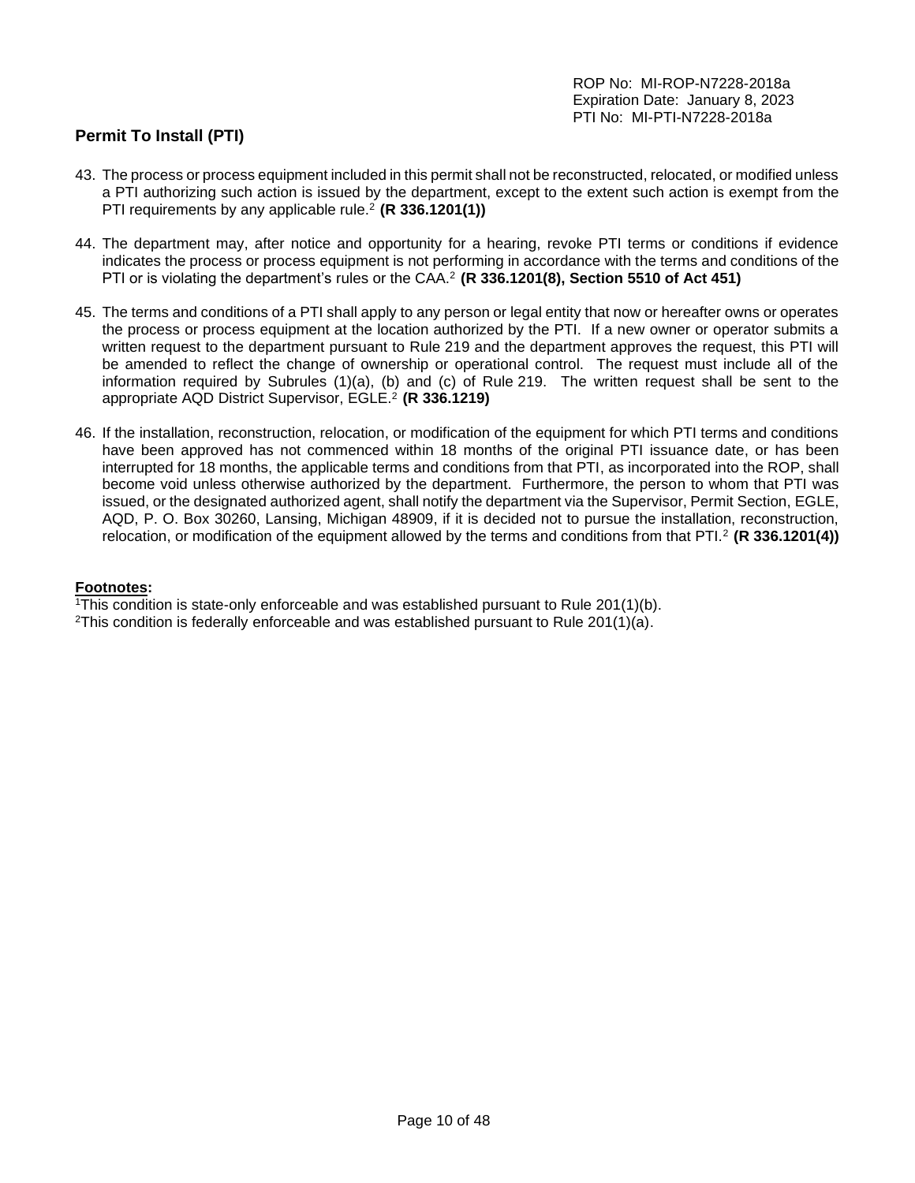## Permit To Install (PTI)

43. The process or process equipment included in this permit shall not be reconstructed, relocated, or modified unless a PTI authorizing such action is issued by the department, except to the extent such action is exempt from the PTI requirements by any applicable rule.[2] **(R 336.1201(1))**

44. The department may, after notice and opportunity for a hearing, revoke PTI terms or conditions if evidence indicates the process or process equipment is not performing in accordance with the terms and conditions of the PTI or is violating the department's rules or the CAA.[2] **(R 336.1201(8), Section 5510 of Act 451)**

45. The terms and conditions of a PTI shall apply to any person or legal entity that now or hereafter owns or operates the process or process equipment at the location authorized by the PTI. If a new owner or operator submits a written request to the department pursuant to Rule 219 and the department approves the request, this PTI will be amended to reflect the change of ownership or operational control. The request must include all of the information required by Subrules (1)(a), (b) and (c) of Rule 219. The written request shall be sent to the appropriate AQD District Supervisor, EGLE.[2] **(R 336.1219)**

46. If the installation, reconstruction, relocation, or modification of the equipment for which PTI terms and conditions have been approved has not commenced within 18 months of the original PTI issuance date, or has been interrupted for 18 months, the applicable terms and conditions from that PTI, as incorporated into the ROP, shall become void unless otherwise authorized by the department. Furthermore, the person to whom that PTI was issued, or the designated authorized agent, shall notify the department via the Supervisor, Permit Section, EGLE, AQD, P. O. Box 30260, Lansing, Michigan 48909, if it is decided not to pursue the installation, reconstruction, relocation, or modification of the equipment allowed by the terms and conditions from that PTI.[2] **(R 336.1201(4))**

**Footnotes:**

[1]This condition is state-only enforceable and was established pursuant to Rule 201(1)(b).
[2]This condition is federally enforceable and was established pursuant to Rule 201(1)(a).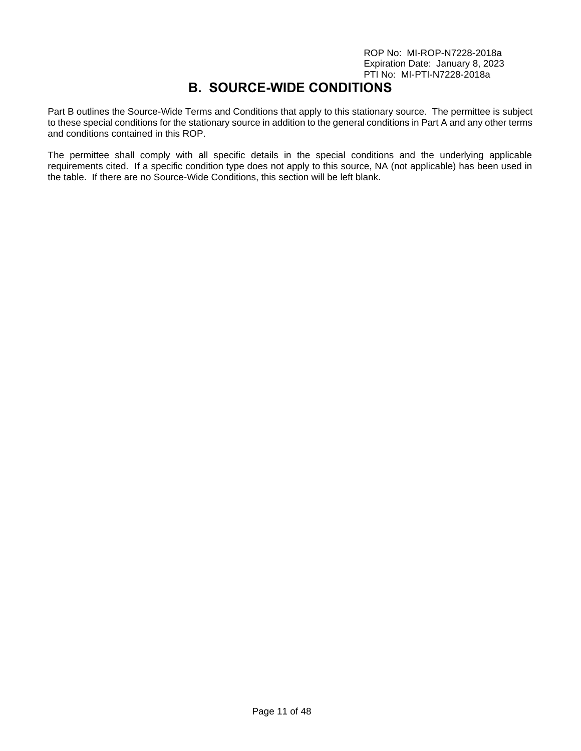# B. SOURCE-WIDE CONDITIONS

Part B outlines the Source-Wide Terms and Conditions that apply to this stationary source. The permittee is subject to these special conditions for the stationary source in addition to the general conditions in Part A and any other terms and conditions contained in this ROP.

The permittee shall comply with all specific details in the special conditions and the underlying applicable requirements cited. If a specific condition type does not apply to this source, NA (not applicable) has been used in the table. If there are no Source-Wide Conditions, this section will be left blank.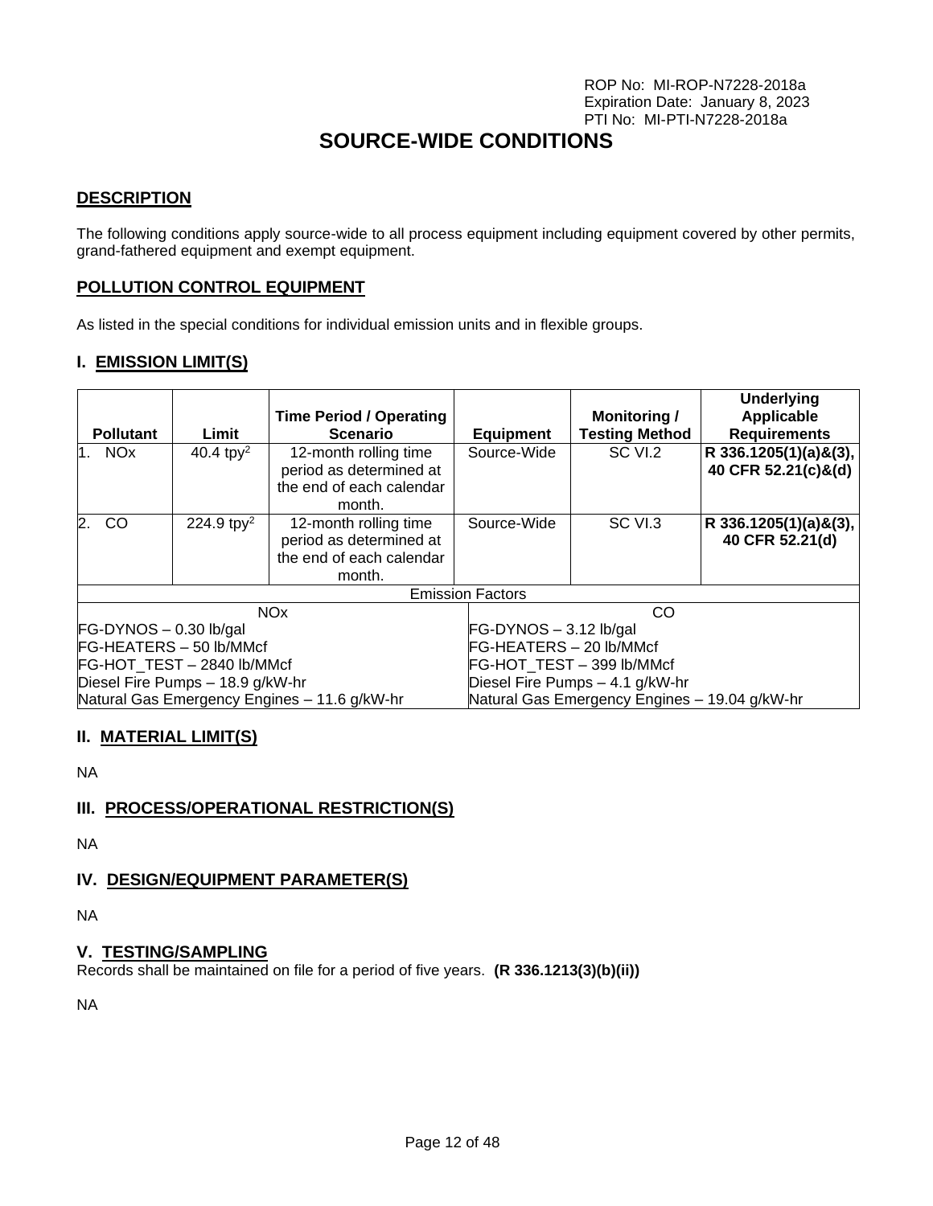ROP No: MI-ROP-N7228-2018a
Expiration Date: January 8, 2023
PTI No: MI-PTI-N7228-2018a

# SOURCE-WIDE CONDITIONS

## DESCRIPTION

The following conditions apply source-wide to all process equipment including equipment covered by other permits, grand-fathered equipment and exempt equipment.

## POLLUTION CONTROL EQUIPMENT

As listed in the special conditions for individual emission units and in flexible groups.

## I. EMISSION LIMIT(S)

| Pollutant | Limit | Time Period / Operating Scenario | Equipment | Monitoring / Testing Method | Underlying Applicable Requirements |
|---|---|---|---|---|---|
| 1. NOx | 40.4 tpy[2] | 12-month rolling time period as determined at the end of each calendar month. | Source-Wide | SC VI.2 | **R 336.1205(1)(a)&(3), 40 CFR 52.21(c)&(d)** |
| 2. CO | 224.9 tpy[2] | 12-month rolling time period as determined at the end of each calendar month. | Source-Wide | SC VI.3 | **R 336.1205(1)(a)&(3), 40 CFR 52.21(d)** |

| Emission Factors | |
|---|---|
| NOx | CO |
| FG-DYNOS – 0.30 lb/gal | FG-DYNOS – 3.12 lb/gal |
| FG-HEATERS – 50 lb/MMcf | FG-HEATERS – 20 lb/MMcf |
| FG-HOT_TEST – 2840 lb/MMcf | FG-HOT_TEST – 399 lb/MMcf |
| Diesel Fire Pumps – 18.9 g/kW-hr | Diesel Fire Pumps – 4.1 g/kW-hr |
| Natural Gas Emergency Engines – 11.6 g/kW-hr | Natural Gas Emergency Engines – 19.04 g/kW-hr |

## II. MATERIAL LIMIT(S)

NA

## III. PROCESS/OPERATIONAL RESTRICTION(S)

NA

## IV. DESIGN/EQUIPMENT PARAMETER(S)

NA

## V. TESTING/SAMPLING

Records shall be maintained on file for a period of five years. **(R 336.1213(3)(b)(ii))**

NA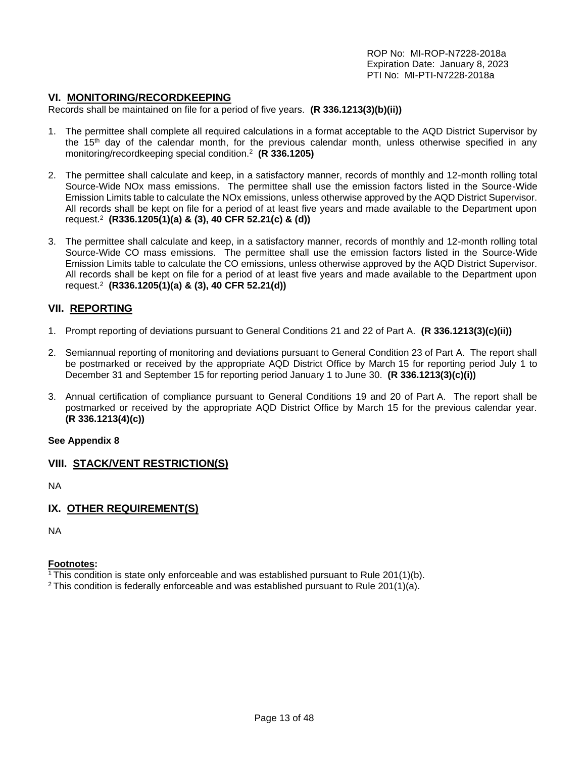ROP No: MI-ROP-N7228-2018a
Expiration Date: January 8, 2023
PTI No: MI-PTI-N7228-2018a

## VI. MONITORING/RECORDKEEPING

Records shall be maintained on file for a period of five years. **(R 336.1213(3)(b)(ii))**

1. The permittee shall complete all required calculations in a format acceptable to the AQD District Supervisor by the 15th day of the calendar month, for the previous calendar month, unless otherwise specified in any monitoring/recordkeeping special condition.[2] **(R 336.1205)**

2. The permittee shall calculate and keep, in a satisfactory manner, records of monthly and 12-month rolling total Source-Wide NOx mass emissions. The permittee shall use the emission factors listed in the Source-Wide Emission Limits table to calculate the NOx emissions, unless otherwise approved by the AQD District Supervisor. All records shall be kept on file for a period of at least five years and made available to the Department upon request.[2] **(R336.1205(1)(a) & (3), 40 CFR 52.21(c) & (d))**

3. The permittee shall calculate and keep, in a satisfactory manner, records of monthly and 12-month rolling total Source-Wide CO mass emissions. The permittee shall use the emission factors listed in the Source-Wide Emission Limits table to calculate the CO emissions, unless otherwise approved by the AQD District Supervisor. All records shall be kept on file for a period of at least five years and made available to the Department upon request.[2] **(R336.1205(1)(a) & (3), 40 CFR 52.21(d))**

## VII. REPORTING

1. Prompt reporting of deviations pursuant to General Conditions 21 and 22 of Part A. **(R 336.1213(3)(c)(ii))**

2. Semiannual reporting of monitoring and deviations pursuant to General Condition 23 of Part A. The report shall be postmarked or received by the appropriate AQD District Office by March 15 for reporting period July 1 to December 31 and September 15 for reporting period January 1 to June 30. **(R 336.1213(3)(c)(i))**

3. Annual certification of compliance pursuant to General Conditions 19 and 20 of Part A. The report shall be postmarked or received by the appropriate AQD District Office by March 15 for the previous calendar year. **(R 336.1213(4)(c))**

**See Appendix 8**

## VIII. STACK/VENT RESTRICTION(S)

NA

## IX. OTHER REQUIREMENT(S)

NA

**Footnotes:**

[1] This condition is state only enforceable and was established pursuant to Rule 201(1)(b).
[2] This condition is federally enforceable and was established pursuant to Rule 201(1)(a).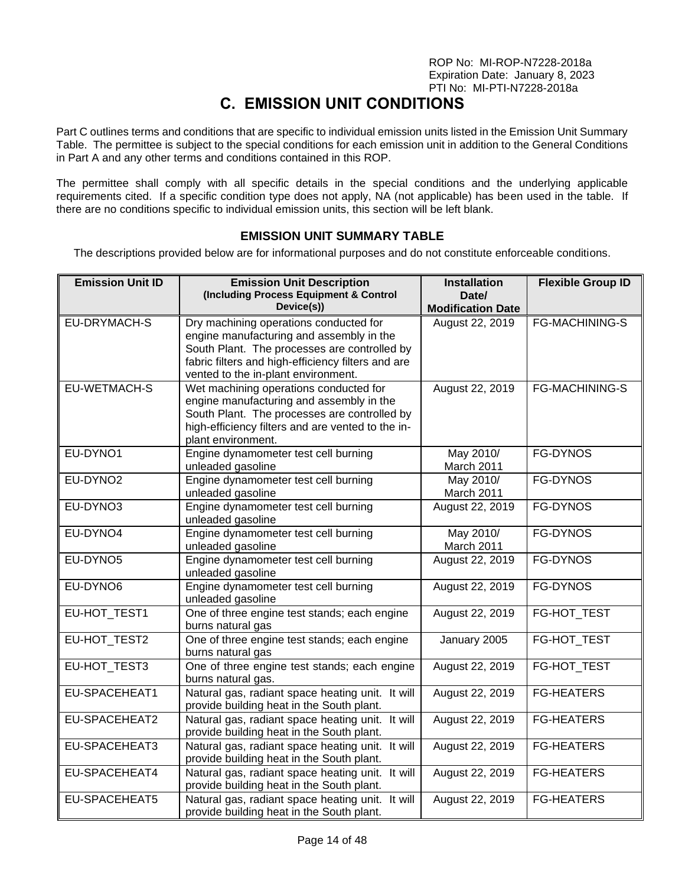ROP No: MI-ROP-N7228-2018a
Expiration Date: January 8, 2023
PTI No: MI-PTI-N7228-2018a

# C. EMISSION UNIT CONDITIONS

Part C outlines terms and conditions that are specific to individual emission units listed in the Emission Unit Summary Table. The permittee is subject to the special conditions for each emission unit in addition to the General Conditions in Part A and any other terms and conditions contained in this ROP.

The permittee shall comply with all specific details in the special conditions and the underlying applicable requirements cited. If a specific condition type does not apply, NA (not applicable) has been used in the table. If there are no conditions specific to individual emission units, this section will be left blank.

### EMISSION UNIT SUMMARY TABLE

The descriptions provided below are for informational purposes and do not constitute enforceable conditions.

| Emission Unit ID | Emission Unit Description (Including Process Equipment & Control Device(s)) | Installation Date/ Modification Date | Flexible Group ID |
|---|---|---|---|
| EU-DRYMACH-S | Dry machining operations conducted for engine manufacturing and assembly in the South Plant. The processes are controlled by fabric filters and high-efficiency filters and are vented to the in-plant environment. | August 22, 2019 | FG-MACHINING-S |
| EU-WETMACH-S | Wet machining operations conducted for engine manufacturing and assembly in the South Plant. The processes are controlled by high-efficiency filters and are vented to the in-plant environment. | August 22, 2019 | FG-MACHINING-S |
| EU-DYNO1 | Engine dynamometer test cell burning unleaded gasoline | May 2010/ March 2011 | FG-DYNOS |
| EU-DYNO2 | Engine dynamometer test cell burning unleaded gasoline | May 2010/ March 2011 | FG-DYNOS |
| EU-DYNO3 | Engine dynamometer test cell burning unleaded gasoline | August 22, 2019 | FG-DYNOS |
| EU-DYNO4 | Engine dynamometer test cell burning unleaded gasoline | May 2010/ March 2011 | FG-DYNOS |
| EU-DYNO5 | Engine dynamometer test cell burning unleaded gasoline | August 22, 2019 | FG-DYNOS |
| EU-DYNO6 | Engine dynamometer test cell burning unleaded gasoline | August 22, 2019 | FG-DYNOS |
| EU-HOT_TEST1 | One of three engine test stands; each engine burns natural gas | August 22, 2019 | FG-HOT_TEST |
| EU-HOT_TEST2 | One of three engine test stands; each engine burns natural gas | January 2005 | FG-HOT_TEST |
| EU-HOT_TEST3 | One of three engine test stands; each engine burns natural gas. | August 22, 2019 | FG-HOT_TEST |
| EU-SPACEHEAT1 | Natural gas, radiant space heating unit. It will provide building heat in the South plant. | August 22, 2019 | FG-HEATERS |
| EU-SPACEHEAT2 | Natural gas, radiant space heating unit. It will provide building heat in the South plant. | August 22, 2019 | FG-HEATERS |
| EU-SPACEHEAT3 | Natural gas, radiant space heating unit. It will provide building heat in the South plant. | August 22, 2019 | FG-HEATERS |
| EU-SPACEHEAT4 | Natural gas, radiant space heating unit. It will provide building heat in the South plant. | August 22, 2019 | FG-HEATERS |
| EU-SPACEHEAT5 | Natural gas, radiant space heating unit. It will provide building heat in the South plant. | August 22, 2019 | FG-HEATERS |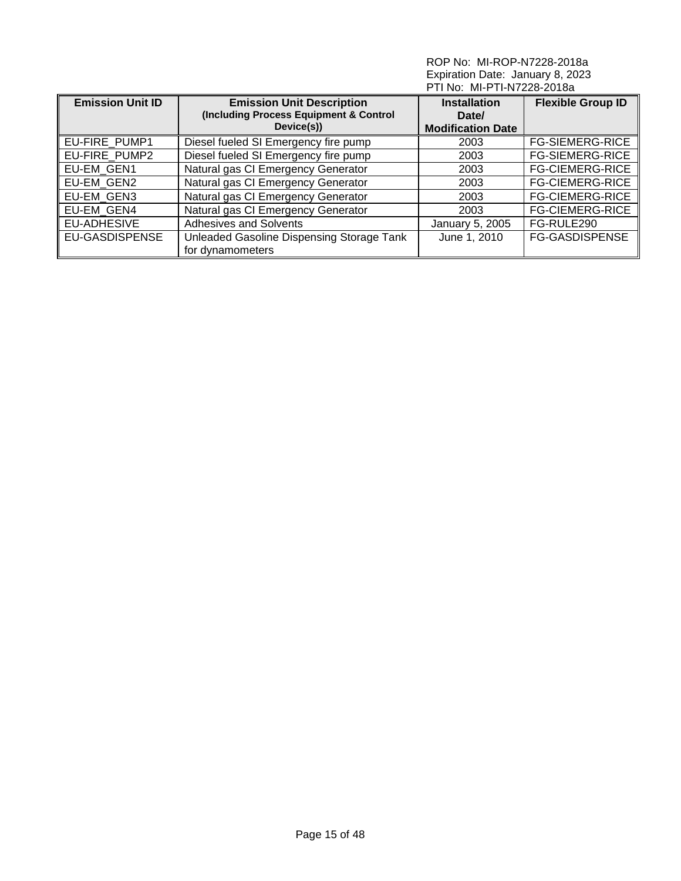| Emission Unit ID | Emission Unit Description (Including Process Equipment & Control Device(s)) | Installation Date/ Modification Date | Flexible Group ID |
|---|---|---|---|
| EU-FIRE_PUMP1 | Diesel fueled SI Emergency fire pump | 2003 | FG-SIEMERG-RICE |
| EU-FIRE_PUMP2 | Diesel fueled SI Emergency fire pump | 2003 | FG-SIEMERG-RICE |
| EU-EM_GEN1 | Natural gas CI Emergency Generator | 2003 | FG-CIEMERG-RICE |
| EU-EM_GEN2 | Natural gas CI Emergency Generator | 2003 | FG-CIEMERG-RICE |
| EU-EM_GEN3 | Natural gas CI Emergency Generator | 2003 | FG-CIEMERG-RICE |
| EU-EM_GEN4 | Natural gas CI Emergency Generator | 2003 | FG-CIEMERG-RICE |
| EU-ADHESIVE | Adhesives and Solvents | January 5, 2005 | FG-RULE290 |
| EU-GASDISPENSE | Unleaded Gasoline Dispensing Storage Tank for dynamometers | June 1, 2010 | FG-GASDISPENSE |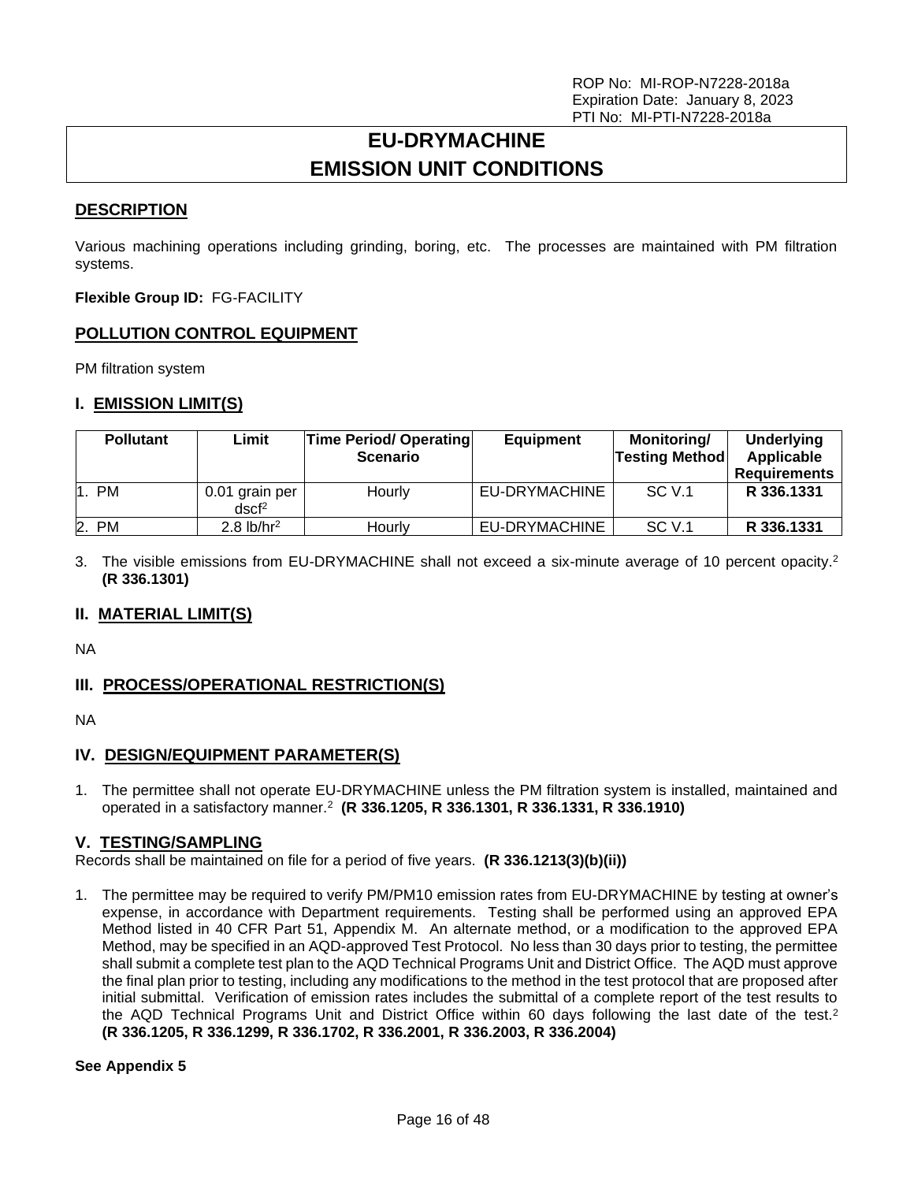ROP No: MI-ROP-N7228-2018a
Expiration Date: January 8, 2023
PTI No: MI-PTI-N7228-2018a

# EU-DRYMACHINE
# EMISSION UNIT CONDITIONS

## DESCRIPTION

Various machining operations including grinding, boring, etc. The processes are maintained with PM filtration systems.

**Flexible Group ID:** FG-FACILITY

## POLLUTION CONTROL EQUIPMENT

PM filtration system

## I. EMISSION LIMIT(S)

| Pollutant | Limit | Time Period/ Operating Scenario | Equipment | Monitoring/ Testing Method | Underlying Applicable Requirements |
|---|---|---|---|---|---|
| 1. PM | 0.01 grain per dscf[2] | Hourly | EU-DRYMACHINE | SC V.1 | **R 336.1331** |
| 2. PM | 2.8 lb/hr[2] | Hourly | EU-DRYMACHINE | SC V.1 | **R 336.1331** |

3. The visible emissions from EU-DRYMACHINE shall not exceed a six-minute average of 10 percent opacity.[2] **(R 336.1301)**

## II. MATERIAL LIMIT(S)

NA

## III. PROCESS/OPERATIONAL RESTRICTION(S)

NA

## IV. DESIGN/EQUIPMENT PARAMETER(S)

1. The permittee shall not operate EU-DRYMACHINE unless the PM filtration system is installed, maintained and operated in a satisfactory manner.[2] **(R 336.1205, R 336.1301, R 336.1331, R 336.1910)**

## V. TESTING/SAMPLING

Records shall be maintained on file for a period of five years. **(R 336.1213(3)(b)(ii))**

1. The permittee may be required to verify PM/PM10 emission rates from EU-DRYMACHINE by testing at owner's expense, in accordance with Department requirements. Testing shall be performed using an approved EPA Method listed in 40 CFR Part 51, Appendix M. An alternate method, or a modification to the approved EPA Method, may be specified in an AQD-approved Test Protocol. No less than 30 days prior to testing, the permittee shall submit a complete test plan to the AQD Technical Programs Unit and District Office. The AQD must approve the final plan prior to testing, including any modifications to the method in the test protocol that are proposed after initial submittal. Verification of emission rates includes the submittal of a complete report of the test results to the AQD Technical Programs Unit and District Office within 60 days following the last date of the test.[2] **(R 336.1205, R 336.1299, R 336.1702, R 336.2001, R 336.2003, R 336.2004)**

**See Appendix 5**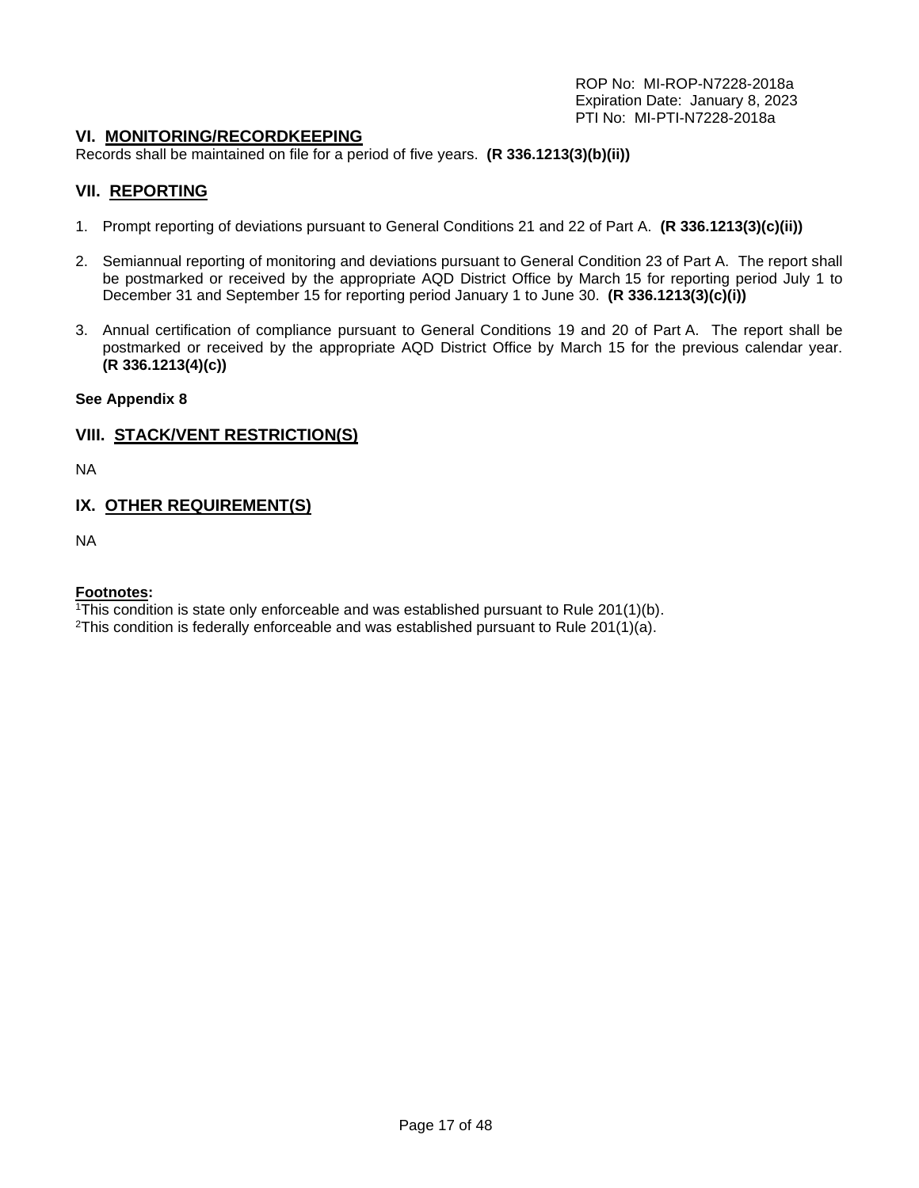## VI. MONITORING/RECORDKEEPING

Records shall be maintained on file for a period of five years. **(R 336.1213(3)(b)(ii))**

## VII. REPORTING

1. Prompt reporting of deviations pursuant to General Conditions 21 and 22 of Part A. **(R 336.1213(3)(c)(ii))**

2. Semiannual reporting of monitoring and deviations pursuant to General Condition 23 of Part A. The report shall be postmarked or received by the appropriate AQD District Office by March 15 for reporting period July 1 to December 31 and September 15 for reporting period January 1 to June 30. **(R 336.1213(3)(c)(i))**

3. Annual certification of compliance pursuant to General Conditions 19 and 20 of Part A. The report shall be postmarked or received by the appropriate AQD District Office by March 15 for the previous calendar year. **(R 336.1213(4)(c))**

**See Appendix 8**

## VIII. STACK/VENT RESTRICTION(S)

NA

## IX. OTHER REQUIREMENT(S)

NA

**Footnotes:**

[1]This condition is state only enforceable and was established pursuant to Rule 201(1)(b).
[2]This condition is federally enforceable and was established pursuant to Rule 201(1)(a).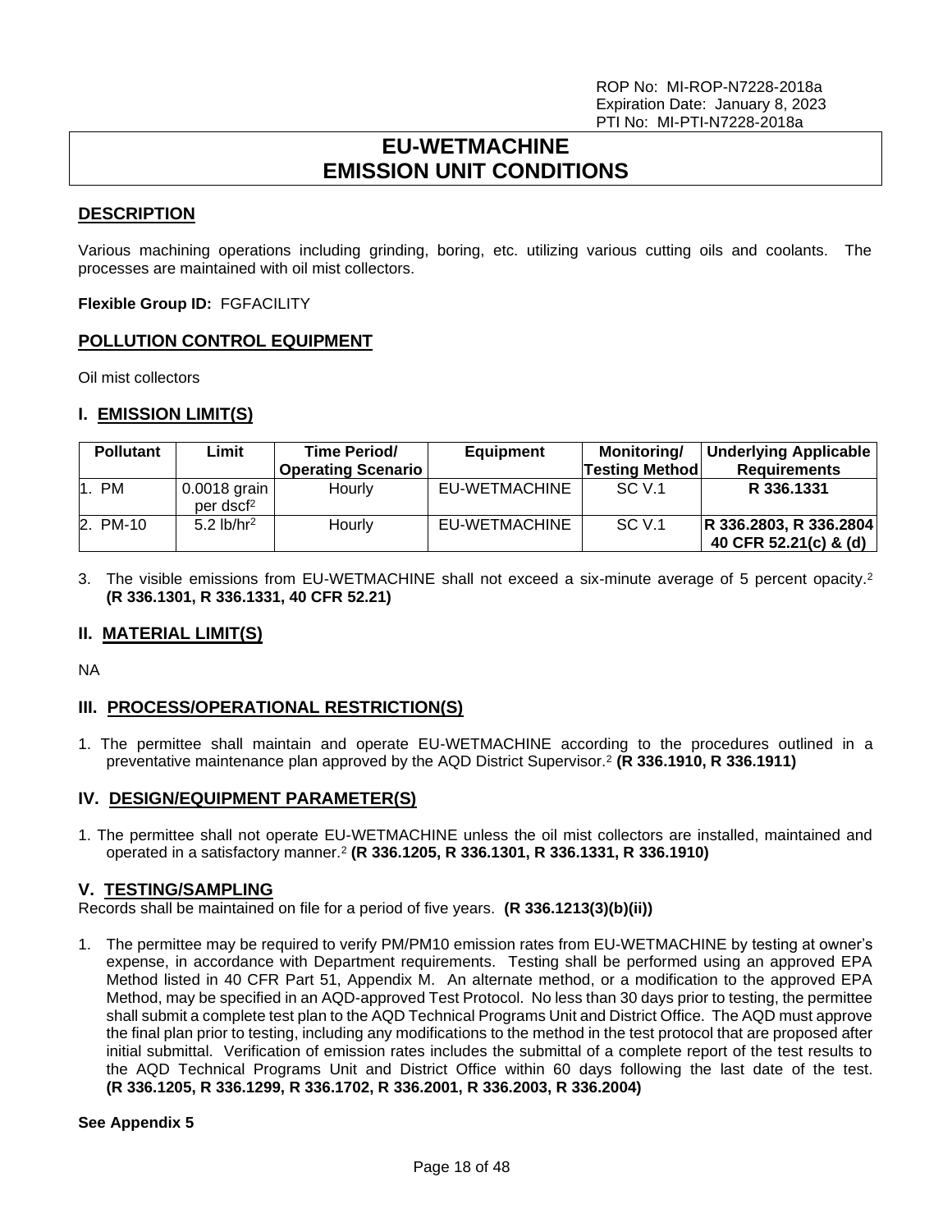ROP No: MI-ROP-N7228-2018a
Expiration Date: January 8, 2023
PTI No: MI-PTI-N7228-2018a

# EU-WETMACHINE EMISSION UNIT CONDITIONS

## DESCRIPTION

Various machining operations including grinding, boring, etc. utilizing various cutting oils and coolants. The processes are maintained with oil mist collectors.

**Flexible Group ID:** FGFACILITY

## POLLUTION CONTROL EQUIPMENT

Oil mist collectors

## I. EMISSION LIMIT(S)

| Pollutant | Limit | Time Period/ Operating Scenario | Equipment | Monitoring/ Testing Method | Underlying Applicable Requirements |
|---|---|---|---|---|---|
| 1. PM | 0.0018 grain per dscf[2] | Hourly | EU-WETMACHINE | SC V.1 | **R 336.1331** |
| 2. PM-10 | 5.2 lb/hr[2] | Hourly | EU-WETMACHINE | SC V.1 | **R 336.2803, R 336.2804 40 CFR 52.21(c) & (d)** |

3. The visible emissions from EU-WETMACHINE shall not exceed a six-minute average of 5 percent opacity.[2] **(R 336.1301, R 336.1331, 40 CFR 52.21)**

## II. MATERIAL LIMIT(S)

NA

## III. PROCESS/OPERATIONAL RESTRICTION(S)

1. The permittee shall maintain and operate EU-WETMACHINE according to the procedures outlined in a preventative maintenance plan approved by the AQD District Supervisor.[2] **(R 336.1910, R 336.1911)**

## IV. DESIGN/EQUIPMENT PARAMETER(S)

1. The permittee shall not operate EU-WETMACHINE unless the oil mist collectors are installed, maintained and operated in a satisfactory manner.[2] **(R 336.1205, R 336.1301, R 336.1331, R 336.1910)**

## V. TESTING/SAMPLING

Records shall be maintained on file for a period of five years. **(R 336.1213(3)(b)(ii))**

1. The permittee may be required to verify PM/PM10 emission rates from EU-WETMACHINE by testing at owner's expense, in accordance with Department requirements. Testing shall be performed using an approved EPA Method listed in 40 CFR Part 51, Appendix M. An alternate method, or a modification to the approved EPA Method, may be specified in an AQD-approved Test Protocol. No less than 30 days prior to testing, the permittee shall submit a complete test plan to the AQD Technical Programs Unit and District Office. The AQD must approve the final plan prior to testing, including any modifications to the method in the test protocol that are proposed after initial submittal. Verification of emission rates includes the submittal of a complete report of the test results to the AQD Technical Programs Unit and District Office within 60 days following the last date of the test. **(R 336.1205, R 336.1299, R 336.1702, R 336.2001, R 336.2003, R 336.2004)**

**See Appendix 5**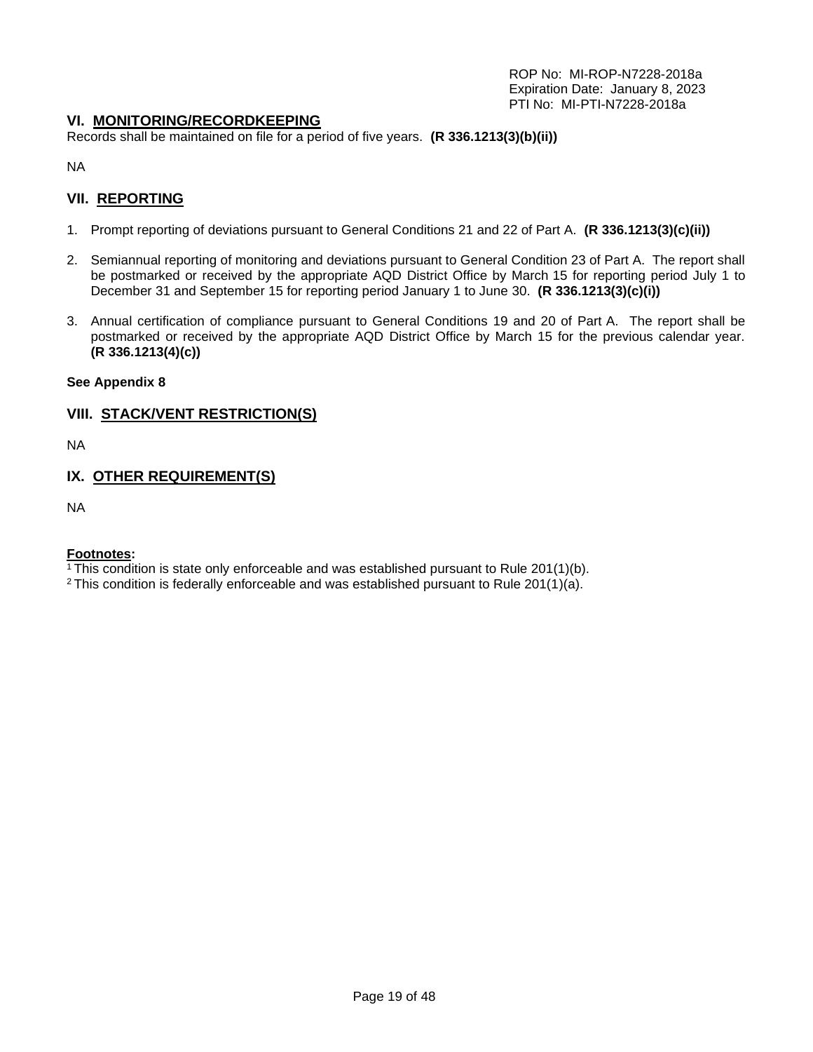## VI. MONITORING/RECORDKEEPING

Records shall be maintained on file for a period of five years. **(R 336.1213(3)(b)(ii))**

NA

## VII. REPORTING

1. Prompt reporting of deviations pursuant to General Conditions 21 and 22 of Part A. **(R 336.1213(3)(c)(ii))**

2. Semiannual reporting of monitoring and deviations pursuant to General Condition 23 of Part A. The report shall be postmarked or received by the appropriate AQD District Office by March 15 for reporting period July 1 to December 31 and September 15 for reporting period January 1 to June 30. **(R 336.1213(3)(c)(i))**

3. Annual certification of compliance pursuant to General Conditions 19 and 20 of Part A. The report shall be postmarked or received by the appropriate AQD District Office by March 15 for the previous calendar year. **(R 336.1213(4)(c))**

**See Appendix 8**

## VIII. STACK/VENT RESTRICTION(S)

NA

## IX. OTHER REQUIREMENT(S)

NA

**Footnotes:**

[1] This condition is state only enforceable and was established pursuant to Rule 201(1)(b).

[2] This condition is federally enforceable and was established pursuant to Rule 201(1)(a).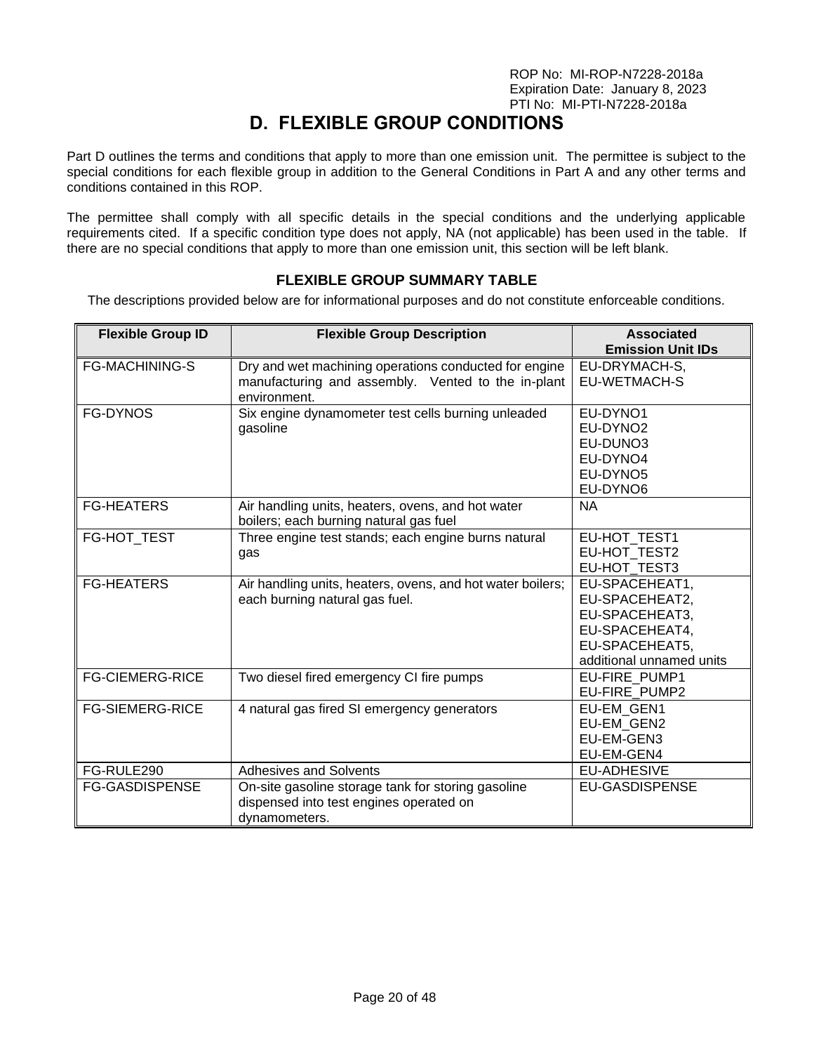# D. FLEXIBLE GROUP CONDITIONS

Part D outlines the terms and conditions that apply to more than one emission unit. The permittee is subject to the special conditions for each flexible group in addition to the General Conditions in Part A and any other terms and conditions contained in this ROP.

The permittee shall comply with all specific details in the special conditions and the underlying applicable requirements cited. If a specific condition type does not apply, NA (not applicable) has been used in the table. If there are no special conditions that apply to more than one emission unit, this section will be left blank.

### FLEXIBLE GROUP SUMMARY TABLE

The descriptions provided below are for informational purposes and do not constitute enforceable conditions.

| Flexible Group ID | Flexible Group Description | Associated Emission Unit IDs |
|---|---|---|
| FG-MACHINING-S | Dry and wet machining operations conducted for engine manufacturing and assembly. Vented to the in-plant environment. | EU-DRYMACH-S, EU-WETMACH-S |
| FG-DYNOS | Six engine dynamometer test cells burning unleaded gasoline | EU-DYNO1 EU-DYNO2 EU-DUNO3 EU-DYNO4 EU-DYNO5 EU-DYNO6 |
| FG-HEATERS | Air handling units, heaters, ovens, and hot water boilers; each burning natural gas fuel | NA |
| FG-HOT_TEST | Three engine test stands; each engine burns natural gas | EU-HOT_TEST1 EU-HOT_TEST2 EU-HOT_TEST3 |
| FG-HEATERS | Air handling units, heaters, ovens, and hot water boilers; each burning natural gas fuel. | EU-SPACEHEAT1, EU-SPACEHEAT2, EU-SPACEHEAT3, EU-SPACEHEAT4, EU-SPACEHEAT5, additional unnamed units |
| FG-CIEMERG-RICE | Two diesel fired emergency CI fire pumps | EU-FIRE_PUMP1 EU-FIRE_PUMP2 |
| FG-SIEMERG-RICE | 4 natural gas fired SI emergency generators | EU-EM_GEN1 EU-EM_GEN2 EU-EM-GEN3 EU-EM-GEN4 |
| FG-RULE290 | Adhesives and Solvents | EU-ADHESIVE |
| FG-GASDISPENSE | On-site gasoline storage tank for storing gasoline dispensed into test engines operated on dynamometers. | EU-GASDISPENSE |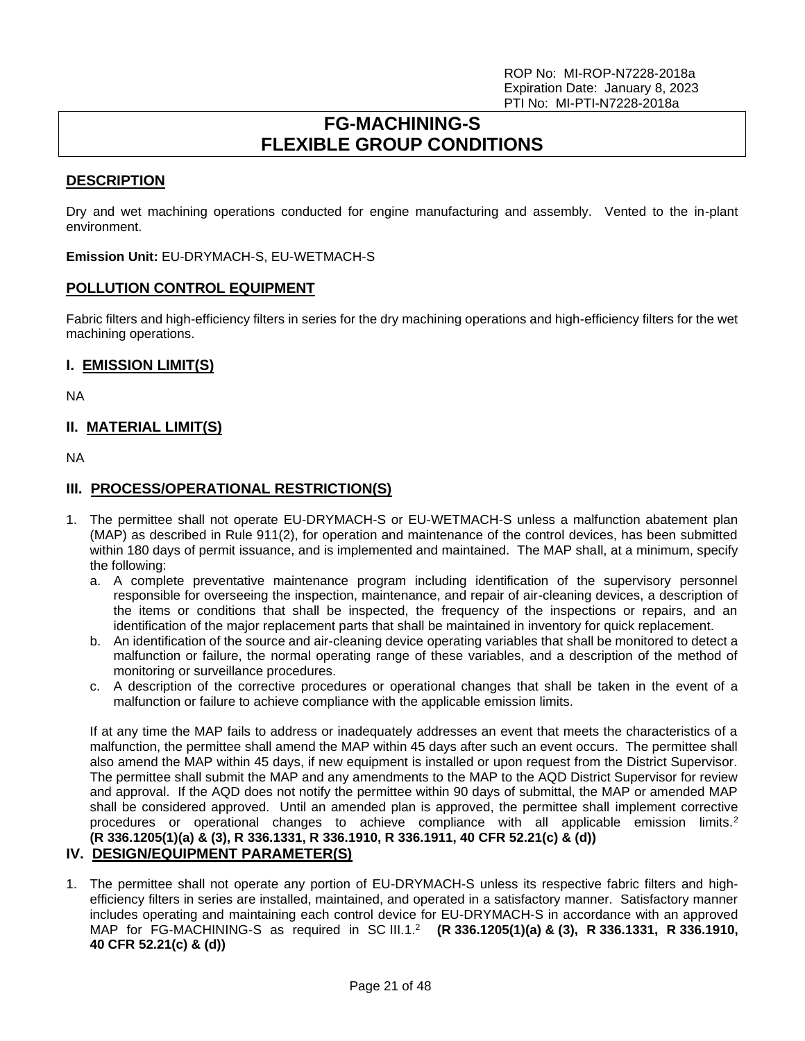ROP No: MI-ROP-N7228-2018a
Expiration Date: January 8, 2023
PTI No: MI-PTI-N7228-2018a

# FG-MACHINING-S FLEXIBLE GROUP CONDITIONS

## DESCRIPTION

Dry and wet machining operations conducted for engine manufacturing and assembly. Vented to the in-plant environment.

**Emission Unit:** EU-DRYMACH-S, EU-WETMACH-S

## POLLUTION CONTROL EQUIPMENT

Fabric filters and high-efficiency filters in series for the dry machining operations and high-efficiency filters for the wet machining operations.

## I. EMISSION LIMIT(S)

NA

## II. MATERIAL LIMIT(S)

NA

## III. PROCESS/OPERATIONAL RESTRICTION(S)

1. The permittee shall not operate EU-DRYMACH-S or EU-WETMACH-S unless a malfunction abatement plan (MAP) as described in Rule 911(2), for operation and maintenance of the control devices, has been submitted within 180 days of permit issuance, and is implemented and maintained. The MAP shall, at a minimum, specify the following:
   a. A complete preventative maintenance program including identification of the supervisory personnel responsible for overseeing the inspection, maintenance, and repair of air-cleaning devices, a description of the items or conditions that shall be inspected, the frequency of the inspections or repairs, and an identification of the major replacement parts that shall be maintained in inventory for quick replacement.
   b. An identification of the source and air-cleaning device operating variables that shall be monitored to detect a malfunction or failure, the normal operating range of these variables, and a description of the method of monitoring or surveillance procedures.
   c. A description of the corrective procedures or operational changes that shall be taken in the event of a malfunction or failure to achieve compliance with the applicable emission limits.

   If at any time the MAP fails to address or inadequately addresses an event that meets the characteristics of a malfunction, the permittee shall amend the MAP within 45 days after such an event occurs. The permittee shall also amend the MAP within 45 days, if new equipment is installed or upon request from the District Supervisor. The permittee shall submit the MAP and any amendments to the MAP to the AQD District Supervisor for review and approval. If the AQD does not notify the permittee within 90 days of submittal, the MAP or amended MAP shall be considered approved. Until an amended plan is approved, the permittee shall implement corrective procedures or operational changes to achieve compliance with all applicable emission limits.[2] **(R 336.1205(1)(a) & (3), R 336.1331, R 336.1910, R 336.1911, 40 CFR 52.21(c) & (d))**

## IV. DESIGN/EQUIPMENT PARAMETER(S)

1. The permittee shall not operate any portion of EU-DRYMACH-S unless its respective fabric filters and high-efficiency filters in series are installed, maintained, and operated in a satisfactory manner. Satisfactory manner includes operating and maintaining each control device for EU-DRYMACH-S in accordance with an approved MAP for FG-MACHINING-S as required in SC III.1.[2] **(R 336.1205(1)(a) & (3), R 336.1331, R 336.1910, 40 CFR 52.21(c) & (d))**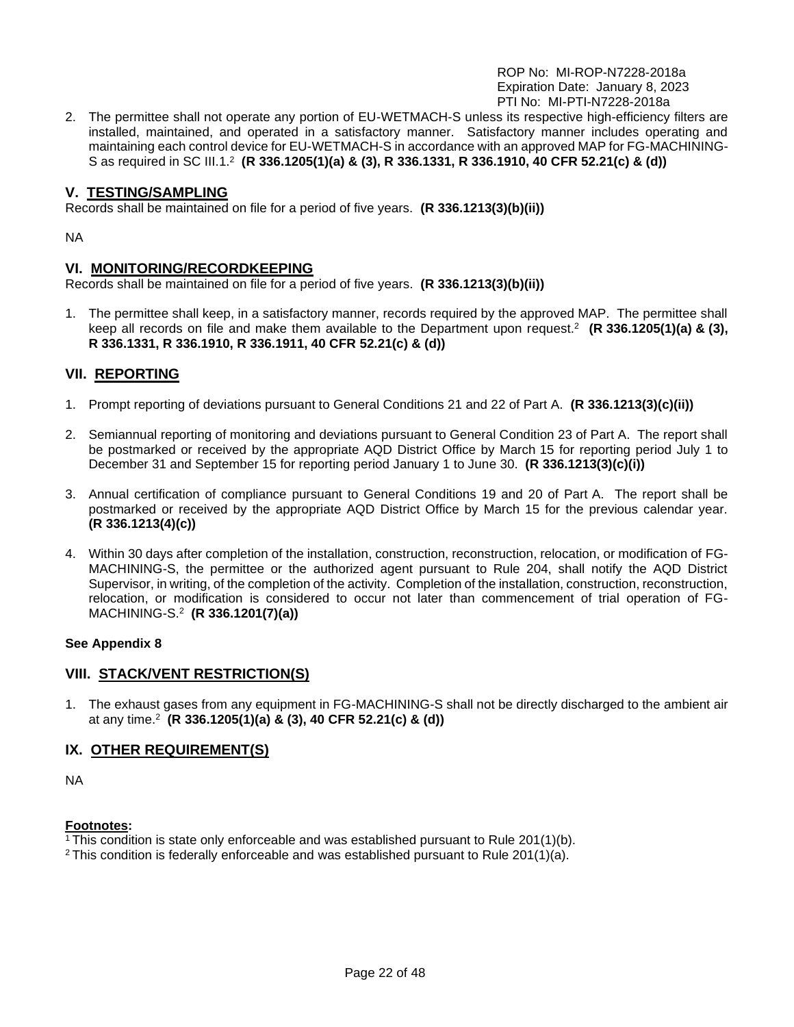2. The permittee shall not operate any portion of EU-WETMACH-S unless its respective high-efficiency filters are installed, maintained, and operated in a satisfactory manner. Satisfactory manner includes operating and maintaining each control device for EU-WETMACH-S in accordance with an approved MAP for FG-MACHINING-S as required in SC III.1.[2] **(R 336.1205(1)(a) & (3), R 336.1331, R 336.1910, 40 CFR 52.21(c) & (d))**

## V. TESTING/SAMPLING

Records shall be maintained on file for a period of five years. **(R 336.1213(3)(b)(ii))**

NA

## VI. MONITORING/RECORDKEEPING

Records shall be maintained on file for a period of five years. **(R 336.1213(3)(b)(ii))**

1. The permittee shall keep, in a satisfactory manner, records required by the approved MAP. The permittee shall keep all records on file and make them available to the Department upon request.[2] **(R 336.1205(1)(a) & (3), R 336.1331, R 336.1910, R 336.1911, 40 CFR 52.21(c) & (d))**

## VII. REPORTING

1. Prompt reporting of deviations pursuant to General Conditions 21 and 22 of Part A. **(R 336.1213(3)(c)(ii))**

2. Semiannual reporting of monitoring and deviations pursuant to General Condition 23 of Part A. The report shall be postmarked or received by the appropriate AQD District Office by March 15 for reporting period July 1 to December 31 and September 15 for reporting period January 1 to June 30. **(R 336.1213(3)(c)(i))**

3. Annual certification of compliance pursuant to General Conditions 19 and 20 of Part A. The report shall be postmarked or received by the appropriate AQD District Office by March 15 for the previous calendar year. **(R 336.1213(4)(c))**

4. Within 30 days after completion of the installation, construction, reconstruction, relocation, or modification of FG-MACHINING-S, the permittee or the authorized agent pursuant to Rule 204, shall notify the AQD District Supervisor, in writing, of the completion of the activity. Completion of the installation, construction, reconstruction, relocation, or modification is considered to occur not later than commencement of trial operation of FG-MACHINING-S.[2] **(R 336.1201(7)(a))**

**See Appendix 8**

## VIII. STACK/VENT RESTRICTION(S)

1. The exhaust gases from any equipment in FG-MACHINING-S shall not be directly discharged to the ambient air at any time.[2] **(R 336.1205(1)(a) & (3), 40 CFR 52.21(c) & (d))**

## IX. OTHER REQUIREMENT(S)

NA

**Footnotes:**

[1] This condition is state only enforceable and was established pursuant to Rule 201(1)(b).
[2] This condition is federally enforceable and was established pursuant to Rule 201(1)(a).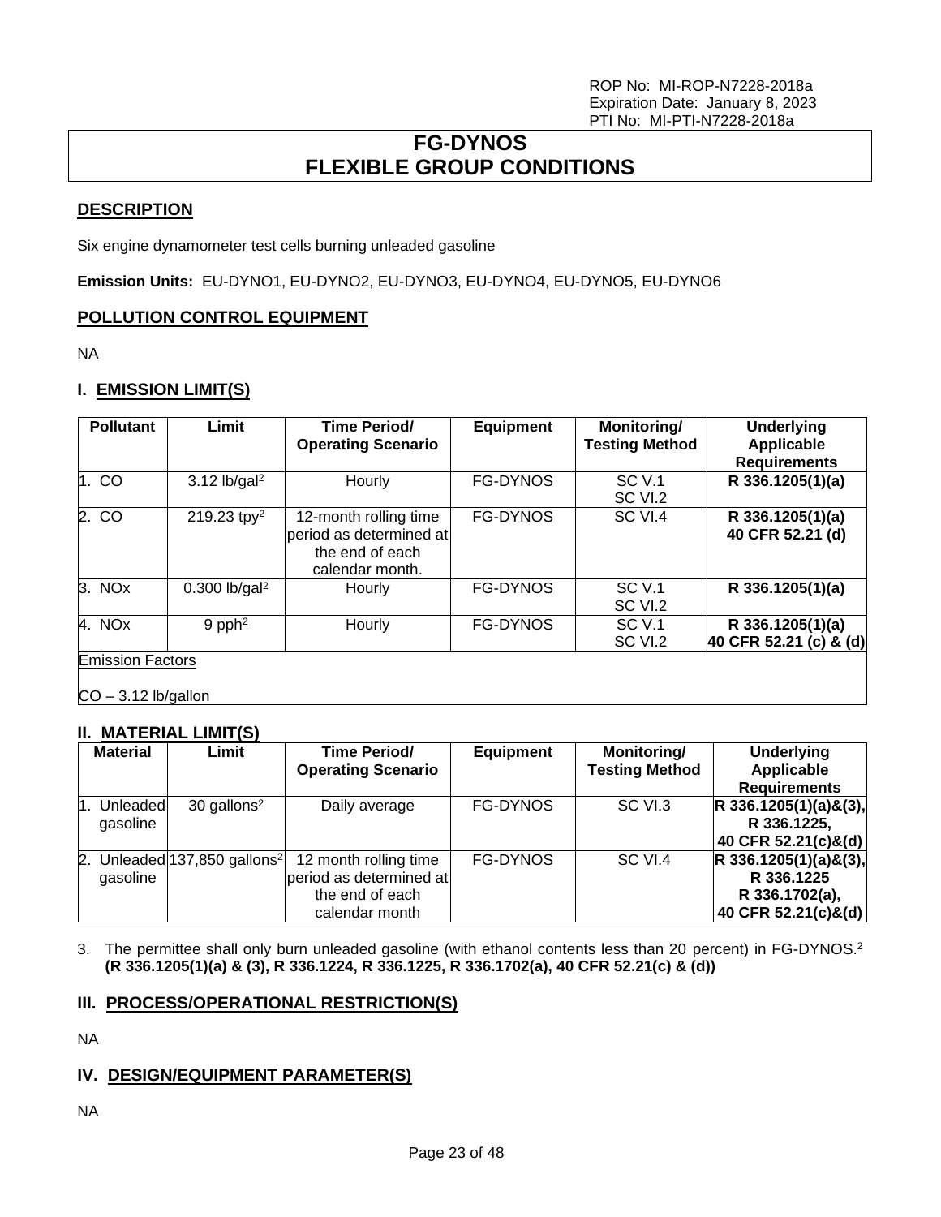ROP No: MI-ROP-N7228-2018a
Expiration Date: January 8, 2023
PTI No: MI-PTI-N7228-2018a

# FG-DYNOS
# FLEXIBLE GROUP CONDITIONS

## DESCRIPTION

Six engine dynamometer test cells burning unleaded gasoline

**Emission Units:** EU-DYNO1, EU-DYNO2, EU-DYNO3, EU-DYNO4, EU-DYNO5, EU-DYNO6

## POLLUTION CONTROL EQUIPMENT

NA

## I. EMISSION LIMIT(S)

| Pollutant | Limit | Time Period/ Operating Scenario | Equipment | Monitoring/ Testing Method | Underlying Applicable Requirements |
|---|---|---|---|---|---|
| 1. CO | 3.12 lb/gal[2] | Hourly | FG-DYNOS | SC V.1<br>SC VI.2 | **R 336.1205(1)(a)** |
| 2. CO | 219.23 tpy[2] | 12-month rolling time period as determined at the end of each calendar month. | FG-DYNOS | SC VI.4 | **R 336.1205(1)(a)<br>40 CFR 52.21 (d)** |
| 3. NOx | 0.300 lb/gal[2] | Hourly | FG-DYNOS | SC V.1<br>SC VI.2 | **R 336.1205(1)(a)** |
| 4. NOx | 9 pph[2] | Hourly | FG-DYNOS | SC V.1<br>SC VI.2 | **R 336.1205(1)(a)<br>40 CFR 52.21 (c) & (d)** |
| Emission Factors<br><br>CO – 3.12 lb/gallon | | | | | |

## II. MATERIAL LIMIT(S)

| Material | Limit | Time Period/ Operating Scenario | Equipment | Monitoring/ Testing Method | Underlying Applicable Requirements |
|---|---|---|---|---|---|
| 1. Unleaded gasoline | 30 gallons[2] | Daily average | FG-DYNOS | SC VI.3 | **R 336.1205(1)(a)&(3),<br>R 336.1225,<br>40 CFR 52.21(c)&(d)** |
| 2. Unleaded gasoline | 137,850 gallons[2] | 12 month rolling time period as determined at the end of each calendar month | FG-DYNOS | SC VI.4 | **R 336.1205(1)(a)&(3),<br>R 336.1225<br>R 336.1702(a),<br>40 CFR 52.21(c)&(d)** |

3. The permittee shall only burn unleaded gasoline (with ethanol contents less than 20 percent) in FG-DYNOS.[2] **(R 336.1205(1)(a) & (3), R 336.1224, R 336.1225, R 336.1702(a), 40 CFR 52.21(c) & (d))**

## III. PROCESS/OPERATIONAL RESTRICTION(S)

NA

## IV. DESIGN/EQUIPMENT PARAMETER(S)

NA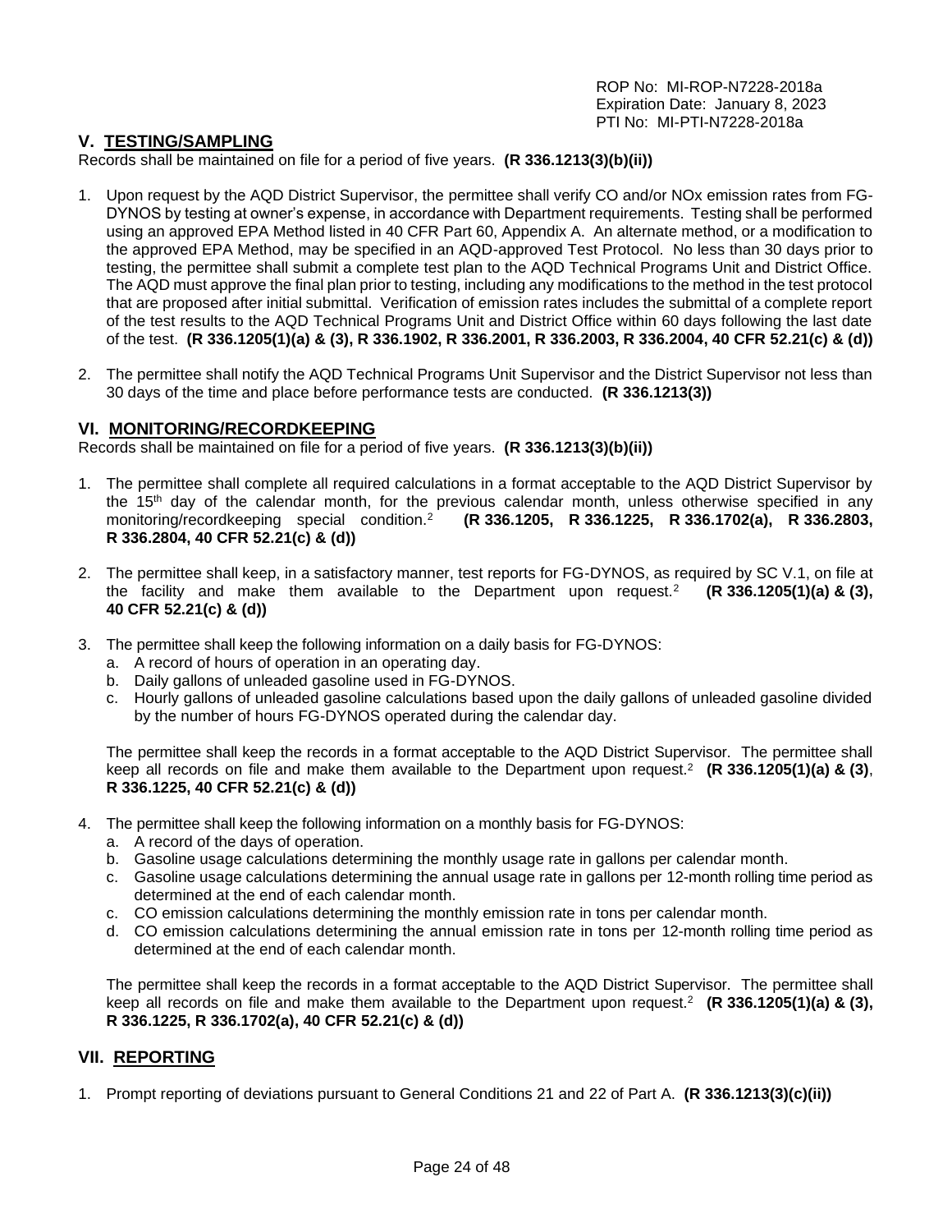ROP No: MI-ROP-N7228-2018a
Expiration Date: January 8, 2023
PTI No: MI-PTI-N7228-2018a

## V. TESTING/SAMPLING

Records shall be maintained on file for a period of five years. **(R 336.1213(3)(b)(ii))**

1. Upon request by the AQD District Supervisor, the permittee shall verify CO and/or NOx emission rates from FG-DYNOS by testing at owner's expense, in accordance with Department requirements. Testing shall be performed using an approved EPA Method listed in 40 CFR Part 60, Appendix A. An alternate method, or a modification to the approved EPA Method, may be specified in an AQD-approved Test Protocol. No less than 30 days prior to testing, the permittee shall submit a complete test plan to the AQD Technical Programs Unit and District Office. The AQD must approve the final plan prior to testing, including any modifications to the method in the test protocol that are proposed after initial submittal. Verification of emission rates includes the submittal of a complete report of the test results to the AQD Technical Programs Unit and District Office within 60 days following the last date of the test. **(R 336.1205(1)(a) & (3), R 336.1902, R 336.2001, R 336.2003, R 336.2004, 40 CFR 52.21(c) & (d))**

2. The permittee shall notify the AQD Technical Programs Unit Supervisor and the District Supervisor not less than 30 days of the time and place before performance tests are conducted. **(R 336.1213(3))**

## VI. MONITORING/RECORDKEEPING

Records shall be maintained on file for a period of five years. **(R 336.1213(3)(b)(ii))**

1. The permittee shall complete all required calculations in a format acceptable to the AQD District Supervisor by the 15th day of the calendar month, for the previous calendar month, unless otherwise specified in any monitoring/recordkeeping special condition.[2] **(R 336.1205, R 336.1225, R 336.1702(a), R 336.2803, R 336.2804, 40 CFR 52.21(c) & (d))**

2. The permittee shall keep, in a satisfactory manner, test reports for FG-DYNOS, as required by SC V.1, on file at the facility and make them available to the Department upon request.[2] **(R 336.1205(1)(a) & (3), 40 CFR 52.21(c) & (d))**

3. The permittee shall keep the following information on a daily basis for FG-DYNOS:
   a. A record of hours of operation in an operating day.
   b. Daily gallons of unleaded gasoline used in FG-DYNOS.
   c. Hourly gallons of unleaded gasoline calculations based upon the daily gallons of unleaded gasoline divided by the number of hours FG-DYNOS operated during the calendar day.

   The permittee shall keep the records in a format acceptable to the AQD District Supervisor. The permittee shall keep all records on file and make them available to the Department upon request.[2] **(R 336.1205(1)(a) & (3)**, **R 336.1225, 40 CFR 52.21(c) & (d))**

4. The permittee shall keep the following information on a monthly basis for FG-DYNOS:
   a. A record of the days of operation.
   b. Gasoline usage calculations determining the monthly usage rate in gallons per calendar month.
   c. Gasoline usage calculations determining the annual usage rate in gallons per 12-month rolling time period as determined at the end of each calendar month.
   c. CO emission calculations determining the monthly emission rate in tons per calendar month.
   d. CO emission calculations determining the annual emission rate in tons per 12-month rolling time period as determined at the end of each calendar month.

   The permittee shall keep the records in a format acceptable to the AQD District Supervisor. The permittee shall keep all records on file and make them available to the Department upon request.[2] **(R 336.1205(1)(a) & (3), R 336.1225, R 336.1702(a), 40 CFR 52.21(c) & (d))**

## VII. REPORTING

1. Prompt reporting of deviations pursuant to General Conditions 21 and 22 of Part A. **(R 336.1213(3)(c)(ii))**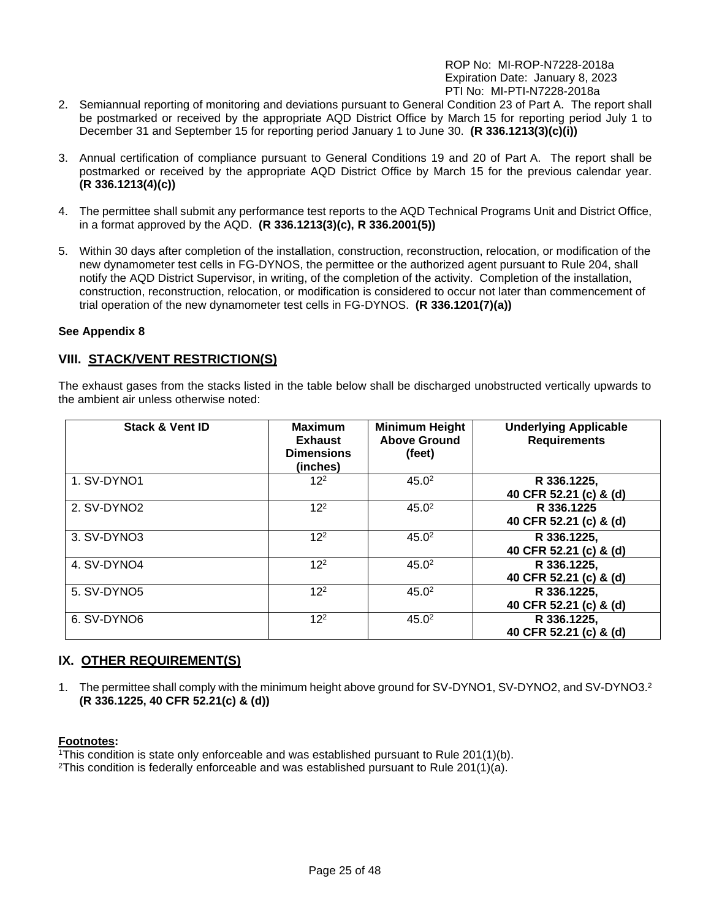2. Semiannual reporting of monitoring and deviations pursuant to General Condition 23 of Part A. The report shall be postmarked or received by the appropriate AQD District Office by March 15 for reporting period July 1 to December 31 and September 15 for reporting period January 1 to June 30. **(R 336.1213(3)(c)(i))**

3. Annual certification of compliance pursuant to General Conditions 19 and 20 of Part A. The report shall be postmarked or received by the appropriate AQD District Office by March 15 for the previous calendar year. **(R 336.1213(4)(c))**

4. The permittee shall submit any performance test reports to the AQD Technical Programs Unit and District Office, in a format approved by the AQD. **(R 336.1213(3)(c), R 336.2001(5))**

5. Within 30 days after completion of the installation, construction, reconstruction, relocation, or modification of the new dynamometer test cells in FG-DYNOS, the permittee or the authorized agent pursuant to Rule 204, shall notify the AQD District Supervisor, in writing, of the completion of the activity. Completion of the installation, construction, reconstruction, relocation, or modification is considered to occur not later than commencement of trial operation of the new dynamometer test cells in FG-DYNOS. **(R 336.1201(7)(a))**

**See Appendix 8**

## VIII. STACK/VENT RESTRICTION(S)

The exhaust gases from the stacks listed in the table below shall be discharged unobstructed vertically upwards to the ambient air unless otherwise noted:

| Stack & Vent ID | Maximum Exhaust Dimensions (inches) | Minimum Height Above Ground (feet) | Underlying Applicable Requirements |
|---|---|---|---|
| 1. SV-DYNO1 | 12[2] | 45.0[2] | **R 336.1225, 40 CFR 52.21 (c) & (d)** |
| 2. SV-DYNO2 | 12[2] | 45.0[2] | **R 336.1225 40 CFR 52.21 (c) & (d)** |
| 3. SV-DYNO3 | 12[2] | 45.0[2] | **R 336.1225, 40 CFR 52.21 (c) & (d)** |
| 4. SV-DYNO4 | 12[2] | 45.0[2] | **R 336.1225, 40 CFR 52.21 (c) & (d)** |
| 5. SV-DYNO5 | 12[2] | 45.0[2] | **R 336.1225, 40 CFR 52.21 (c) & (d)** |
| 6. SV-DYNO6 | 12[2] | 45.0[2] | **R 336.1225, 40 CFR 52.21 (c) & (d)** |

## IX. OTHER REQUIREMENT(S)

1. The permittee shall comply with the minimum height above ground for SV-DYNO1, SV-DYNO2, and SV-DYNO3.[2] **(R 336.1225, 40 CFR 52.21(c) & (d))**

**Footnotes:**

[1]This condition is state only enforceable and was established pursuant to Rule 201(1)(b).
[2]This condition is federally enforceable and was established pursuant to Rule 201(1)(a).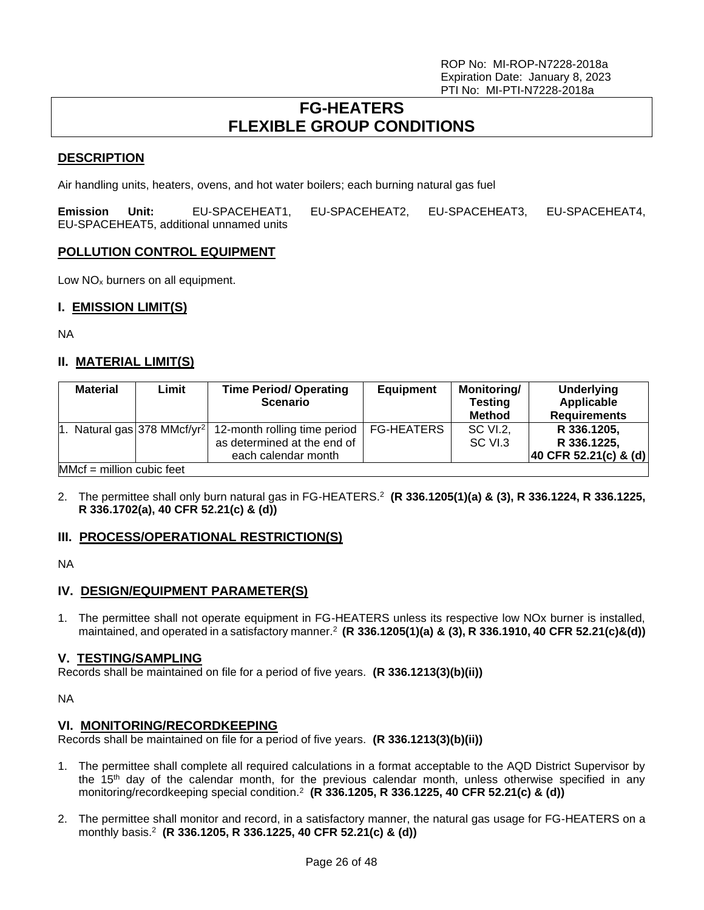ROP No: MI-ROP-N7228-2018a
Expiration Date: January 8, 2023
PTI No: MI-PTI-N7228-2018a

# FG-HEATERS FLEXIBLE GROUP CONDITIONS

## DESCRIPTION

Air handling units, heaters, ovens, and hot water boilers; each burning natural gas fuel

**Emission Unit:** EU-SPACEHEAT1, EU-SPACEHEAT2, EU-SPACEHEAT3, EU-SPACEHEAT4, EU-SPACEHEAT5, additional unnamed units

## POLLUTION CONTROL EQUIPMENT

Low $NO_x$ burners on all equipment.

## I. EMISSION LIMIT(S)

NA

## II. MATERIAL LIMIT(S)

| Material | Limit | Time Period/ Operating Scenario | Equipment | Monitoring/ Testing Method | Underlying Applicable Requirements |
|---|---|---|---|---|---|
| 1. Natural gas | 378 MMcf/yr[2] | 12-month rolling time period as determined at the end of each calendar month | FG-HEATERS | SC VI.2, SC VI.3 | **R 336.1205, R 336.1225, 40 CFR 52.21(c) & (d)** |
| MMcf = million cubic feet | | | | | |

2. The permittee shall only burn natural gas in FG-HEATERS.[2] **(R 336.1205(1)(a) & (3), R 336.1224, R 336.1225, R 336.1702(a), 40 CFR 52.21(c) & (d))**

## III. PROCESS/OPERATIONAL RESTRICTION(S)

NA

## IV. DESIGN/EQUIPMENT PARAMETER(S)

1. The permittee shall not operate equipment in FG-HEATERS unless its respective low NOx burner is installed, maintained, and operated in a satisfactory manner.[2] **(R 336.1205(1)(a) & (3), R 336.1910, 40 CFR 52.21(c)&(d))**

## V. TESTING/SAMPLING

Records shall be maintained on file for a period of five years. **(R 336.1213(3)(b)(ii))**

NA

## VI. MONITORING/RECORDKEEPING

Records shall be maintained on file for a period of five years. **(R 336.1213(3)(b)(ii))**

1. The permittee shall complete all required calculations in a format acceptable to the AQD District Supervisor by the 15th day of the calendar month, for the previous calendar month, unless otherwise specified in any monitoring/recordkeeping special condition.[2] **(R 336.1205, R 336.1225, 40 CFR 52.21(c) & (d))**

2. The permittee shall monitor and record, in a satisfactory manner, the natural gas usage for FG-HEATERS on a monthly basis.[2] **(R 336.1205, R 336.1225, 40 CFR 52.21(c) & (d))**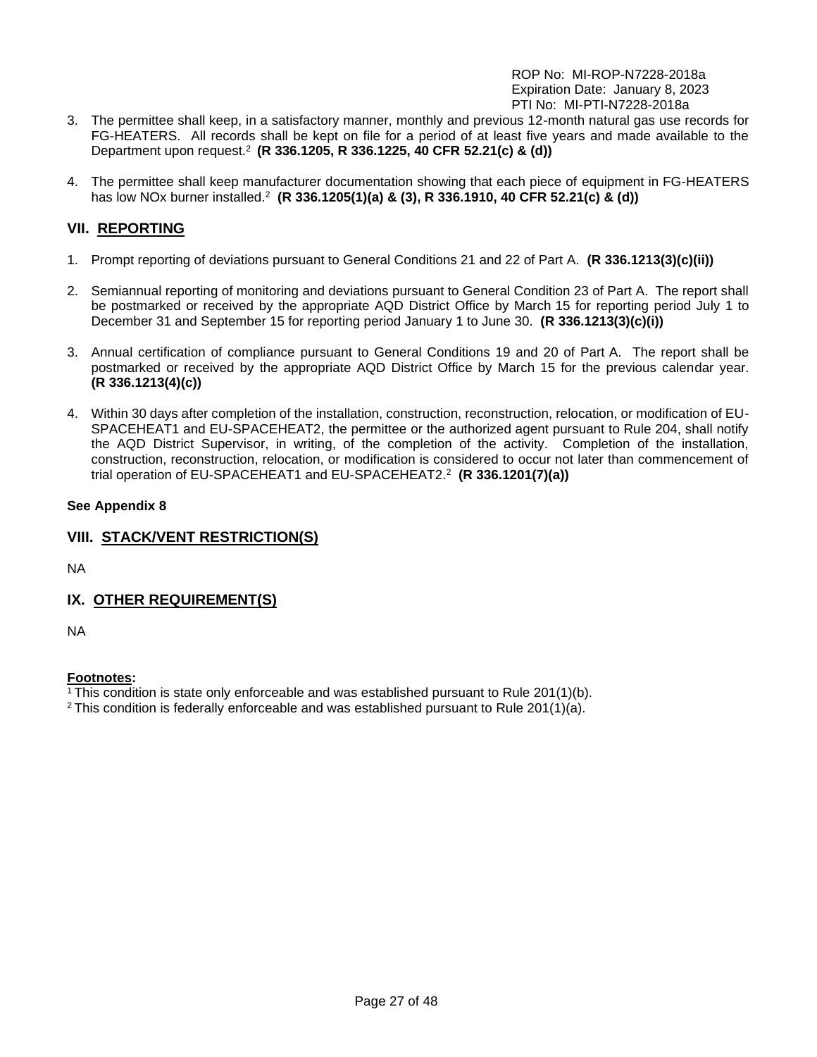3. The permittee shall keep, in a satisfactory manner, monthly and previous 12-month natural gas use records for FG-HEATERS. All records shall be kept on file for a period of at least five years and made available to the Department upon request.[2] **(R 336.1205, R 336.1225, 40 CFR 52.21(c) & (d))**

4. The permittee shall keep manufacturer documentation showing that each piece of equipment in FG-HEATERS has low NOx burner installed.[2] **(R 336.1205(1)(a) & (3), R 336.1910, 40 CFR 52.21(c) & (d))**

## VII. REPORTING

1. Prompt reporting of deviations pursuant to General Conditions 21 and 22 of Part A. **(R 336.1213(3)(c)(ii))**

2. Semiannual reporting of monitoring and deviations pursuant to General Condition 23 of Part A. The report shall be postmarked or received by the appropriate AQD District Office by March 15 for reporting period July 1 to December 31 and September 15 for reporting period January 1 to June 30. **(R 336.1213(3)(c)(i))**

3. Annual certification of compliance pursuant to General Conditions 19 and 20 of Part A. The report shall be postmarked or received by the appropriate AQD District Office by March 15 for the previous calendar year. **(R 336.1213(4)(c))**

4. Within 30 days after completion of the installation, construction, reconstruction, relocation, or modification of EU-SPACEHEAT1 and EU-SPACEHEAT2, the permittee or the authorized agent pursuant to Rule 204, shall notify the AQD District Supervisor, in writing, of the completion of the activity. Completion of the installation, construction, reconstruction, relocation, or modification is considered to occur not later than commencement of trial operation of EU-SPACEHEAT1 and EU-SPACEHEAT2.[2] **(R 336.1201(7)(a))**

**See Appendix 8**

## VIII. STACK/VENT RESTRICTION(S)

NA

## IX. OTHER REQUIREMENT(S)

NA

**Footnotes:**

[1] This condition is state only enforceable and was established pursuant to Rule 201(1)(b).
[2] This condition is federally enforceable and was established pursuant to Rule 201(1)(a).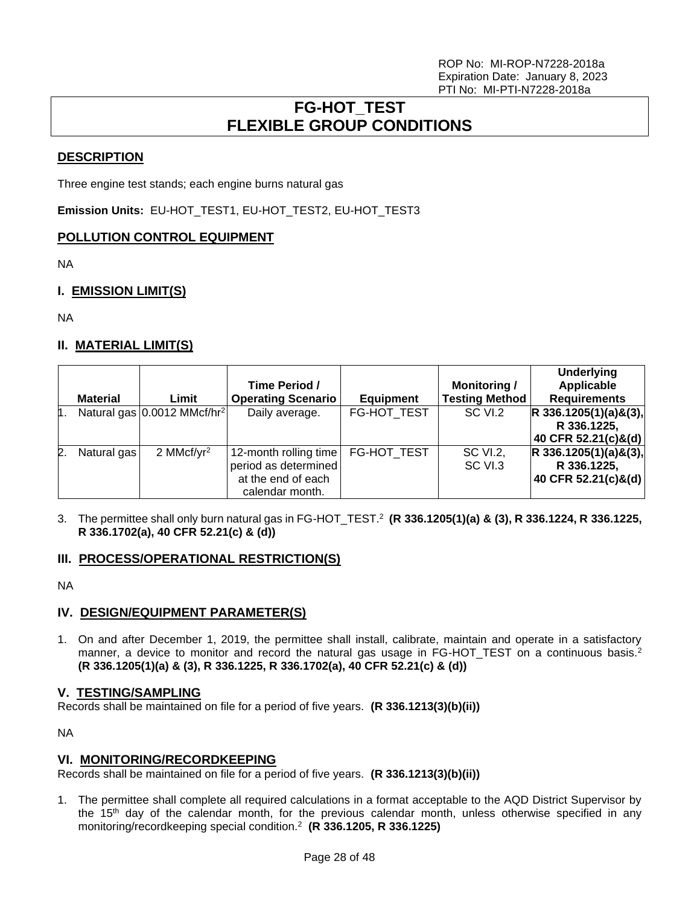ROP No: MI-ROP-N7228-2018a
Expiration Date: January 8, 2023
PTI No: MI-PTI-N7228-2018a

# FG-HOT_TEST FLEXIBLE GROUP CONDITIONS

## DESCRIPTION

Three engine test stands; each engine burns natural gas

**Emission Units:** EU-HOT_TEST1, EU-HOT_TEST2, EU-HOT_TEST3

## POLLUTION CONTROL EQUIPMENT

NA

## I. EMISSION LIMIT(S)

NA

## II. MATERIAL LIMIT(S)

| | Material | Limit | Time Period / Operating Scenario | Equipment | Monitoring / Testing Method | Underlying Applicable Requirements |
|---|---|---|---|---|---|---|
| 1. | Natural gas | 0.0012 MMcf/hr[2] | Daily average. | FG-HOT_TEST | SC VI.2 | **R 336.1205(1)(a)&(3), R 336.1225, 40 CFR 52.21(c)&(d)** |
| 2. | Natural gas | 2 MMcf/yr[2] | 12-month rolling time period as determined at the end of each calendar month. | FG-HOT_TEST | SC VI.2, SC VI.3 | **R 336.1205(1)(a)&(3), R 336.1225, 40 CFR 52.21(c)&(d)** |

3. The permittee shall only burn natural gas in FG-HOT_TEST.[2] **(R 336.1205(1)(a) & (3), R 336.1224, R 336.1225, R 336.1702(a), 40 CFR 52.21(c) & (d))**

## III. PROCESS/OPERATIONAL RESTRICTION(S)

NA

## IV. DESIGN/EQUIPMENT PARAMETER(S)

1. On and after December 1, 2019, the permittee shall install, calibrate, maintain and operate in a satisfactory manner, a device to monitor and record the natural gas usage in FG-HOT_TEST on a continuous basis.[2] **(R 336.1205(1)(a) & (3), R 336.1225, R 336.1702(a), 40 CFR 52.21(c) & (d))**

## V. TESTING/SAMPLING

Records shall be maintained on file for a period of five years. **(R 336.1213(3)(b)(ii))**

NA

## VI. MONITORING/RECORDKEEPING

Records shall be maintained on file for a period of five years. **(R 336.1213(3)(b)(ii))**

1. The permittee shall complete all required calculations in a format acceptable to the AQD District Supervisor by the 15th day of the calendar month, for the previous calendar month, unless otherwise specified in any monitoring/recordkeeping special condition.[2] **(R 336.1205, R 336.1225)**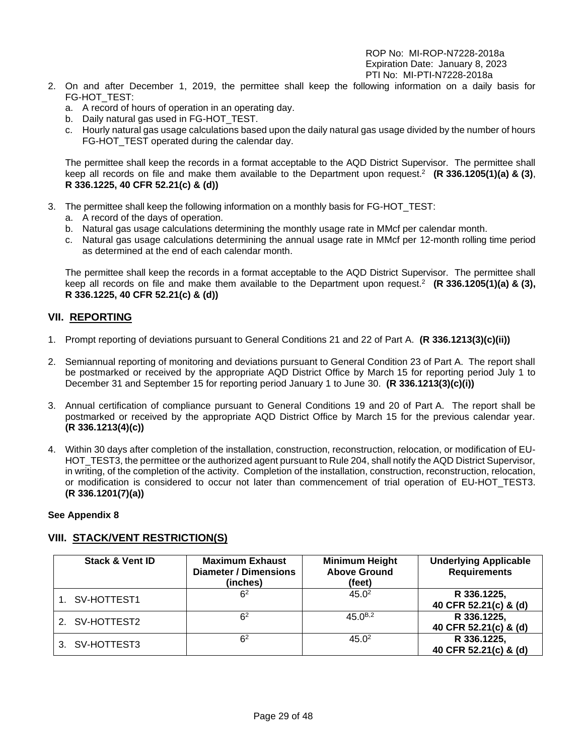2. On and after December 1, 2019, the permittee shall keep the following information on a daily basis for FG-HOT_TEST:
   a. A record of hours of operation in an operating day.
   b. Daily natural gas used in FG-HOT_TEST.
   c. Hourly natural gas usage calculations based upon the daily natural gas usage divided by the number of hours FG-HOT_TEST operated during the calendar day.

   The permittee shall keep the records in a format acceptable to the AQD District Supervisor. The permittee shall keep all records on file and make them available to the Department upon request.[2] **(R 336.1205(1)(a) & (3)**, **R 336.1225, 40 CFR 52.21(c) & (d))**

3. The permittee shall keep the following information on a monthly basis for FG-HOT_TEST:
   a. A record of the days of operation.
   b. Natural gas usage calculations determining the monthly usage rate in MMcf per calendar month.
   c. Natural gas usage calculations determining the annual usage rate in MMcf per 12-month rolling time period as determined at the end of each calendar month.

   The permittee shall keep the records in a format acceptable to the AQD District Supervisor. The permittee shall keep all records on file and make them available to the Department upon request.[2] **(R 336.1205(1)(a) & (3), R 336.1225, 40 CFR 52.21(c) & (d))**

## VII. REPORTING

1. Prompt reporting of deviations pursuant to General Conditions 21 and 22 of Part A. **(R 336.1213(3)(c)(ii))**

2. Semiannual reporting of monitoring and deviations pursuant to General Condition 23 of Part A. The report shall be postmarked or received by the appropriate AQD District Office by March 15 for reporting period July 1 to December 31 and September 15 for reporting period January 1 to June 30. **(R 336.1213(3)(c)(i))**

3. Annual certification of compliance pursuant to General Conditions 19 and 20 of Part A. The report shall be postmarked or received by the appropriate AQD District Office by March 15 for the previous calendar year. **(R 336.1213(4)(c))**

4. Within 30 days after completion of the installation, construction, reconstruction, relocation, or modification of EU-HOT_TEST3, the permittee or the authorized agent pursuant to Rule 204, shall notify the AQD District Supervisor, in writing, of the completion of the activity. Completion of the installation, construction, reconstruction, relocation, or modification is considered to occur not later than commencement of trial operation of EU-HOT_TEST3. **(R 336.1201(7)(a))**

**See Appendix 8**

## VIII. STACK/VENT RESTRICTION(S)

| Stack & Vent ID | Maximum Exhaust Diameter / Dimensions (inches) | Minimum Height Above Ground (feet) | Underlying Applicable Requirements |
|---|---|---|---|
| 1. SV-HOTTEST1 | 6[2] | 45.0[2] | **R 336.1225, 40 CFR 52.21(c) & (d)** |
| 2. SV-HOTTEST2 | 6[2] | 45.0[B,2] | **R 336.1225, 40 CFR 52.21(c) & (d)** |
| 3. SV-HOTTEST3 | 6[2] | 45.0[2] | **R 336.1225, 40 CFR 52.21(c) & (d)** |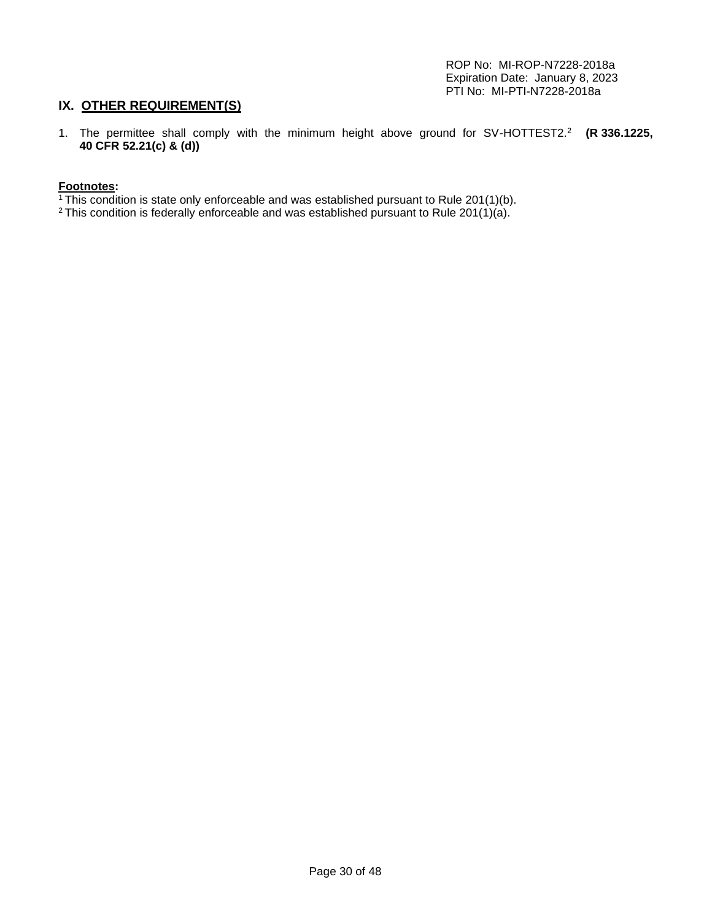## IX. OTHER REQUIREMENT(S)

1. The permittee shall comply with the minimum height above ground for SV-HOTTEST2.[2] **(R 336.1225, 40 CFR 52.21(c) & (d))**

**Footnotes:**

[1] This condition is state only enforceable and was established pursuant to Rule 201(1)(b).

[2] This condition is federally enforceable and was established pursuant to Rule 201(1)(a).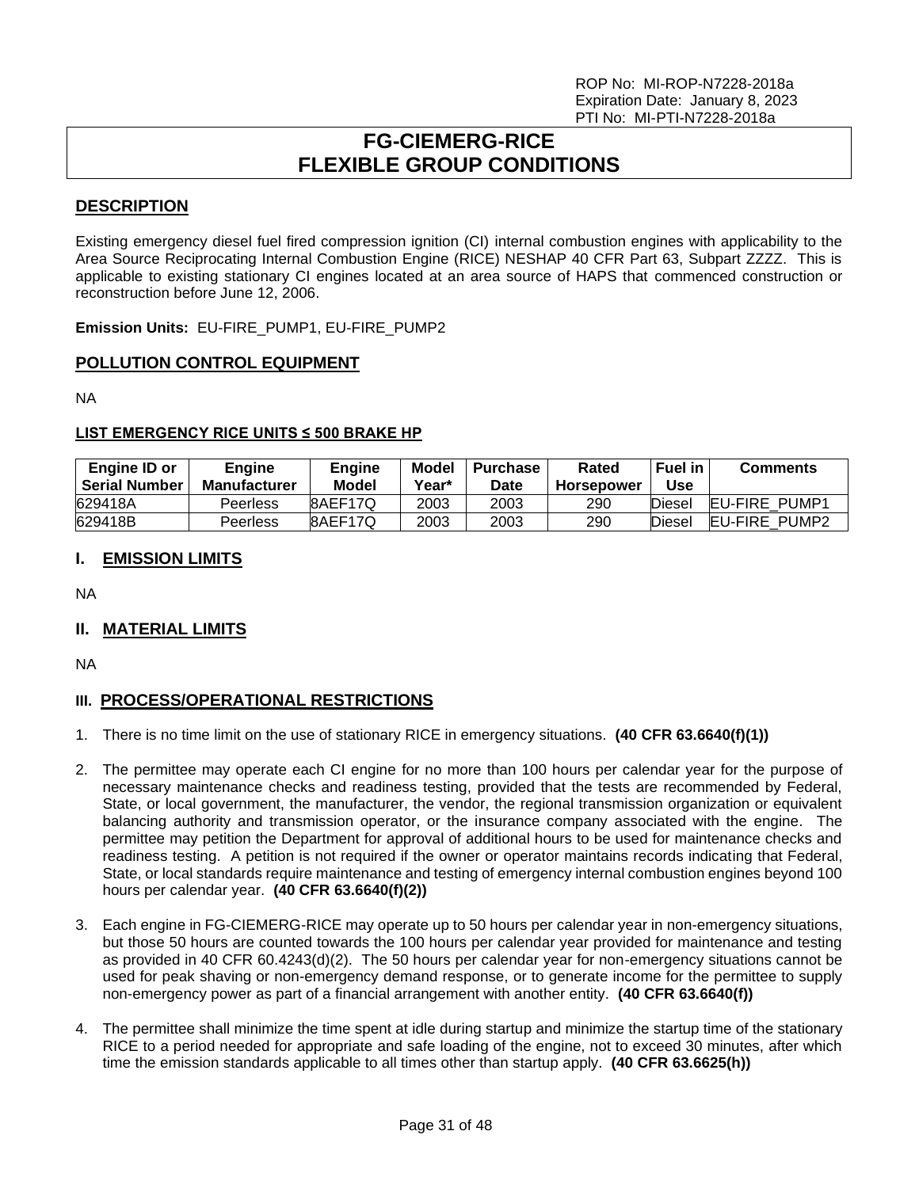ROP No: MI-ROP-N7228-2018a
Expiration Date: January 8, 2023
PTI No: MI-PTI-N7228-2018a

# FG-CIEMERG-RICE FLEXIBLE GROUP CONDITIONS

## DESCRIPTION

Existing emergency diesel fuel fired compression ignition (CI) internal combustion engines with applicability to the Area Source Reciprocating Internal Combustion Engine (RICE) NESHAP 40 CFR Part 63, Subpart ZZZZ. This is applicable to existing stationary CI engines located at an area source of HAPS that commenced construction or reconstruction before June 12, 2006.

**Emission Units:** EU-FIRE_PUMP1, EU-FIRE_PUMP2

## POLLUTION CONTROL EQUIPMENT

NA

### LIST EMERGENCY RICE UNITS ≤ 500 BRAKE HP

| Engine ID or Serial Number | Engine Manufacturer | Engine Model | Model Year* | Purchase Date | Rated Horsepower | Fuel in Use | Comments |
|---|---|---|---|---|---|---|---|
| 629418A | Peerless | 8AEF17Q | 2003 | 2003 | 290 | Diesel | EU-FIRE_PUMP1 |
| 629418B | Peerless | 8AEF17Q | 2003 | 2003 | 290 | Diesel | EU-FIRE_PUMP2 |

## I. EMISSION LIMITS

NA

## II. MATERIAL LIMITS

NA

## III. PROCESS/OPERATIONAL RESTRICTIONS

1. There is no time limit on the use of stationary RICE in emergency situations. **(40 CFR 63.6640(f)(1))**

2. The permittee may operate each CI engine for no more than 100 hours per calendar year for the purpose of necessary maintenance checks and readiness testing, provided that the tests are recommended by Federal, State, or local government, the manufacturer, the vendor, the regional transmission organization or equivalent balancing authority and transmission operator, or the insurance company associated with the engine. The permittee may petition the Department for approval of additional hours to be used for maintenance checks and readiness testing. A petition is not required if the owner or operator maintains records indicating that Federal, State, or local standards require maintenance and testing of emergency internal combustion engines beyond 100 hours per calendar year. **(40 CFR 63.6640(f)(2))**

3. Each engine in FG-CIEMERG-RICE may operate up to 50 hours per calendar year in non-emergency situations, but those 50 hours are counted towards the 100 hours per calendar year provided for maintenance and testing as provided in 40 CFR 60.4243(d)(2). The 50 hours per calendar year for non-emergency situations cannot be used for peak shaving or non-emergency demand response, or to generate income for the permittee to supply non-emergency power as part of a financial arrangement with another entity. **(40 CFR 63.6640(f))**

4. The permittee shall minimize the time spent at idle during startup and minimize the startup time of the stationary RICE to a period needed for appropriate and safe loading of the engine, not to exceed 30 minutes, after which time the emission standards applicable to all times other than startup apply. **(40 CFR 63.6625(h))**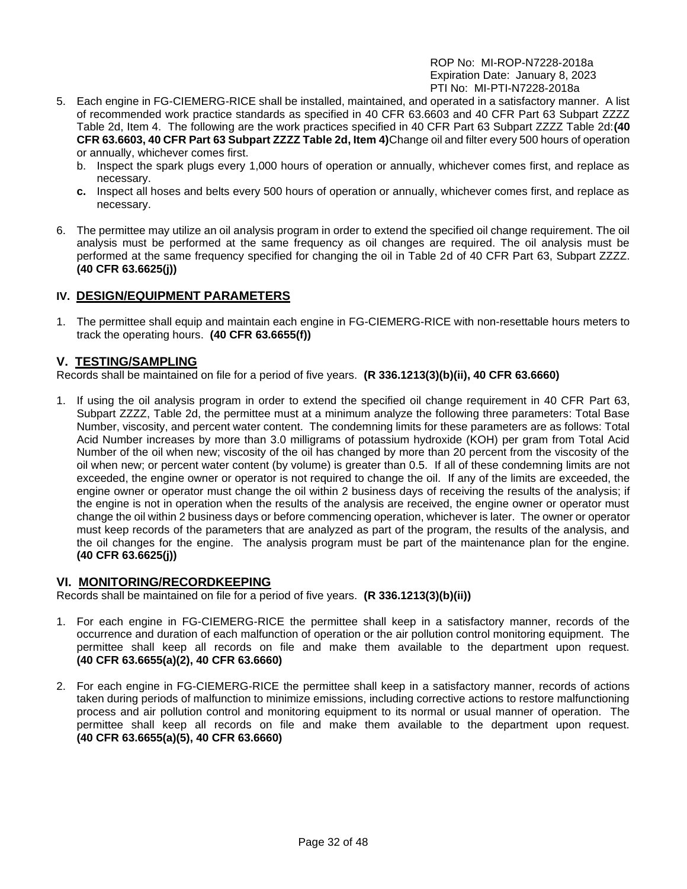5. Each engine in FG-CIEMERG-RICE shall be installed, maintained, and operated in a satisfactory manner. A list of recommended work practice standards as specified in 40 CFR 63.6603 and 40 CFR Part 63 Subpart ZZZZ Table 2d, Item 4. The following are the work practices specified in 40 CFR Part 63 Subpart ZZZZ Table 2d:**(40 CFR 63.6603, 40 CFR Part 63 Subpart ZZZZ Table 2d, Item 4)**Change oil and filter every 500 hours of operation or annually, whichever comes first.
   b. Inspect the spark plugs every 1,000 hours of operation or annually, whichever comes first, and replace as necessary.
   **c.** Inspect all hoses and belts every 500 hours of operation or annually, whichever comes first, and replace as necessary.

6. The permittee may utilize an oil analysis program in order to extend the specified oil change requirement. The oil analysis must be performed at the same frequency as oil changes are required. The oil analysis must be performed at the same frequency specified for changing the oil in Table 2d of 40 CFR Part 63, Subpart ZZZZ. **(40 CFR 63.6625(j))**

## IV. DESIGN/EQUIPMENT PARAMETERS

1. The permittee shall equip and maintain each engine in FG-CIEMERG-RICE with non-resettable hours meters to track the operating hours. **(40 CFR 63.6655(f))**

## V. TESTING/SAMPLING

Records shall be maintained on file for a period of five years. **(R 336.1213(3)(b)(ii), 40 CFR 63.6660)**

1. If using the oil analysis program in order to extend the specified oil change requirement in 40 CFR Part 63, Subpart ZZZZ, Table 2d, the permittee must at a minimum analyze the following three parameters: Total Base Number, viscosity, and percent water content. The condemning limits for these parameters are as follows: Total Acid Number increases by more than 3.0 milligrams of potassium hydroxide (KOH) per gram from Total Acid Number of the oil when new; viscosity of the oil has changed by more than 20 percent from the viscosity of the oil when new; or percent water content (by volume) is greater than 0.5. If all of these condemning limits are not exceeded, the engine owner or operator is not required to change the oil. If any of the limits are exceeded, the engine owner or operator must change the oil within 2 business days of receiving the results of the analysis; if the engine is not in operation when the results of the analysis are received, the engine owner or operator must change the oil within 2 business days or before commencing operation, whichever is later. The owner or operator must keep records of the parameters that are analyzed as part of the program, the results of the analysis, and the oil changes for the engine. The analysis program must be part of the maintenance plan for the engine. **(40 CFR 63.6625(j))**

## VI. MONITORING/RECORDKEEPING

Records shall be maintained on file for a period of five years. **(R 336.1213(3)(b)(ii))**

1. For each engine in FG-CIEMERG-RICE the permittee shall keep in a satisfactory manner, records of the occurrence and duration of each malfunction of operation or the air pollution control monitoring equipment. The permittee shall keep all records on file and make them available to the department upon request. **(40 CFR 63.6655(a)(2), 40 CFR 63.6660)**

2. For each engine in FG-CIEMERG-RICE the permittee shall keep in a satisfactory manner, records of actions taken during periods of malfunction to minimize emissions, including corrective actions to restore malfunctioning process and air pollution control and monitoring equipment to its normal or usual manner of operation. The permittee shall keep all records on file and make them available to the department upon request. **(40 CFR 63.6655(a)(5), 40 CFR 63.6660)**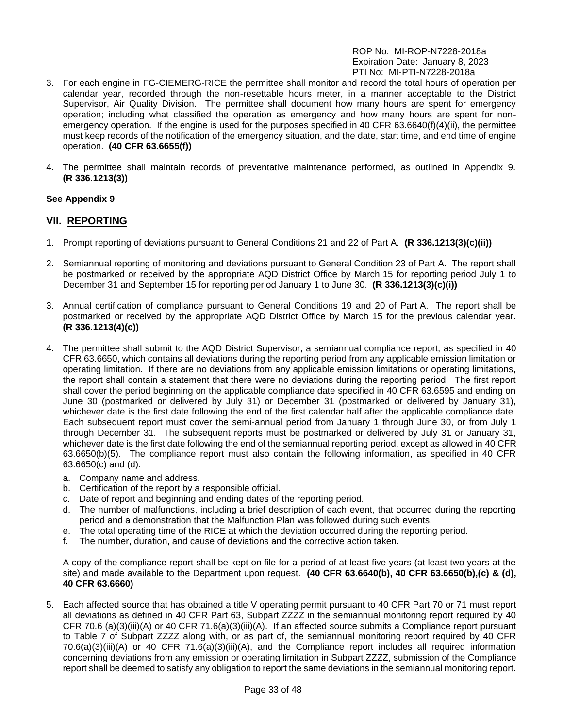3. For each engine in FG-CIEMERG-RICE the permittee shall monitor and record the total hours of operation per calendar year, recorded through the non-resettable hours meter, in a manner acceptable to the District Supervisor, Air Quality Division. The permittee shall document how many hours are spent for emergency operation; including what classified the operation as emergency and how many hours are spent for non-emergency operation. If the engine is used for the purposes specified in 40 CFR 63.6640(f)(4)(ii), the permittee must keep records of the notification of the emergency situation, and the date, start time, and end time of engine operation. **(40 CFR 63.6655(f))**

4. The permittee shall maintain records of preventative maintenance performed, as outlined in Appendix 9. **(R 336.1213(3))**

**See Appendix 9**

## VII. REPORTING

1. Prompt reporting of deviations pursuant to General Conditions 21 and 22 of Part A. **(R 336.1213(3)(c)(ii))**

2. Semiannual reporting of monitoring and deviations pursuant to General Condition 23 of Part A. The report shall be postmarked or received by the appropriate AQD District Office by March 15 for reporting period July 1 to December 31 and September 15 for reporting period January 1 to June 30. **(R 336.1213(3)(c)(i))**

3. Annual certification of compliance pursuant to General Conditions 19 and 20 of Part A. The report shall be postmarked or received by the appropriate AQD District Office by March 15 for the previous calendar year. **(R 336.1213(4)(c))**

4. The permittee shall submit to the AQD District Supervisor, a semiannual compliance report, as specified in 40 CFR 63.6650, which contains all deviations during the reporting period from any applicable emission limitation or operating limitation. If there are no deviations from any applicable emission limitations or operating limitations, the report shall contain a statement that there were no deviations during the reporting period. The first report shall cover the period beginning on the applicable compliance date specified in 40 CFR 63.6595 and ending on June 30 (postmarked or delivered by July 31) or December 31 (postmarked or delivered by January 31), whichever date is the first date following the end of the first calendar half after the applicable compliance date. Each subsequent report must cover the semi-annual period from January 1 through June 30, or from July 1 through December 31. The subsequent reports must be postmarked or delivered by July 31 or January 31, whichever date is the first date following the end of the semiannual reporting period, except as allowed in 40 CFR 63.6650(b)(5). The compliance report must also contain the following information, as specified in 40 CFR 63.6650(c) and (d):
   a. Company name and address.
   b. Certification of the report by a responsible official.
   c. Date of report and beginning and ending dates of the reporting period.
   d. The number of malfunctions, including a brief description of each event, that occurred during the reporting period and a demonstration that the Malfunction Plan was followed during such events.
   e. The total operating time of the RICE at which the deviation occurred during the reporting period.
   f. The number, duration, and cause of deviations and the corrective action taken.

   A copy of the compliance report shall be kept on file for a period of at least five years (at least two years at the site) and made available to the Department upon request. **(40 CFR 63.6640(b), 40 CFR 63.6650(b),(c) & (d), 40 CFR 63.6660)**

5. Each affected source that has obtained a title V operating permit pursuant to 40 CFR Part 70 or 71 must report all deviations as defined in 40 CFR Part 63, Subpart ZZZZ in the semiannual monitoring report required by 40 CFR 70.6 (a)(3)(iii)(A) or 40 CFR 71.6(a)(3)(iii)(A). If an affected source submits a Compliance report pursuant to Table 7 of Subpart ZZZZ along with, or as part of, the semiannual monitoring report required by 40 CFR 70.6(a)(3)(iii)(A) or 40 CFR 71.6(a)(3)(iii)(A), and the Compliance report includes all required information concerning deviations from any emission or operating limitation in Subpart ZZZZ, submission of the Compliance report shall be deemed to satisfy any obligation to report the same deviations in the semiannual monitoring report.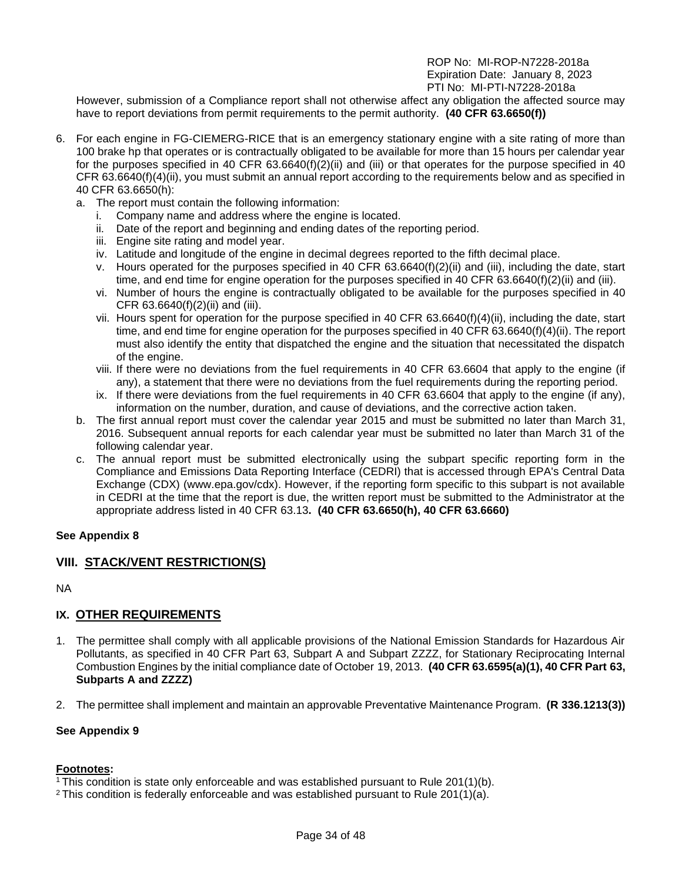However, submission of a Compliance report shall not otherwise affect any obligation the affected source may have to report deviations from permit requirements to the permit authority. **(40 CFR 63.6650(f))**

6. For each engine in FG-CIEMERG-RICE that is an emergency stationary engine with a site rating of more than 100 brake hp that operates or is contractually obligated to be available for more than 15 hours per calendar year for the purposes specified in 40 CFR 63.6640(f)(2)(ii) and (iii) or that operates for the purpose specified in 40 CFR 63.6640(f)(4)(ii), you must submit an annual report according to the requirements below and as specified in 40 CFR 63.6650(h):
   a. The report must contain the following information:
      i. Company name and address where the engine is located.
      ii. Date of the report and beginning and ending dates of the reporting period.
      iii. Engine site rating and model year.
      iv. Latitude and longitude of the engine in decimal degrees reported to the fifth decimal place.
      v. Hours operated for the purposes specified in 40 CFR 63.6640(f)(2)(ii) and (iii), including the date, start time, and end time for engine operation for the purposes specified in 40 CFR 63.6640(f)(2)(ii) and (iii).
      vi. Number of hours the engine is contractually obligated to be available for the purposes specified in 40 CFR 63.6640(f)(2)(ii) and (iii).
      vii. Hours spent for operation for the purpose specified in 40 CFR 63.6640(f)(4)(ii), including the date, start time, and end time for engine operation for the purposes specified in 40 CFR 63.6640(f)(4)(ii). The report must also identify the entity that dispatched the engine and the situation that necessitated the dispatch of the engine.
      viii. If there were no deviations from the fuel requirements in 40 CFR 63.6604 that apply to the engine (if any), a statement that there were no deviations from the fuel requirements during the reporting period.
      ix. If there were deviations from the fuel requirements in 40 CFR 63.6604 that apply to the engine (if any), information on the number, duration, and cause of deviations, and the corrective action taken.
   b. The first annual report must cover the calendar year 2015 and must be submitted no later than March 31, 2016. Subsequent annual reports for each calendar year must be submitted no later than March 31 of the following calendar year.
   c. The annual report must be submitted electronically using the subpart specific reporting form in the Compliance and Emissions Data Reporting Interface (CEDRI) that is accessed through EPA's Central Data Exchange (CDX) (www.epa.gov/cdx). However, if the reporting form specific to this subpart is not available in CEDRI at the time that the report is due, the written report must be submitted to the Administrator at the appropriate address listed in 40 CFR 63.13**. (40 CFR 63.6650(h), 40 CFR 63.6660)**

**See Appendix 8**

## VIII. STACK/VENT RESTRICTION(S)

NA

## IX. OTHER REQUIREMENTS

1. The permittee shall comply with all applicable provisions of the National Emission Standards for Hazardous Air Pollutants, as specified in 40 CFR Part 63, Subpart A and Subpart ZZZZ, for Stationary Reciprocating Internal Combustion Engines by the initial compliance date of October 19, 2013. **(40 CFR 63.6595(a)(1), 40 CFR Part 63, Subparts A and ZZZZ)**

2. The permittee shall implement and maintain an approvable Preventative Maintenance Program. **(R 336.1213(3))**

**See Appendix 9**

**Footnotes:**

[1] This condition is state only enforceable and was established pursuant to Rule 201(1)(b).
[2] This condition is federally enforceable and was established pursuant to Rule 201(1)(a).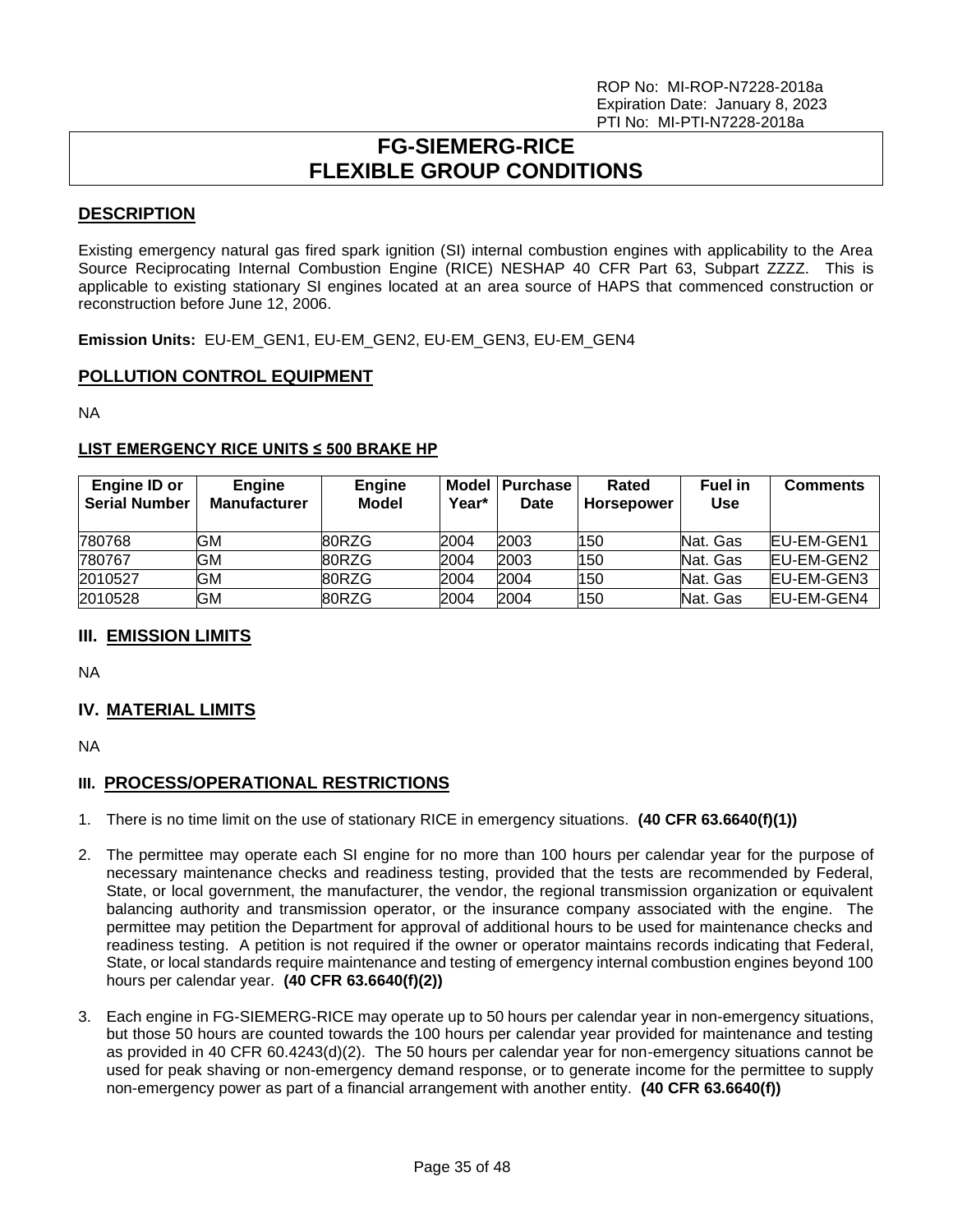ROP No: MI-ROP-N7228-2018a
Expiration Date: January 8, 2023
PTI No: MI-PTI-N7228-2018a

# FG-SIEMERG-RICE FLEXIBLE GROUP CONDITIONS

## DESCRIPTION

Existing emergency natural gas fired spark ignition (SI) internal combustion engines with applicability to the Area Source Reciprocating Internal Combustion Engine (RICE) NESHAP 40 CFR Part 63, Subpart ZZZZ. This is applicable to existing stationary SI engines located at an area source of HAPS that commenced construction or reconstruction before June 12, 2006.

**Emission Units:** EU-EM_GEN1, EU-EM_GEN2, EU-EM_GEN3, EU-EM_GEN4

## POLLUTION CONTROL EQUIPMENT

NA

**LIST EMERGENCY RICE UNITS ≤ 500 BRAKE HP**

| Engine ID or Serial Number | Engine Manufacturer | Engine Model | Model Year* | Purchase Date | Rated Horsepower | Fuel in Use | Comments |
|---|---|---|---|---|---|---|---|
| 780768 | GM | 80RZG | 2004 | 2003 | 150 | Nat. Gas | EU-EM-GEN1 |
| 780767 | GM | 80RZG | 2004 | 2003 | 150 | Nat. Gas | EU-EM-GEN2 |
| 2010527 | GM | 80RZG | 2004 | 2004 | 150 | Nat. Gas | EU-EM-GEN3 |
| 2010528 | GM | 80RZG | 2004 | 2004 | 150 | Nat. Gas | EU-EM-GEN4 |

## III. EMISSION LIMITS

NA

## IV. MATERIAL LIMITS

NA

## III. PROCESS/OPERATIONAL RESTRICTIONS

1. There is no time limit on the use of stationary RICE in emergency situations. **(40 CFR 63.6640(f)(1))**

2. The permittee may operate each SI engine for no more than 100 hours per calendar year for the purpose of necessary maintenance checks and readiness testing, provided that the tests are recommended by Federal, State, or local government, the manufacturer, the vendor, the regional transmission organization or equivalent balancing authority and transmission operator, or the insurance company associated with the engine. The permittee may petition the Department for approval of additional hours to be used for maintenance checks and readiness testing. A petition is not required if the owner or operator maintains records indicating that Federal, State, or local standards require maintenance and testing of emergency internal combustion engines beyond 100 hours per calendar year. **(40 CFR 63.6640(f)(2))**

3. Each engine in FG-SIEMERG-RICE may operate up to 50 hours per calendar year in non-emergency situations, but those 50 hours are counted towards the 100 hours per calendar year provided for maintenance and testing as provided in 40 CFR 60.4243(d)(2). The 50 hours per calendar year for non-emergency situations cannot be used for peak shaving or non-emergency demand response, or to generate income for the permittee to supply non-emergency power as part of a financial arrangement with another entity. **(40 CFR 63.6640(f))**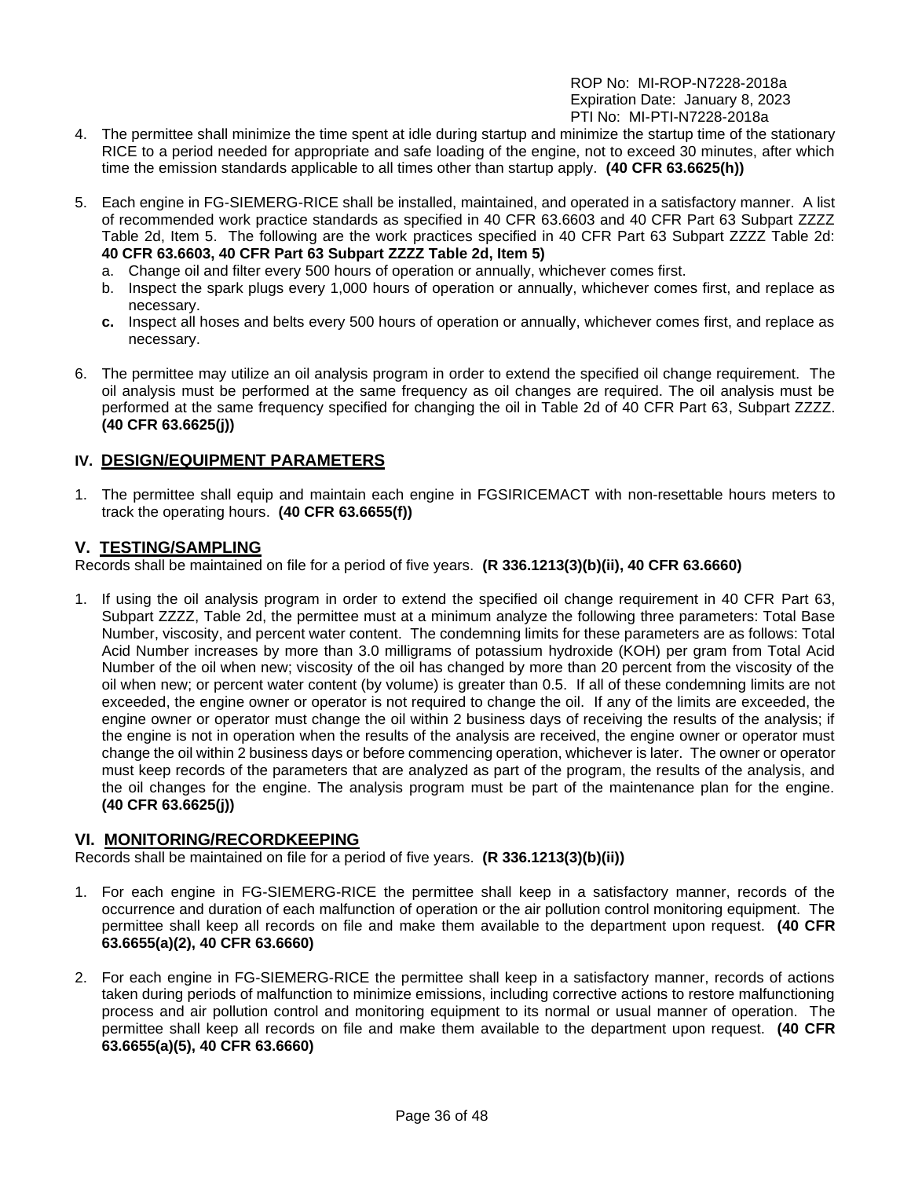4. The permittee shall minimize the time spent at idle during startup and minimize the startup time of the stationary RICE to a period needed for appropriate and safe loading of the engine, not to exceed 30 minutes, after which time the emission standards applicable to all times other than startup apply. **(40 CFR 63.6625(h))**

5. Each engine in FG-SIEMERG-RICE shall be installed, maintained, and operated in a satisfactory manner. A list of recommended work practice standards as specified in 40 CFR 63.6603 and 40 CFR Part 63 Subpart ZZZZ Table 2d, Item 5. The following are the work practices specified in 40 CFR Part 63 Subpart ZZZZ Table 2d: **40 CFR 63.6603, 40 CFR Part 63 Subpart ZZZZ Table 2d, Item 5)**
   a. Change oil and filter every 500 hours of operation or annually, whichever comes first.
   b. Inspect the spark plugs every 1,000 hours of operation or annually, whichever comes first, and replace as necessary.
   **c.** Inspect all hoses and belts every 500 hours of operation or annually, whichever comes first, and replace as necessary.

6. The permittee may utilize an oil analysis program in order to extend the specified oil change requirement. The oil analysis must be performed at the same frequency as oil changes are required. The oil analysis must be performed at the same frequency specified for changing the oil in Table 2d of 40 CFR Part 63, Subpart ZZZZ. **(40 CFR 63.6625(j))**

## IV. DESIGN/EQUIPMENT PARAMETERS

1. The permittee shall equip and maintain each engine in FGSIRICEMACT with non-resettable hours meters to track the operating hours. **(40 CFR 63.6655(f))**

## V. TESTING/SAMPLING

Records shall be maintained on file for a period of five years. **(R 336.1213(3)(b)(ii), 40 CFR 63.6660)**

1. If using the oil analysis program in order to extend the specified oil change requirement in 40 CFR Part 63, Subpart ZZZZ, Table 2d, the permittee must at a minimum analyze the following three parameters: Total Base Number, viscosity, and percent water content. The condemning limits for these parameters are as follows: Total Acid Number increases by more than 3.0 milligrams of potassium hydroxide (KOH) per gram from Total Acid Number of the oil when new; viscosity of the oil has changed by more than 20 percent from the viscosity of the oil when new; or percent water content (by volume) is greater than 0.5. If all of these condemning limits are not exceeded, the engine owner or operator is not required to change the oil. If any of the limits are exceeded, the engine owner or operator must change the oil within 2 business days of receiving the results of the analysis; if the engine is not in operation when the results of the analysis are received, the engine owner or operator must change the oil within 2 business days or before commencing operation, whichever is later. The owner or operator must keep records of the parameters that are analyzed as part of the program, the results of the analysis, and the oil changes for the engine. The analysis program must be part of the maintenance plan for the engine. **(40 CFR 63.6625(j))**

## VI. MONITORING/RECORDKEEPING

Records shall be maintained on file for a period of five years. **(R 336.1213(3)(b)(ii))**

1. For each engine in FG-SIEMERG-RICE the permittee shall keep in a satisfactory manner, records of the occurrence and duration of each malfunction of operation or the air pollution control monitoring equipment. The permittee shall keep all records on file and make them available to the department upon request. **(40 CFR 63.6655(a)(2), 40 CFR 63.6660)**

2. For each engine in FG-SIEMERG-RICE the permittee shall keep in a satisfactory manner, records of actions taken during periods of malfunction to minimize emissions, including corrective actions to restore malfunctioning process and air pollution control and monitoring equipment to its normal or usual manner of operation. The permittee shall keep all records on file and make them available to the department upon request. **(40 CFR 63.6655(a)(5), 40 CFR 63.6660)**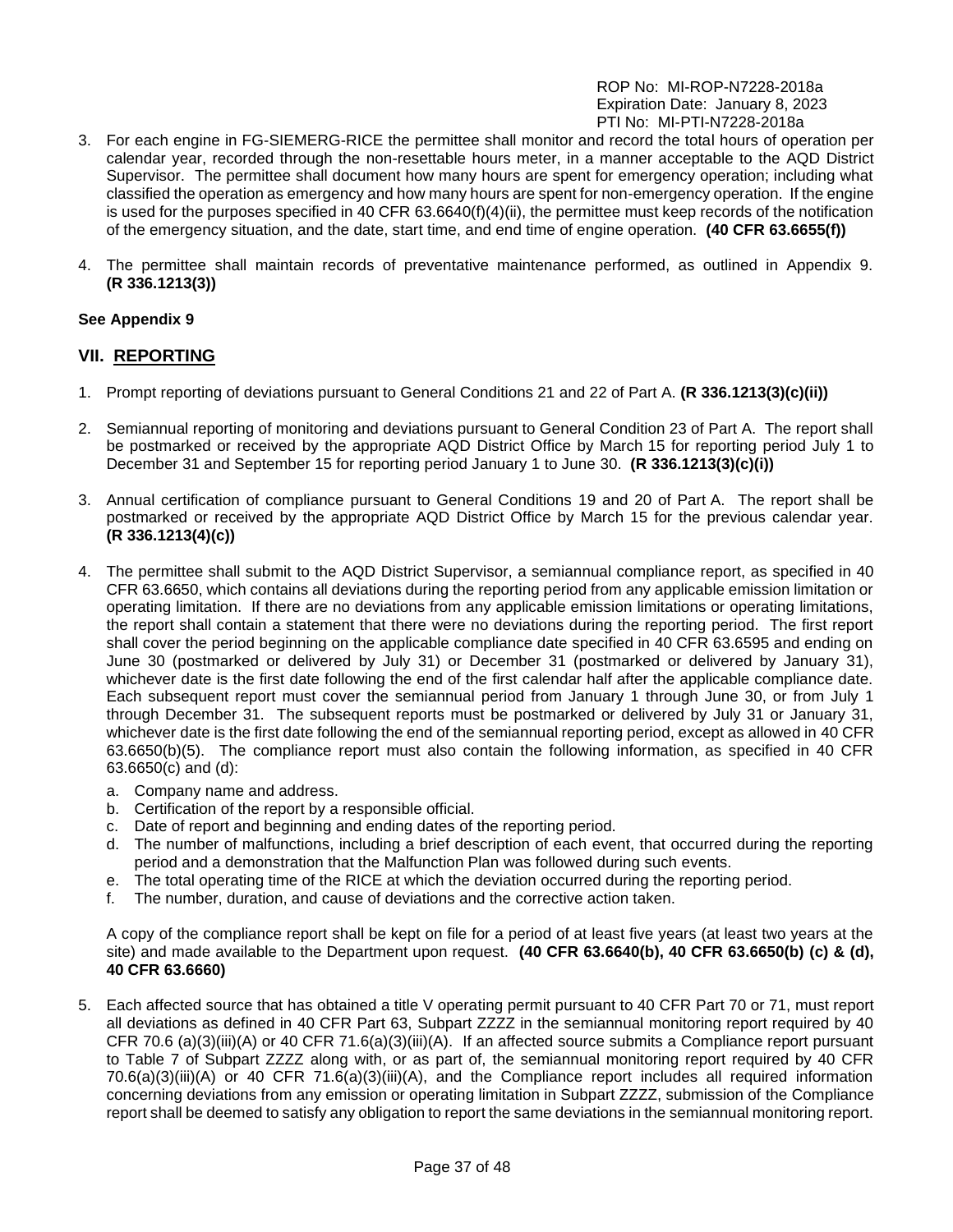3. For each engine in FG-SIEMERG-RICE the permittee shall monitor and record the total hours of operation per calendar year, recorded through the non-resettable hours meter, in a manner acceptable to the AQD District Supervisor. The permittee shall document how many hours are spent for emergency operation; including what classified the operation as emergency and how many hours are spent for non-emergency operation. If the engine is used for the purposes specified in 40 CFR 63.6640(f)(4)(ii), the permittee must keep records of the notification of the emergency situation, and the date, start time, and end time of engine operation. **(40 CFR 63.6655(f))**

4. The permittee shall maintain records of preventative maintenance performed, as outlined in Appendix 9. **(R 336.1213(3))**

**See Appendix 9**

## VII. REPORTING

1. Prompt reporting of deviations pursuant to General Conditions 21 and 22 of Part A. **(R 336.1213(3)(c)(ii))**

2. Semiannual reporting of monitoring and deviations pursuant to General Condition 23 of Part A. The report shall be postmarked or received by the appropriate AQD District Office by March 15 for reporting period July 1 to December 31 and September 15 for reporting period January 1 to June 30. **(R 336.1213(3)(c)(i))**

3. Annual certification of compliance pursuant to General Conditions 19 and 20 of Part A. The report shall be postmarked or received by the appropriate AQD District Office by March 15 for the previous calendar year. **(R 336.1213(4)(c))**

4. The permittee shall submit to the AQD District Supervisor, a semiannual compliance report, as specified in 40 CFR 63.6650, which contains all deviations during the reporting period from any applicable emission limitation or operating limitation. If there are no deviations from any applicable emission limitations or operating limitations, the report shall contain a statement that there were no deviations during the reporting period. The first report shall cover the period beginning on the applicable compliance date specified in 40 CFR 63.6595 and ending on June 30 (postmarked or delivered by July 31) or December 31 (postmarked or delivered by January 31), whichever date is the first date following the end of the first calendar half after the applicable compliance date. Each subsequent report must cover the semiannual period from January 1 through June 30, or from July 1 through December 31. The subsequent reports must be postmarked or delivered by July 31 or January 31, whichever date is the first date following the end of the semiannual reporting period, except as allowed in 40 CFR 63.6650(b)(5). The compliance report must also contain the following information, as specified in 40 CFR 63.6650(c) and (d):
   a. Company name and address.
   b. Certification of the report by a responsible official.
   c. Date of report and beginning and ending dates of the reporting period.
   d. The number of malfunctions, including a brief description of each event, that occurred during the reporting period and a demonstration that the Malfunction Plan was followed during such events.
   e. The total operating time of the RICE at which the deviation occurred during the reporting period.
   f. The number, duration, and cause of deviations and the corrective action taken.

   A copy of the compliance report shall be kept on file for a period of at least five years (at least two years at the site) and made available to the Department upon request. **(40 CFR 63.6640(b), 40 CFR 63.6650(b) (c) & (d), 40 CFR 63.6660)**

5. Each affected source that has obtained a title V operating permit pursuant to 40 CFR Part 70 or 71, must report all deviations as defined in 40 CFR Part 63, Subpart ZZZZ in the semiannual monitoring report required by 40 CFR 70.6 (a)(3)(iii)(A) or 40 CFR 71.6(a)(3)(iii)(A). If an affected source submits a Compliance report pursuant to Table 7 of Subpart ZZZZ along with, or as part of, the semiannual monitoring report required by 40 CFR 70.6(a)(3)(iii)(A) or 40 CFR 71.6(a)(3)(iii)(A), and the Compliance report includes all required information concerning deviations from any emission or operating limitation in Subpart ZZZZ, submission of the Compliance report shall be deemed to satisfy any obligation to report the same deviations in the semiannual monitoring report.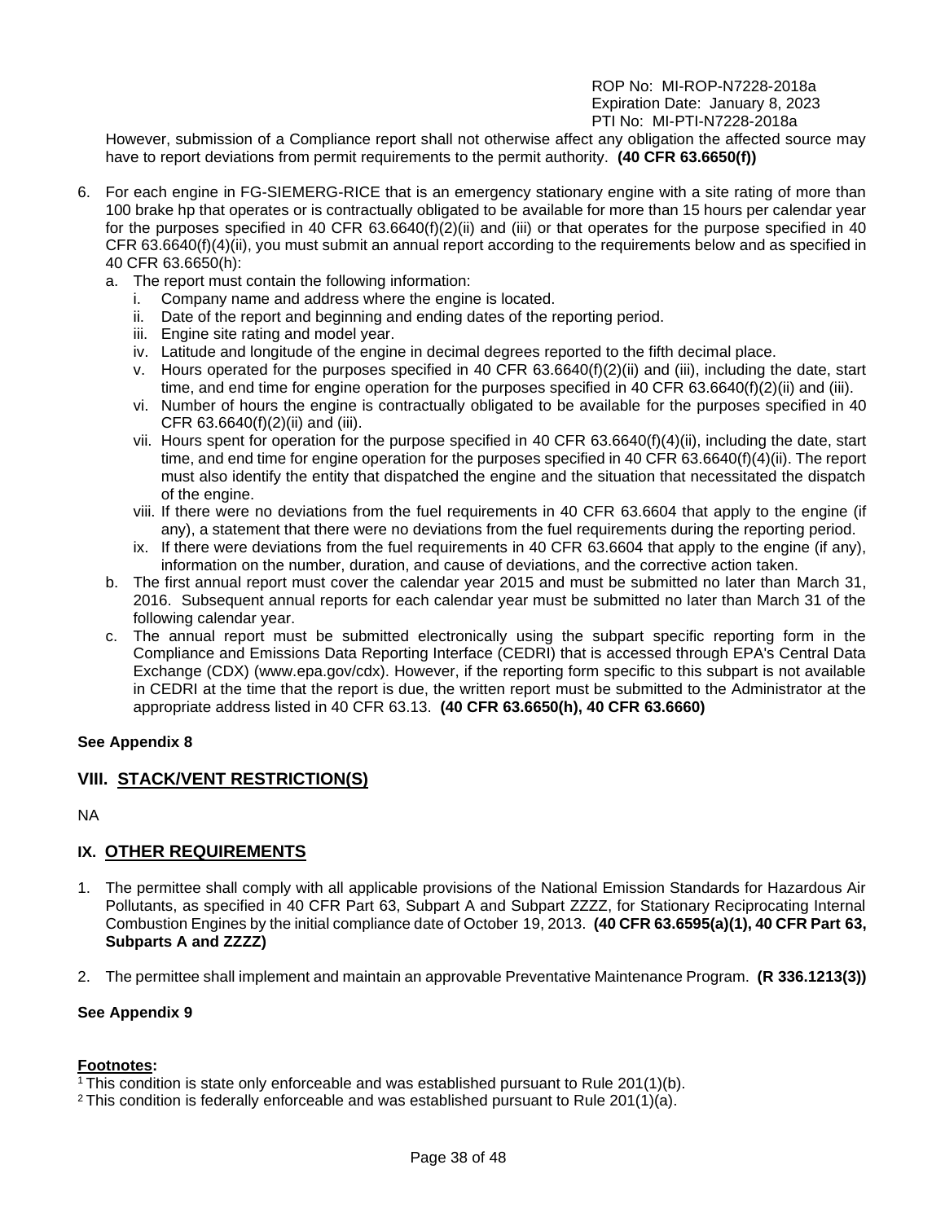However, submission of a Compliance report shall not otherwise affect any obligation the affected source may have to report deviations from permit requirements to the permit authority. **(40 CFR 63.6650(f))**

6. For each engine in FG-SIEMERG-RICE that is an emergency stationary engine with a site rating of more than 100 brake hp that operates or is contractually obligated to be available for more than 15 hours per calendar year for the purposes specified in 40 CFR 63.6640(f)(2)(ii) and (iii) or that operates for the purpose specified in 40 CFR 63.6640(f)(4)(ii), you must submit an annual report according to the requirements below and as specified in 40 CFR 63.6650(h):
   a. The report must contain the following information:
      i. Company name and address where the engine is located.
      ii. Date of the report and beginning and ending dates of the reporting period.
      iii. Engine site rating and model year.
      iv. Latitude and longitude of the engine in decimal degrees reported to the fifth decimal place.
      v. Hours operated for the purposes specified in 40 CFR 63.6640(f)(2)(ii) and (iii), including the date, start time, and end time for engine operation for the purposes specified in 40 CFR 63.6640(f)(2)(ii) and (iii).
      vi. Number of hours the engine is contractually obligated to be available for the purposes specified in 40 CFR 63.6640(f)(2)(ii) and (iii).
      vii. Hours spent for operation for the purpose specified in 40 CFR 63.6640(f)(4)(ii), including the date, start time, and end time for engine operation for the purposes specified in 40 CFR 63.6640(f)(4)(ii). The report must also identify the entity that dispatched the engine and the situation that necessitated the dispatch of the engine.
      viii. If there were no deviations from the fuel requirements in 40 CFR 63.6604 that apply to the engine (if any), a statement that there were no deviations from the fuel requirements during the reporting period.
      ix. If there were deviations from the fuel requirements in 40 CFR 63.6604 that apply to the engine (if any), information on the number, duration, and cause of deviations, and the corrective action taken.
   b. The first annual report must cover the calendar year 2015 and must be submitted no later than March 31, 2016. Subsequent annual reports for each calendar year must be submitted no later than March 31 of the following calendar year.
   c. The annual report must be submitted electronically using the subpart specific reporting form in the Compliance and Emissions Data Reporting Interface (CEDRI) that is accessed through EPA's Central Data Exchange (CDX) (www.epa.gov/cdx). However, if the reporting form specific to this subpart is not available in CEDRI at the time that the report is due, the written report must be submitted to the Administrator at the appropriate address listed in 40 CFR 63.13. **(40 CFR 63.6650(h), 40 CFR 63.6660)**

**See Appendix 8**

## VIII. STACK/VENT RESTRICTION(S)

NA

## IX. OTHER REQUIREMENTS

1. The permittee shall comply with all applicable provisions of the National Emission Standards for Hazardous Air Pollutants, as specified in 40 CFR Part 63, Subpart A and Subpart ZZZZ, for Stationary Reciprocating Internal Combustion Engines by the initial compliance date of October 19, 2013. **(40 CFR 63.6595(a)(1), 40 CFR Part 63, Subparts A and ZZZZ)**

2. The permittee shall implement and maintain an approvable Preventative Maintenance Program. **(R 336.1213(3))**

**See Appendix 9**

**Footnotes:**

[1] This condition is state only enforceable and was established pursuant to Rule 201(1)(b).

[2] This condition is federally enforceable and was established pursuant to Rule 201(1)(a).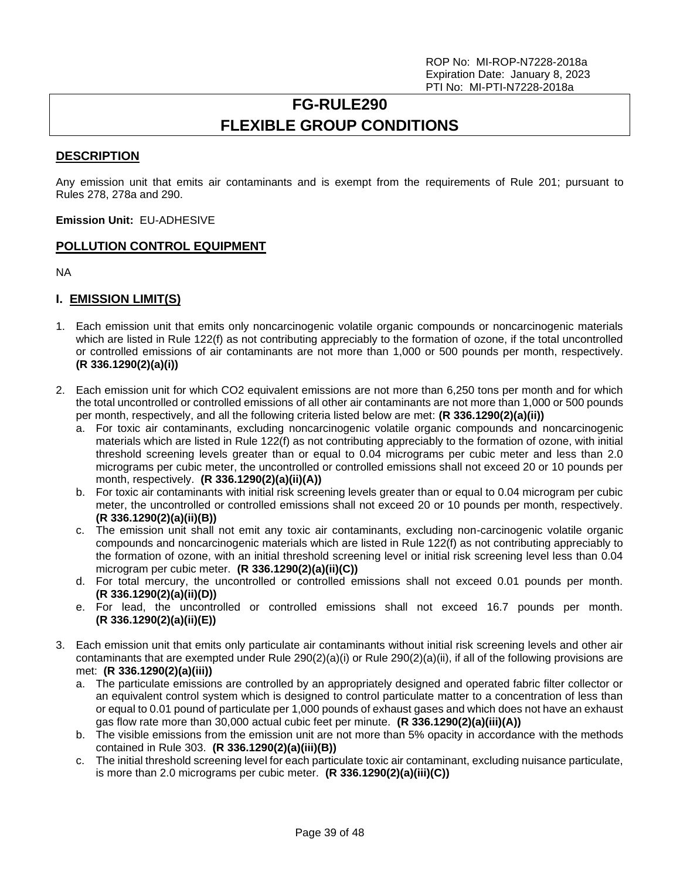ROP No: MI-ROP-N7228-2018a
Expiration Date: January 8, 2023
PTI No: MI-PTI-N7228-2018a

# FG-RULE290
# FLEXIBLE GROUP CONDITIONS

## DESCRIPTION

Any emission unit that emits air contaminants and is exempt from the requirements of Rule 201; pursuant to Rules 278, 278a and 290.

**Emission Unit:** EU-ADHESIVE

## POLLUTION CONTROL EQUIPMENT

NA

## I. EMISSION LIMIT(S)

1. Each emission unit that emits only noncarcinogenic volatile organic compounds or noncarcinogenic materials which are listed in Rule 122(f) as not contributing appreciably to the formation of ozone, if the total uncontrolled or controlled emissions of air contaminants are not more than 1,000 or 500 pounds per month, respectively. **(R 336.1290(2)(a)(i))**

2. Each emission unit for which $CO_2$ equivalent emissions are not more than 6,250 tons per month and for which the total uncontrolled or controlled emissions of all other air contaminants are not more than 1,000 or 500 pounds per month, respectively, and all the following criteria listed below are met: **(R 336.1290(2)(a)(ii))**
   a. For toxic air contaminants, excluding noncarcinogenic volatile organic compounds and noncarcinogenic materials which are listed in Rule 122(f) as not contributing appreciably to the formation of ozone, with initial threshold screening levels greater than or equal to 0.04 micrograms per cubic meter and less than 2.0 micrograms per cubic meter, the uncontrolled or controlled emissions shall not exceed 20 or 10 pounds per month, respectively. **(R 336.1290(2)(a)(ii)(A))**
   b. For toxic air contaminants with initial risk screening levels greater than or equal to 0.04 microgram per cubic meter, the uncontrolled or controlled emissions shall not exceed 20 or 10 pounds per month, respectively. **(R 336.1290(2)(a)(ii)(B))**
   c. The emission unit shall not emit any toxic air contaminants, excluding non-carcinogenic volatile organic compounds and noncarcinogenic materials which are listed in Rule 122(f) as not contributing appreciably to the formation of ozone, with an initial threshold screening level or initial risk screening level less than 0.04 microgram per cubic meter. **(R 336.1290(2)(a)(ii)(C))**
   d. For total mercury, the uncontrolled or controlled emissions shall not exceed 0.01 pounds per month. **(R 336.1290(2)(a)(ii)(D))**
   e. For lead, the uncontrolled or controlled emissions shall not exceed 16.7 pounds per month. **(R 336.1290(2)(a)(ii)(E))**

3. Each emission unit that emits only particulate air contaminants without initial risk screening levels and other air contaminants that are exempted under Rule 290(2)(a)(i) or Rule 290(2)(a)(ii), if all of the following provisions are met: **(R 336.1290(2)(a)(iii))**
   a. The particulate emissions are controlled by an appropriately designed and operated fabric filter collector or an equivalent control system which is designed to control particulate matter to a concentration of less than or equal to 0.01 pound of particulate per 1,000 pounds of exhaust gases and which does not have an exhaust gas flow rate more than 30,000 actual cubic feet per minute. **(R 336.1290(2)(a)(iii)(A))**
   b. The visible emissions from the emission unit are not more than 5% opacity in accordance with the methods contained in Rule 303. **(R 336.1290(2)(a)(iii)(B))**
   c. The initial threshold screening level for each particulate toxic air contaminant, excluding nuisance particulate, is more than 2.0 micrograms per cubic meter. **(R 336.1290(2)(a)(iii)(C))**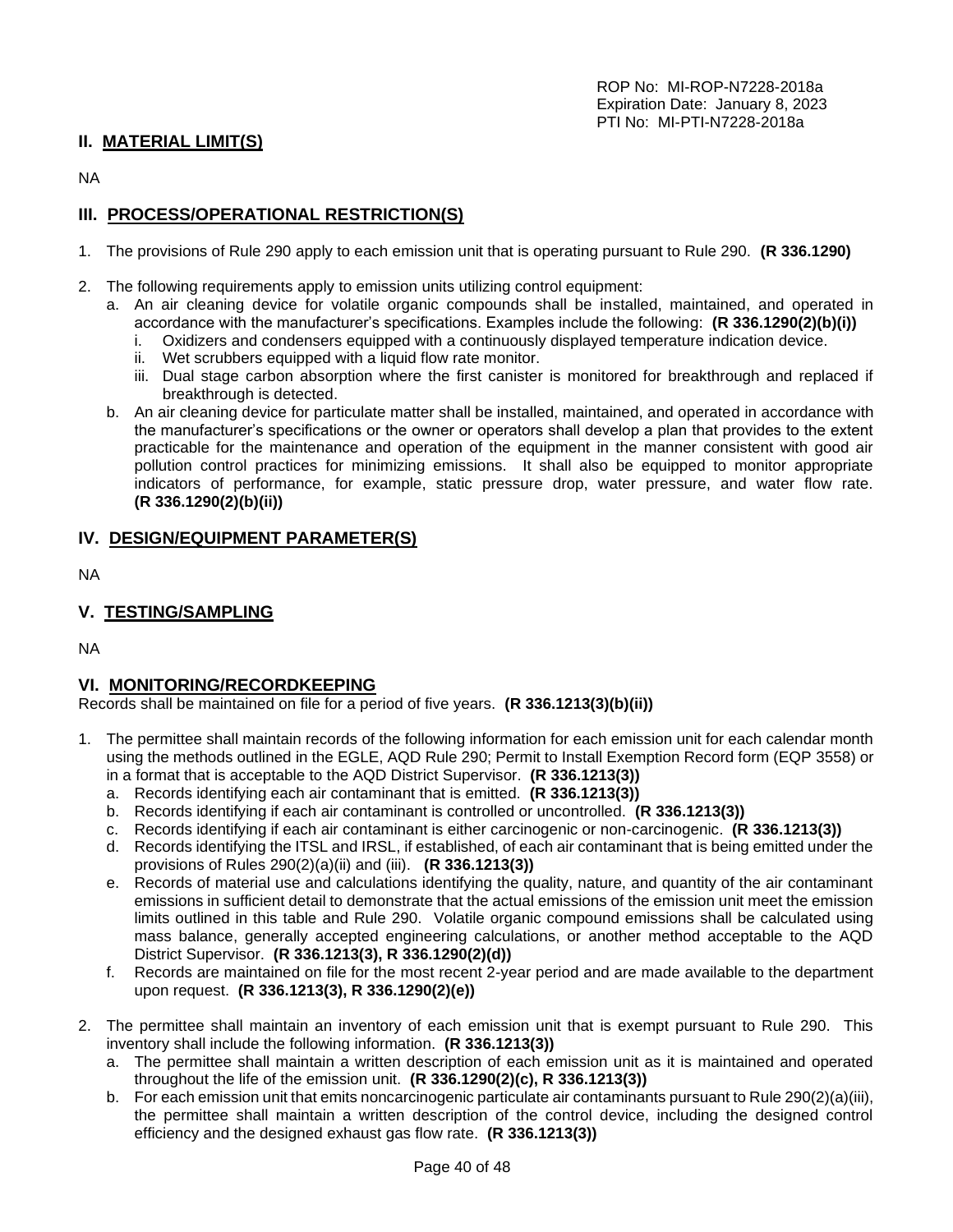## II. MATERIAL LIMIT(S)

NA

## III. PROCESS/OPERATIONAL RESTRICTION(S)

1. The provisions of Rule 290 apply to each emission unit that is operating pursuant to Rule 290. **(R 336.1290)**

2. The following requirements apply to emission units utilizing control equipment:
   a. An air cleaning device for volatile organic compounds shall be installed, maintained, and operated in accordance with the manufacturer's specifications. Examples include the following: **(R 336.1290(2)(b)(i))**
      i. Oxidizers and condensers equipped with a continuously displayed temperature indication device.
      ii. Wet scrubbers equipped with a liquid flow rate monitor.
      iii. Dual stage carbon absorption where the first canister is monitored for breakthrough and replaced if breakthrough is detected.
   b. An air cleaning device for particulate matter shall be installed, maintained, and operated in accordance with the manufacturer's specifications or the owner or operators shall develop a plan that provides to the extent practicable for the maintenance and operation of the equipment in the manner consistent with good air pollution control practices for minimizing emissions. It shall also be equipped to monitor appropriate indicators of performance, for example, static pressure drop, water pressure, and water flow rate. **(R 336.1290(2)(b)(ii))**

## IV. DESIGN/EQUIPMENT PARAMETER(S)

NA

## V. TESTING/SAMPLING

NA

## VI. MONITORING/RECORDKEEPING

Records shall be maintained on file for a period of five years. **(R 336.1213(3)(b)(ii))**

1. The permittee shall maintain records of the following information for each emission unit for each calendar month using the methods outlined in the EGLE, AQD Rule 290; Permit to Install Exemption Record form (EQP 3558) or in a format that is acceptable to the AQD District Supervisor. **(R 336.1213(3))**
   a. Records identifying each air contaminant that is emitted. **(R 336.1213(3))**
   b. Records identifying if each air contaminant is controlled or uncontrolled. **(R 336.1213(3))**
   c. Records identifying if each air contaminant is either carcinogenic or non-carcinogenic. **(R 336.1213(3))**
   d. Records identifying the ITSL and IRSL, if established, of each air contaminant that is being emitted under the provisions of Rules 290(2)(a)(ii) and (iii). **(R 336.1213(3))**
   e. Records of material use and calculations identifying the quality, nature, and quantity of the air contaminant emissions in sufficient detail to demonstrate that the actual emissions of the emission unit meet the emission limits outlined in this table and Rule 290. Volatile organic compound emissions shall be calculated using mass balance, generally accepted engineering calculations, or another method acceptable to the AQD District Supervisor. **(R 336.1213(3), R 336.1290(2)(d))**
   f. Records are maintained on file for the most recent 2-year period and are made available to the department upon request. **(R 336.1213(3), R 336.1290(2)(e))**

2. The permittee shall maintain an inventory of each emission unit that is exempt pursuant to Rule 290. This inventory shall include the following information. **(R 336.1213(3))**
   a. The permittee shall maintain a written description of each emission unit as it is maintained and operated throughout the life of the emission unit. **(R 336.1290(2)(c), R 336.1213(3))**
   b. For each emission unit that emits noncarcinogenic particulate air contaminants pursuant to Rule 290(2)(a)(iii), the permittee shall maintain a written description of the control device, including the designed control efficiency and the designed exhaust gas flow rate. **(R 336.1213(3))**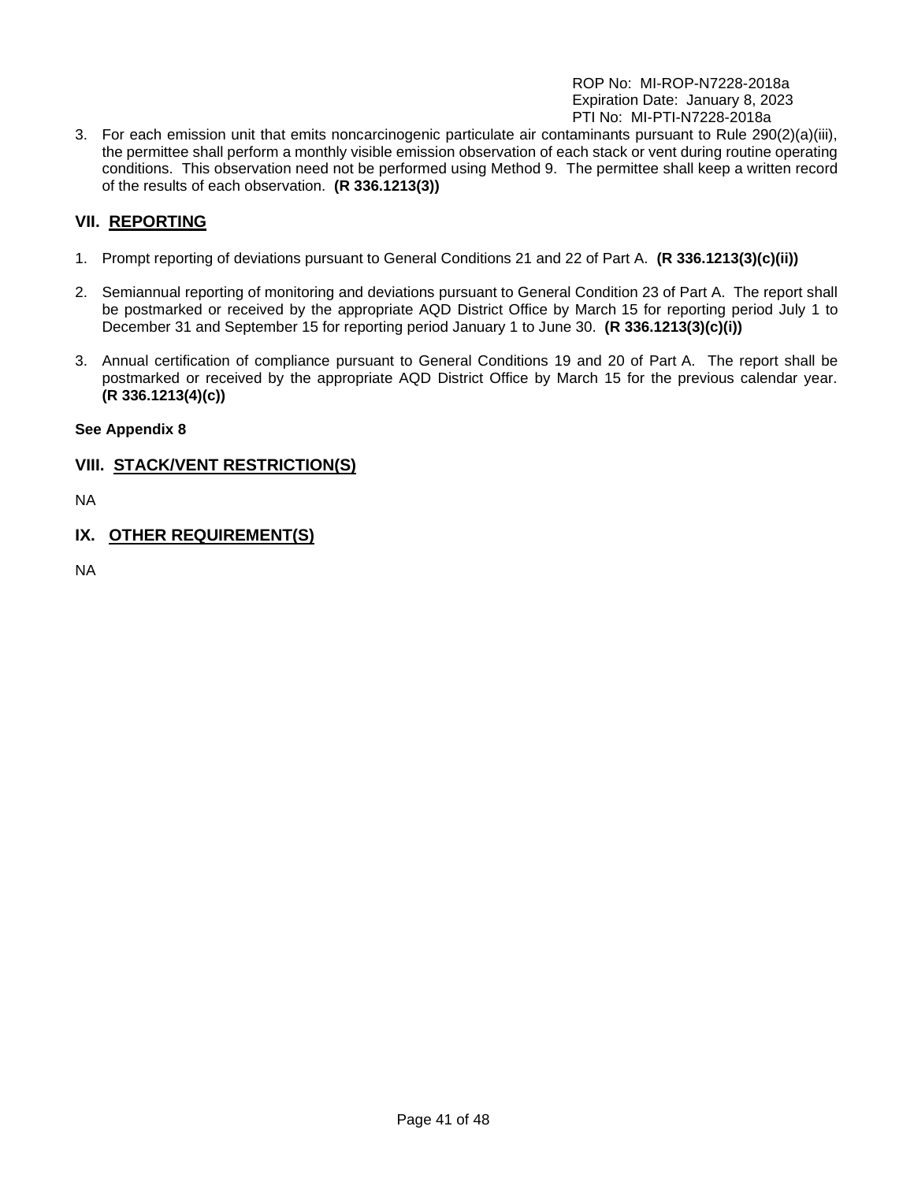3. For each emission unit that emits noncarcinogenic particulate air contaminants pursuant to Rule 290(2)(a)(iii), the permittee shall perform a monthly visible emission observation of each stack or vent during routine operating conditions. This observation need not be performed using Method 9. The permittee shall keep a written record of the results of each observation. **(R 336.1213(3))**

## VII. REPORTING

1. Prompt reporting of deviations pursuant to General Conditions 21 and 22 of Part A. **(R 336.1213(3)(c)(ii))**

2. Semiannual reporting of monitoring and deviations pursuant to General Condition 23 of Part A. The report shall be postmarked or received by the appropriate AQD District Office by March 15 for reporting period July 1 to December 31 and September 15 for reporting period January 1 to June 30. **(R 336.1213(3)(c)(i))**

3. Annual certification of compliance pursuant to General Conditions 19 and 20 of Part A. The report shall be postmarked or received by the appropriate AQD District Office by March 15 for the previous calendar year. **(R 336.1213(4)(c))**

**See Appendix 8**

## VIII. STACK/VENT RESTRICTION(S)

NA

## IX. OTHER REQUIREMENT(S)

NA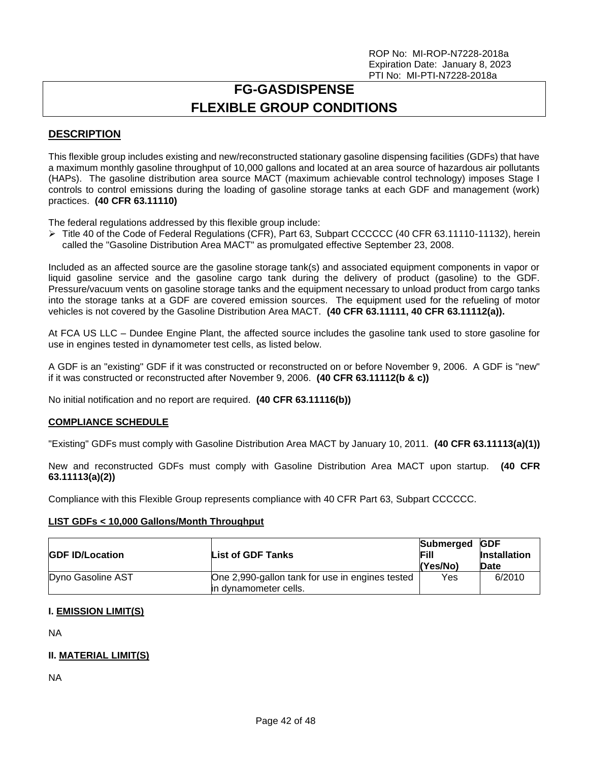ROP No: MI-ROP-N7228-2018a
Expiration Date: January 8, 2023
PTI No: MI-PTI-N7228-2018a

# FG-GASDISPENSE
# FLEXIBLE GROUP CONDITIONS

## DESCRIPTION

This flexible group includes existing and new/reconstructed stationary gasoline dispensing facilities (GDFs) that have a maximum monthly gasoline throughput of 10,000 gallons and located at an area source of hazardous air pollutants (HAPs). The gasoline distribution area source MACT (maximum achievable control technology) imposes Stage I controls to control emissions during the loading of gasoline storage tanks at each GDF and management (work) practices. **(40 CFR 63.11110)**

The federal regulations addressed by this flexible group include:

- Title 40 of the Code of Federal Regulations (CFR), Part 63, Subpart CCCCCC (40 CFR 63.11110-11132), herein called the "Gasoline Distribution Area MACT" as promulgated effective September 23, 2008.

Included as an affected source are the gasoline storage tank(s) and associated equipment components in vapor or liquid gasoline service and the gasoline cargo tank during the delivery of product (gasoline) to the GDF. Pressure/vacuum vents on gasoline storage tanks and the equipment necessary to unload product from cargo tanks into the storage tanks at a GDF are covered emission sources. The equipment used for the refueling of motor vehicles is not covered by the Gasoline Distribution Area MACT. **(40 CFR 63.11111, 40 CFR 63.11112(a)).**

At FCA US LLC – Dundee Engine Plant, the affected source includes the gasoline tank used to store gasoline for use in engines tested in dynamometer test cells, as listed below.

A GDF is an "existing" GDF if it was constructed or reconstructed on or before November 9, 2006. A GDF is "new" if it was constructed or reconstructed after November 9, 2006. **(40 CFR 63.11112(b & c))**

No initial notification and no report are required. **(40 CFR 63.11116(b))**

### COMPLIANCE SCHEDULE

"Existing" GDFs must comply with Gasoline Distribution Area MACT by January 10, 2011. **(40 CFR 63.11113(a)(1))**

New and reconstructed GDFs must comply with Gasoline Distribution Area MACT upon startup. **(40 CFR 63.11113(a)(2))**

Compliance with this Flexible Group represents compliance with 40 CFR Part 63, Subpart CCCCCC.

### LIST GDFs < 10,000 Gallons/Month Throughput

| GDF ID/Location | List of GDF Tanks | Submerged Fill (Yes/No) | GDF Installation Date |
|---|---|---|---|
| Dyno Gasoline AST | One 2,990-gallon tank for use in engines tested in dynamometer cells. | Yes | 6/2010 |

### I. EMISSION LIMIT(S)

NA

### II. MATERIAL LIMIT(S)

NA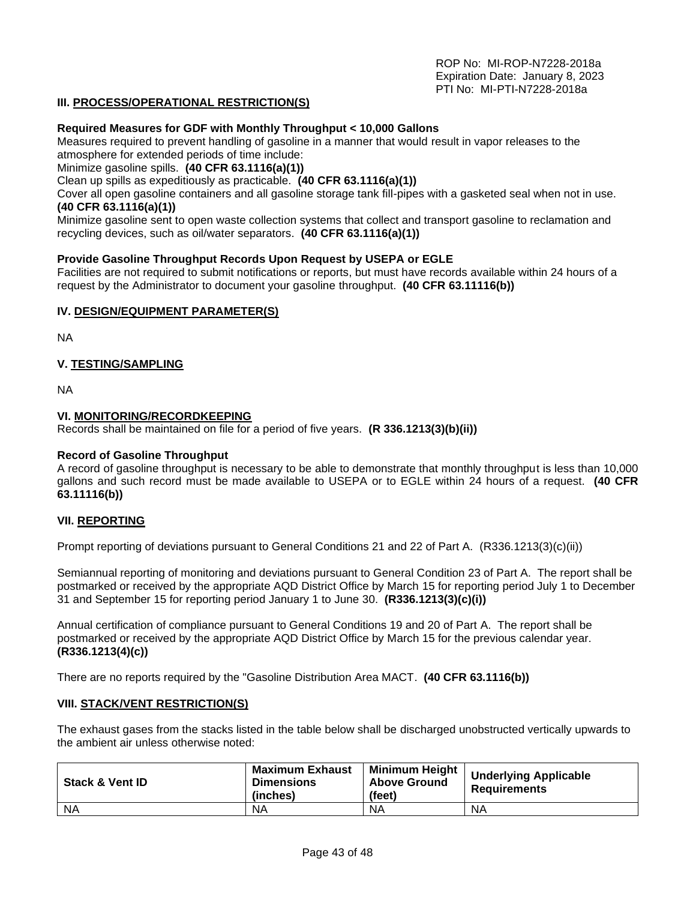ROP No: MI-ROP-N7228-2018a
Expiration Date: January 8, 2023
PTI No: MI-PTI-N7228-2018a

## III. PROCESS/OPERATIONAL RESTRICTION(S)

**Required Measures for GDF with Monthly Throughput < 10,000 Gallons**

Measures required to prevent handling of gasoline in a manner that would result in vapor releases to the atmosphere for extended periods of time include:

Minimize gasoline spills. **(40 CFR 63.1116(a)(1))**

Clean up spills as expeditiously as practicable. **(40 CFR 63.1116(a)(1))**

Cover all open gasoline containers and all gasoline storage tank fill-pipes with a gasketed seal when not in use. **(40 CFR 63.1116(a)(1))**

Minimize gasoline sent to open waste collection systems that collect and transport gasoline to reclamation and recycling devices, such as oil/water separators. **(40 CFR 63.1116(a)(1))**

**Provide Gasoline Throughput Records Upon Request by USEPA or EGLE**

Facilities are not required to submit notifications or reports, but must have records available within 24 hours of a request by the Administrator to document your gasoline throughput. **(40 CFR 63.11116(b))**

## IV. DESIGN/EQUIPMENT PARAMETER(S)

NA

## V. TESTING/SAMPLING

NA

## VI. MONITORING/RECORDKEEPING

Records shall be maintained on file for a period of five years. **(R 336.1213(3)(b)(ii))**

**Record of Gasoline Throughput**

A record of gasoline throughput is necessary to be able to demonstrate that monthly throughput is less than 10,000 gallons and such record must be made available to USEPA or to EGLE within 24 hours of a request. **(40 CFR 63.11116(b))**

## VII. REPORTING

Prompt reporting of deviations pursuant to General Conditions 21 and 22 of Part A. (R336.1213(3)(c)(ii))

Semiannual reporting of monitoring and deviations pursuant to General Condition 23 of Part A. The report shall be postmarked or received by the appropriate AQD District Office by March 15 for reporting period July 1 to December 31 and September 15 for reporting period January 1 to June 30. **(R336.1213(3)(c)(i))**

Annual certification of compliance pursuant to General Conditions 19 and 20 of Part A. The report shall be postmarked or received by the appropriate AQD District Office by March 15 for the previous calendar year. **(R336.1213(4)(c))**

There are no reports required by the "Gasoline Distribution Area MACT. **(40 CFR 63.1116(b))**

## VIII. STACK/VENT RESTRICTION(S)

The exhaust gases from the stacks listed in the table below shall be discharged unobstructed vertically upwards to the ambient air unless otherwise noted:

| Stack & Vent ID | Maximum Exhaust Dimensions (inches) | Minimum Height Above Ground (feet) | Underlying Applicable Requirements |
|---|---|---|---|
| NA | NA | NA | NA |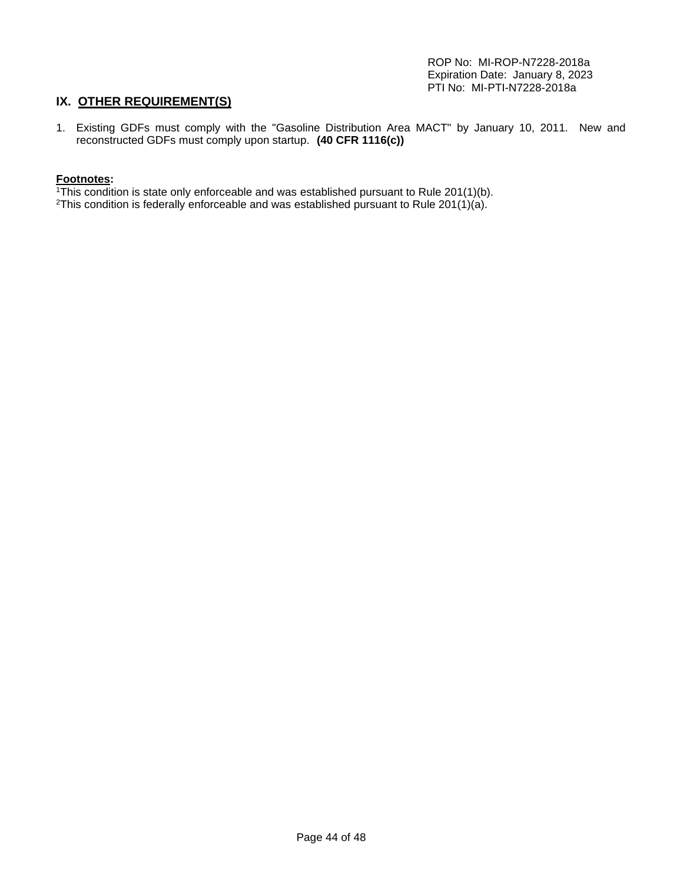## IX. OTHER REQUIREMENT(S)

1. Existing GDFs must comply with the "Gasoline Distribution Area MACT" by January 10, 2011. New and reconstructed GDFs must comply upon startup. **(40 CFR 1116(c))**

**Footnotes:**

[1]This condition is state only enforceable and was established pursuant to Rule 201(1)(b).
[2]This condition is federally enforceable and was established pursuant to Rule 201(1)(a).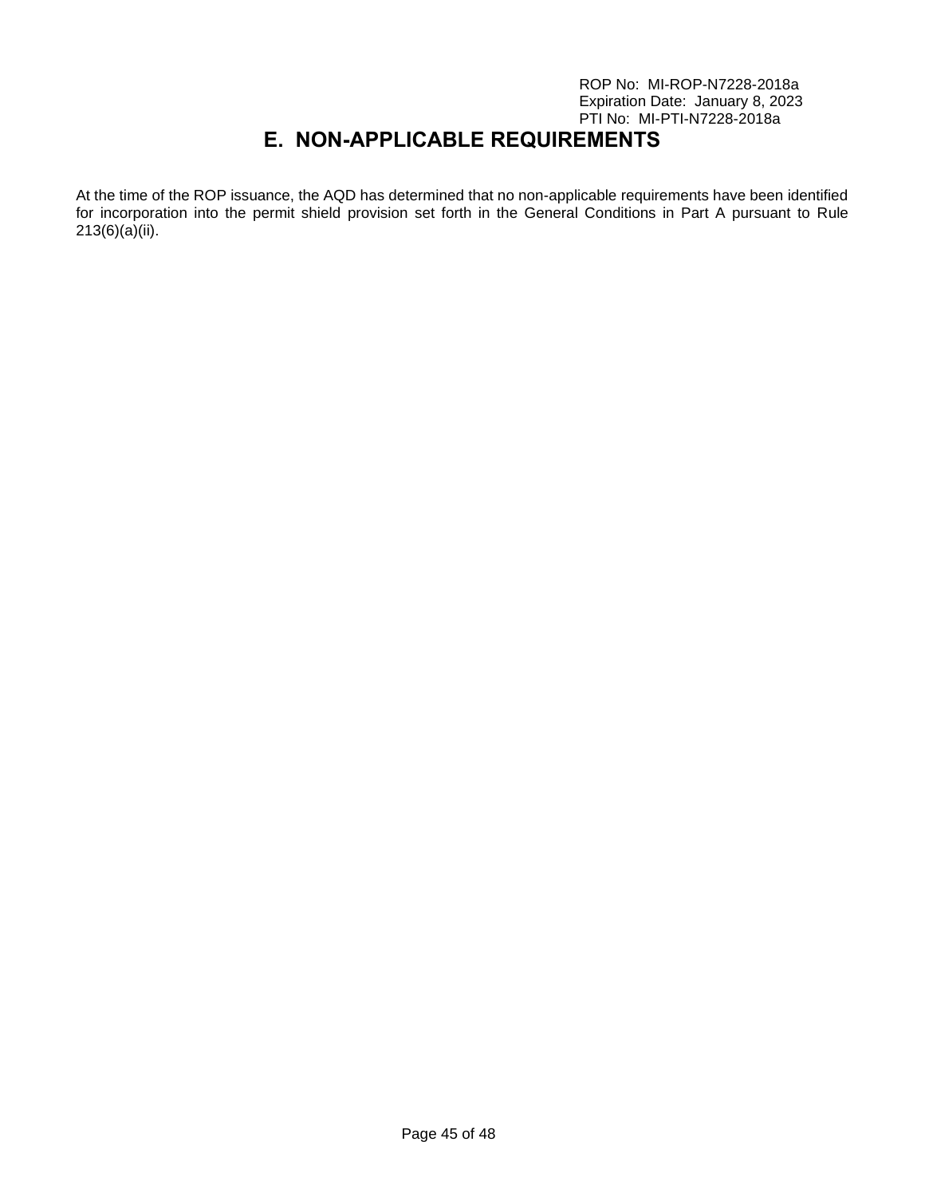# E. NON-APPLICABLE REQUIREMENTS

At the time of the ROP issuance, the AQD has determined that no non-applicable requirements have been identified for incorporation into the permit shield provision set forth in the General Conditions in Part A pursuant to Rule 213(6)(a)(ii).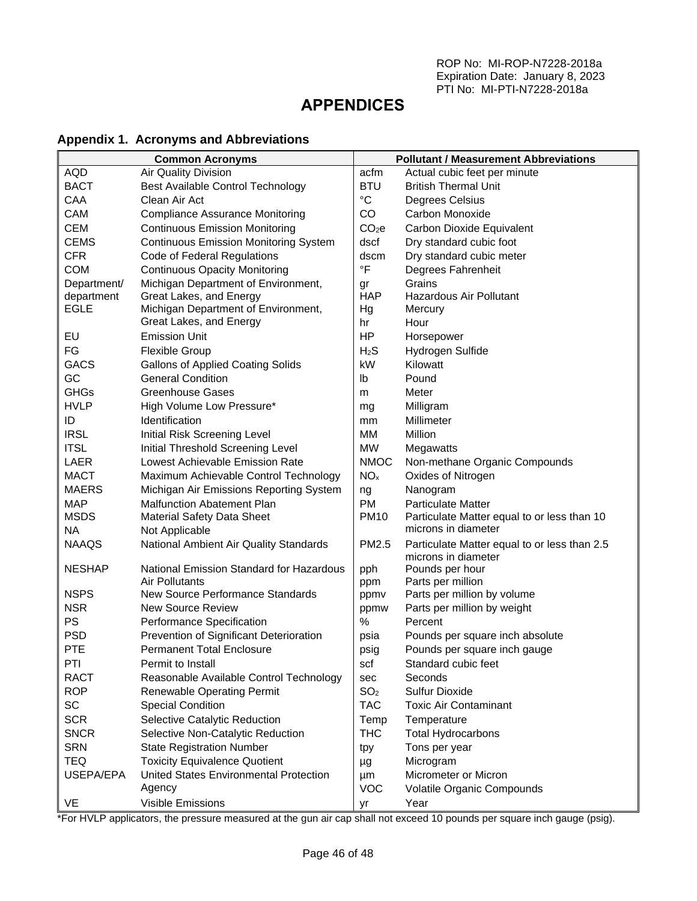ROP No: MI-ROP-N7228-2018a
Expiration Date: January 8, 2023
PTI No: MI-PTI-N7228-2018a

# APPENDICES

## Appendix 1. Acronyms and Abbreviations

| Common Acronyms | | Pollutant / Measurement Abbreviations | |
|---|---|---|---|
| AQD | Air Quality Division | acfm | Actual cubic feet per minute |
| BACT | Best Available Control Technology | BTU | British Thermal Unit |
| CAA | Clean Air Act | °C | Degrees Celsius |
| CAM | Compliance Assurance Monitoring | CO | Carbon Monoxide |
| CEM | Continuous Emission Monitoring | $CO_2e$ | Carbon Dioxide Equivalent |
| CEMS | Continuous Emission Monitoring System | dscf | Dry standard cubic foot |
| CFR | Code of Federal Regulations | dscm | Dry standard cubic meter |
| COM | Continuous Opacity Monitoring | °F | Degrees Fahrenheit |
| Department/ department | Michigan Department of Environment, Great Lakes, and Energy | gr | Grains |
| | | HAP | Hazardous Air Pollutant |
| EGLE | Michigan Department of Environment, Great Lakes, and Energy | Hg | Mercury |
| | | hr | Hour |
| EU | Emission Unit | HP | Horsepower |
| FG | Flexible Group | $H_2S$ | Hydrogen Sulfide |
| GACS | Gallons of Applied Coating Solids | kW | Kilowatt |
| GC | General Condition | lb | Pound |
| GHGs | Greenhouse Gases | m | Meter |
| HVLP | High Volume Low Pressure* | mg | Milligram |
| ID | Identification | mm | Millimeter |
| IRSL | Initial Risk Screening Level | MM | Million |
| ITSL | Initial Threshold Screening Level | MW | Megawatts |
| LAER | Lowest Achievable Emission Rate | NMOC | Non-methane Organic Compounds |
| MACT | Maximum Achievable Control Technology | $NO_x$ | Oxides of Nitrogen |
| MAERS | Michigan Air Emissions Reporting System | ng | Nanogram |
| MAP | Malfunction Abatement Plan | PM | Particulate Matter |
| MSDS | Material Safety Data Sheet | PM10 | Particulate Matter equal to or less than 10 microns in diameter |
| NA | Not Applicable | | |
| NAAQS | National Ambient Air Quality Standards | PM2.5 | Particulate Matter equal to or less than 2.5 microns in diameter |
| NESHAP | National Emission Standard for Hazardous Air Pollutants | pph | Pounds per hour |
| | | ppm | Parts per million |
| NSPS | New Source Performance Standards | ppmv | Parts per million by volume |
| NSR | New Source Review | ppmw | Parts per million by weight |
| PS | Performance Specification | % | Percent |
| PSD | Prevention of Significant Deterioration | psia | Pounds per square inch absolute |
| PTE | Permanent Total Enclosure | psig | Pounds per square inch gauge |
| PTI | Permit to Install | scf | Standard cubic feet |
| RACT | Reasonable Available Control Technology | sec | Seconds |
| ROP | Renewable Operating Permit | $SO_2$ | Sulfur Dioxide |
| SC | Special Condition | TAC | Toxic Air Contaminant |
| SCR | Selective Catalytic Reduction | Temp | Temperature |
| SNCR | Selective Non-Catalytic Reduction | THC | Total Hydrocarbons |
| SRN | State Registration Number | tpy | Tons per year |
| TEQ | Toxicity Equivalence Quotient | µg | Microgram |
| USEPA/EPA | United States Environmental Protection Agency | µm | Micrometer or Micron |
| | | VOC | Volatile Organic Compounds |
| VE | Visible Emissions | yr | Year |

*For HVLP applicators, the pressure measured at the gun air cap shall not exceed 10 pounds per square inch gauge (psig).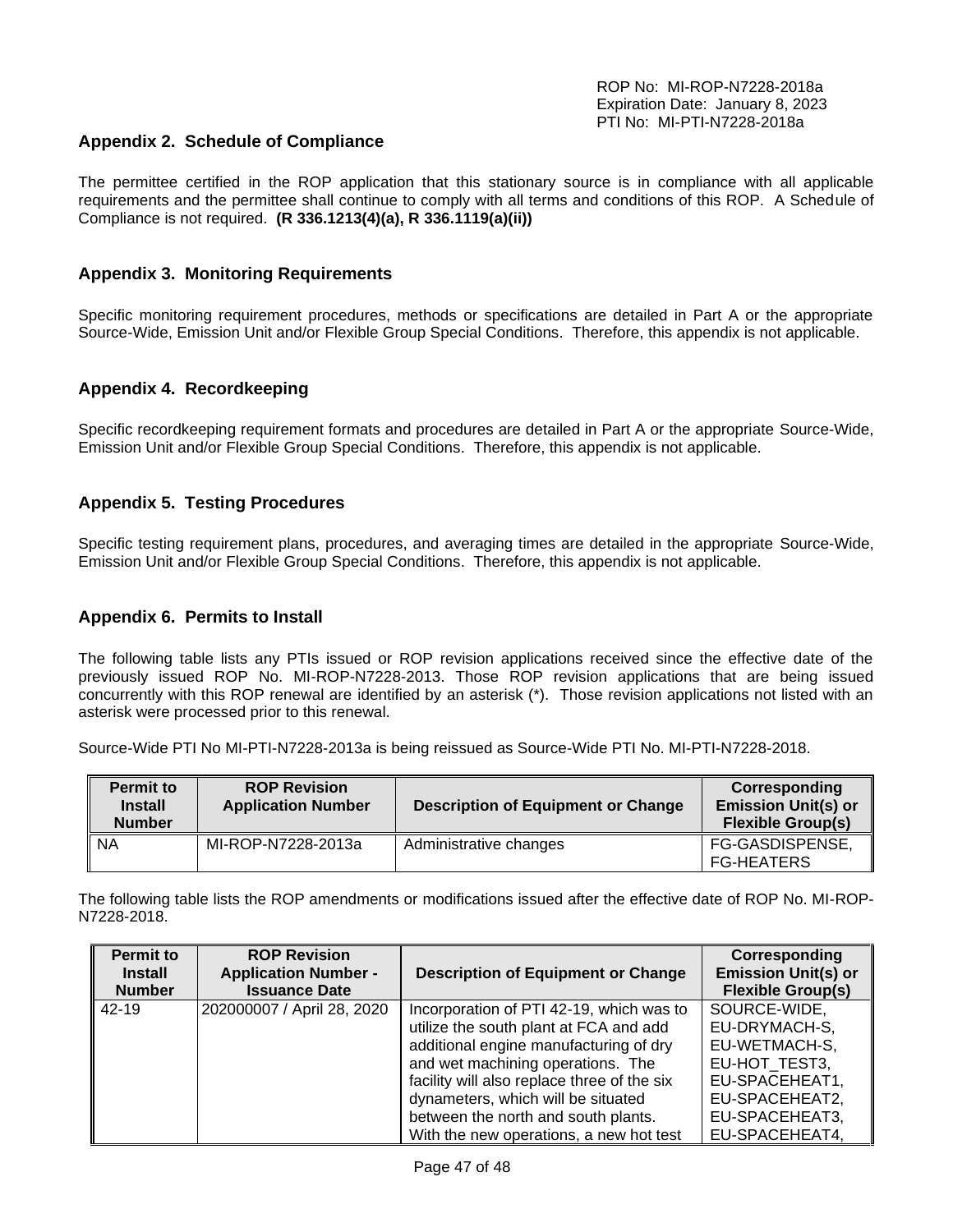## Appendix 2. Schedule of Compliance

The permittee certified in the ROP application that this stationary source is in compliance with all applicable requirements and the permittee shall continue to comply with all terms and conditions of this ROP. A Schedule of Compliance is not required. **(R 336.1213(4)(a), R 336.1119(a)(ii))**

## Appendix 3. Monitoring Requirements

Specific monitoring requirement procedures, methods or specifications are detailed in Part A or the appropriate Source-Wide, Emission Unit and/or Flexible Group Special Conditions. Therefore, this appendix is not applicable.

## Appendix 4. Recordkeeping

Specific recordkeeping requirement formats and procedures are detailed in Part A or the appropriate Source-Wide, Emission Unit and/or Flexible Group Special Conditions. Therefore, this appendix is not applicable.

## Appendix 5. Testing Procedures

Specific testing requirement plans, procedures, and averaging times are detailed in the appropriate Source-Wide, Emission Unit and/or Flexible Group Special Conditions. Therefore, this appendix is not applicable.

## Appendix 6. Permits to Install

The following table lists any PTIs issued or ROP revision applications received since the effective date of the previously issued ROP No. MI-ROP-N7228-2013. Those ROP revision applications that are being issued concurrently with this ROP renewal are identified by an asterisk (*). Those revision applications not listed with an asterisk were processed prior to this renewal.

Source-Wide PTI No MI-PTI-N7228-2013a is being reissued as Source-Wide PTI No. MI-PTI-N7228-2018.

| Permit to Install Number | ROP Revision Application Number | Description of Equipment or Change | Corresponding Emission Unit(s) or Flexible Group(s) |
|---|---|---|---|
| NA | MI-ROP-N7228-2013a | Administrative changes | FG-GASDISPENSE, FG-HEATERS |

The following table lists the ROP amendments or modifications issued after the effective date of ROP No. MI-ROP-N7228-2018.

| Permit to Install Number | ROP Revision Application Number - Issuance Date | Description of Equipment or Change | Corresponding Emission Unit(s) or Flexible Group(s) |
|---|---|---|---|
| 42-19 | 202000007 / April 28, 2020 | Incorporation of PTI 42-19, which was to utilize the south plant at FCA and add additional engine manufacturing of dry and wet machining operations. The facility will also replace three of the six dynameters, which will be situated between the north and south plants. With the new operations, a new hot test | SOURCE-WIDE, EU-DRYMACH-S, EU-WETMACH-S, EU-HOT_TEST3, EU-SPACEHEAT1, EU-SPACEHEAT2, EU-SPACEHEAT3, EU-SPACEHEAT4, |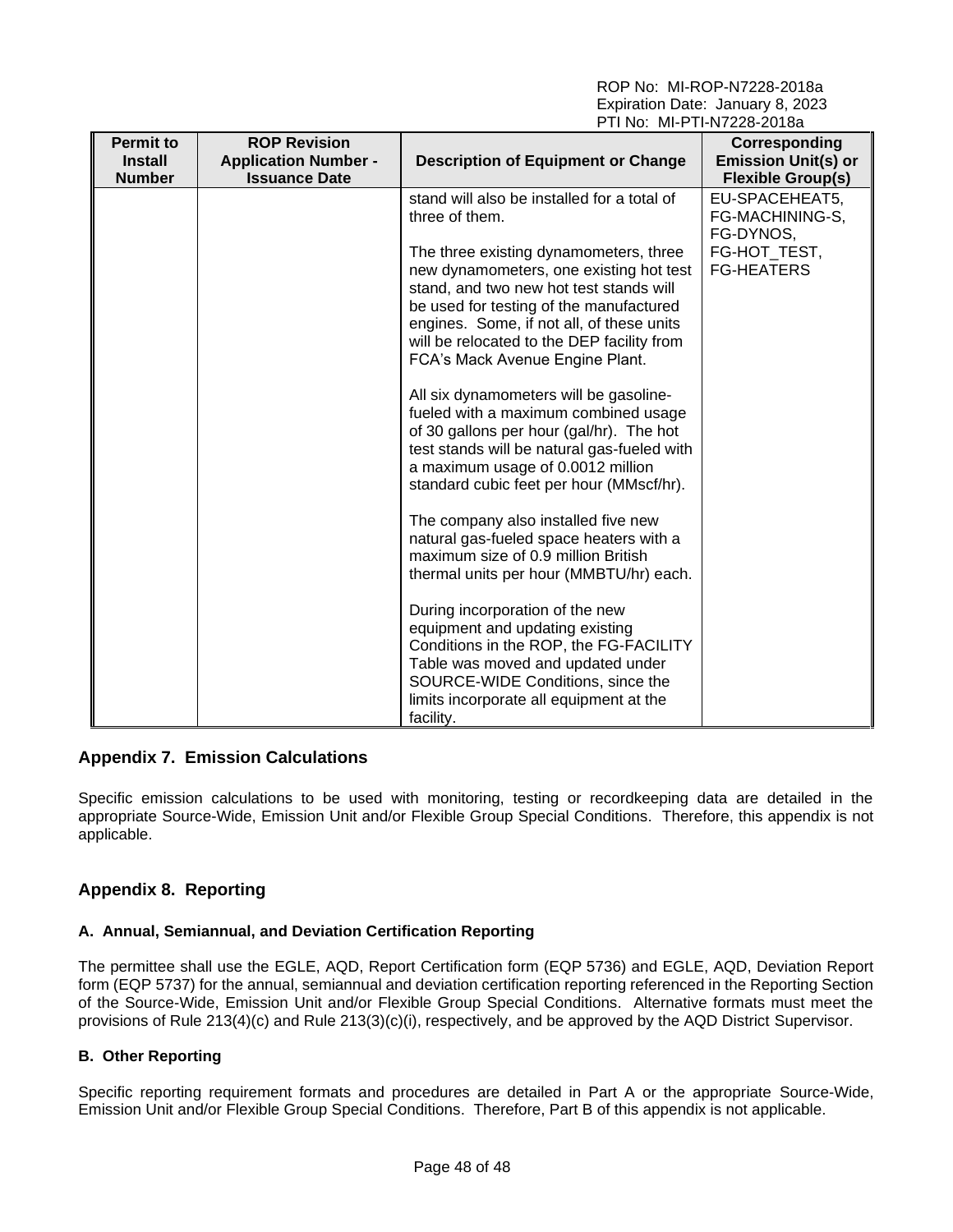| Permit to Install Number | ROP Revision Application Number - Issuance Date | Description of Equipment or Change | Corresponding Emission Unit(s) or Flexible Group(s) |
|---|---|---|---|
| | | stand will also be installed for a total of three of them.<br><br>The three existing dynamometers, three new dynamometers, one existing hot test stand, and two new hot test stands will be used for testing of the manufactured engines. Some, if not all, of these units will be relocated to the DEP facility from FCA's Mack Avenue Engine Plant.<br><br>All six dynamometers will be gasoline-fueled with a maximum combined usage of 30 gallons per hour (gal/hr). The hot test stands will be natural gas-fueled with a maximum usage of 0.0012 million standard cubic feet per hour (MMscf/hr).<br><br>The company also installed five new natural gas-fueled space heaters with a maximum size of 0.9 million British thermal units per hour (MMBTU/hr) each.<br><br>During incorporation of the new equipment and updating existing Conditions in the ROP, the FG-FACILITY Table was moved and updated under SOURCE-WIDE Conditions, since the limits incorporate all equipment at the facility. | EU-SPACEHEAT5, FG-MACHINING-S, FG-DYNOS, FG-HOT_TEST, FG-HEATERS |

## Appendix 7. Emission Calculations

Specific emission calculations to be used with monitoring, testing or recordkeeping data are detailed in the appropriate Source-Wide, Emission Unit and/or Flexible Group Special Conditions. Therefore, this appendix is not applicable.

## Appendix 8. Reporting

### A. Annual, Semiannual, and Deviation Certification Reporting

The permittee shall use the EGLE, AQD, Report Certification form (EQP 5736) and EGLE, AQD, Deviation Report form (EQP 5737) for the annual, semiannual and deviation certification reporting referenced in the Reporting Section of the Source-Wide, Emission Unit and/or Flexible Group Special Conditions. Alternative formats must meet the provisions of Rule 213(4)(c) and Rule 213(3)(c)(i), respectively, and be approved by the AQD District Supervisor.

### B. Other Reporting

Specific reporting requirement formats and procedures are detailed in Part A or the appropriate Source-Wide, Emission Unit and/or Flexible Group Special Conditions. Therefore, Part B of this appendix is not applicable.